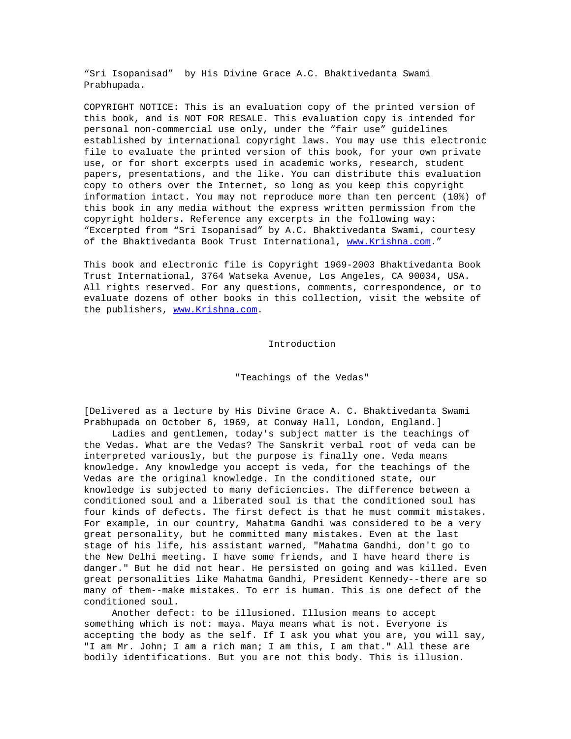“Sri Isopanisad” by His Divine Grace A.C. Bhaktivedanta Swami Prabhupada.

COPYRIGHT NOTICE: This is an evaluation copy of the printed version of this book, and is NOT FOR RESALE. This evaluation copy is intended for personal non-commercial use only, under the “fair use” guidelines established by international copyright laws. You may use this electronic file to evaluate the printed version of this book, for your own private use, or for short excerpts used in academic works, research, student papers, presentations, and the like. You can distribute this evaluation copy to others over the Internet, so long as you keep this copyright information intact. You may not reproduce more than ten percent (10%) of this book in any media without the express written permission from the copyright holders. Reference any excerpts in the following way: “Excerpted from “Sri Isopanisad” by A.C. Bhaktivedanta Swami, courtesy of the Bhaktivedanta Book Trust International, www.Krishna.com.”

This book and electronic file is Copyright 1969-2003 Bhaktivedanta Book Trust International, 3764 Watseka Avenue, Los Angeles, CA 90034, USA. All rights reserved. For any questions, comments, correspondence, or to evaluate dozens of other books in this collection, visit the website of the publishers, www.Krishna.com.

# Introduction

## "Teachings of the Vedas"

[Delivered as a lecture by His Divine Grace A. C. Bhaktivedanta Swami Prabhupada on October 6, 1969, at Conway Hall, London, England.]

Ladies and gentlemen, today's subject matter is the teachings of the Vedas. What are the Vedas? The Sanskrit verbal root of veda can be interpreted variously, but the purpose is finally one. Veda means knowledge. Any knowledge you accept is veda, for the teachings of the Vedas are the original knowledge. In the conditioned state, our knowledge is subjected to many deficiencies. The difference between a conditioned soul and a liberated soul is that the conditioned soul has four kinds of defects. The first defect is that he must commit mistakes. For example, in our country, Mahatma Gandhi was considered to be a very great personality, but he committed many mistakes. Even at the last stage of his life, his assistant warned, "Mahatma Gandhi, don't go to the New Delhi meeting. I have some friends, and I have heard there is danger." But he did not hear. He persisted on going and was killed. Even great personalities like Mahatma Gandhi, President Kennedy--there are so many of them--make mistakes. To err is human. This is one defect of the conditioned soul.

Another defect: to be illusioned. Illusion means to accept something which is not: maya. Maya means what is not. Everyone is accepting the body as the self. If I ask you what you are, you will say, "I am Mr. John; I am a rich man; I am this, I am that." All these are bodily identifications. But you are not this body. This is illusion.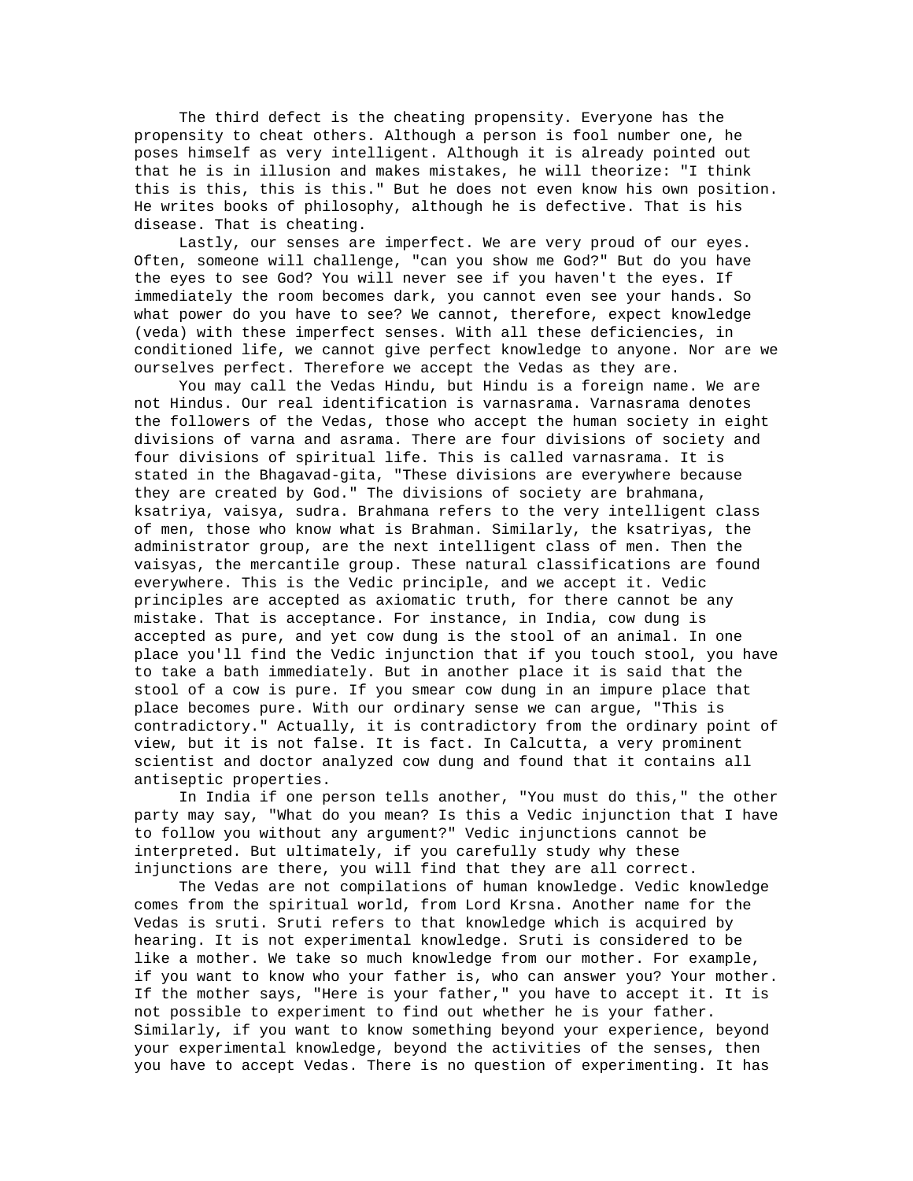The third defect is the cheating propensity. Everyone has the propensity to cheat others. Although a person is fool number one, he poses himself as very intelligent. Although it is already pointed out that he is in illusion and makes mistakes, he will theorize: "I think this is this, this is this." But he does not even know his own position. He writes books of philosophy, although he is defective. That is his disease. That is cheating.

Lastly, our senses are imperfect. We are very proud of our eyes. Often, someone will challenge, "can you show me God?" But do you have the eyes to see God? You will never see if you haven't the eyes. If immediately the room becomes dark, you cannot even see your hands. So what power do you have to see? We cannot, therefore, expect knowledge (veda) with these imperfect senses. With all these deficiencies, in conditioned life, we cannot give perfect knowledge to anyone. Nor are we ourselves perfect. Therefore we accept the Vedas as they are.

You may call the Vedas Hindu, but Hindu is a foreign name. We are not Hindus. Our real identification is varnasrama. Varnasrama denotes the followers of the Vedas, those who accept the human society in eight divisions of varna and asrama. There are four divisions of society and four divisions of spiritual life. This is called varnasrama. It is stated in the Bhagavad-gita, "These divisions are everywhere because they are created by God." The divisions of society are brahmana, ksatriya, vaisya, sudra. Brahmana refers to the very intelligent class of men, those who know what is Brahman. Similarly, the ksatriyas, the administrator group, are the next intelligent class of men. Then the vaisyas, the mercantile group. These natural classifications are found everywhere. This is the Vedic principle, and we accept it. Vedic principles are accepted as axiomatic truth, for there cannot be any mistake. That is acceptance. For instance, in India, cow dung is accepted as pure, and yet cow dung is the stool of an animal. In one place you'll find the Vedic injunction that if you touch stool, you have to take a bath immediately. But in another place it is said that the stool of a cow is pure. If you smear cow dung in an impure place that place becomes pure. With our ordinary sense we can argue, "This is contradictory." Actually, it is contradictory from the ordinary point of view, but it is not false. It is fact. In Calcutta, a very prominent scientist and doctor analyzed cow dung and found that it contains all antiseptic properties.

In India if one person tells another, "You must do this," the other party may say, "What do you mean? Is this a Vedic injunction that I have to follow you without any argument?" Vedic injunctions cannot be interpreted. But ultimately, if you carefully study why these injunctions are there, you will find that they are all correct.

The Vedas are not compilations of human knowledge. Vedic knowledge comes from the spiritual world, from Lord Krsna. Another name for the Vedas is sruti. Sruti refers to that knowledge which is acquired by hearing. It is not experimental knowledge. Sruti is considered to be like a mother. We take so much knowledge from our mother. For example, if you want to know who your father is, who can answer you? Your mother. If the mother says, "Here is your father," you have to accept it. It is not possible to experiment to find out whether he is your father. Similarly, if you want to know something beyond your experience, beyond your experimental knowledge, beyond the activities of the senses, then you have to accept Vedas. There is no question of experimenting. It has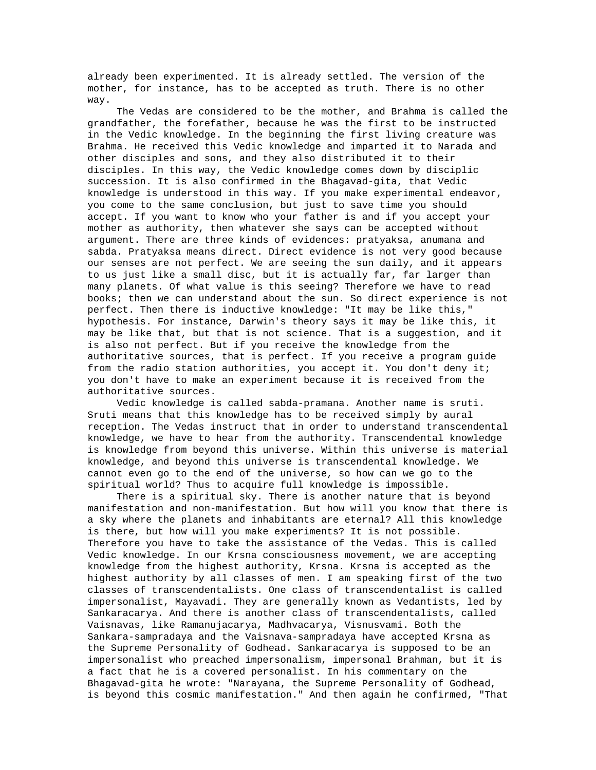already been experimented. It is already settled. The version of the mother, for instance, has to be accepted as truth. There is no other way.

The Vedas are considered to be the mother, and Brahma is called the grandfather, the forefather, because he was the first to be instructed in the Vedic knowledge. In the beginning the first living creature was Brahma. He received this Vedic knowledge and imparted it to Narada and other disciples and sons, and they also distributed it to their disciples. In this way, the Vedic knowledge comes down by disciplic succession. It is also confirmed in the Bhagavad-gita, that Vedic knowledge is understood in this way. If you make experimental endeavor, you come to the same conclusion, but just to save time you should accept. If you want to know who your father is and if you accept your mother as authority, then whatever she says can be accepted without argument. There are three kinds of evidences: pratyaksa, anumana and sabda. Pratyaksa means direct. Direct evidence is not very good because our senses are not perfect. We are seeing the sun daily, and it appears to us just like a small disc, but it is actually far, far larger than many planets. Of what value is this seeing? Therefore we have to read books; then we can understand about the sun. So direct experience is not perfect. Then there is inductive knowledge: "It may be like this," hypothesis. For instance, Darwin's theory says it may be like this, it may be like that, but that is not science. That is a suggestion, and it is also not perfect. But if you receive the knowledge from the authoritative sources, that is perfect. If you receive a program guide from the radio station authorities, you accept it. You don't deny it; you don't have to make an experiment because it is received from the authoritative sources.

Vedic knowledge is called sabda-pramana. Another name is sruti. Sruti means that this knowledge has to be received simply by aural reception. The Vedas instruct that in order to understand transcendental knowledge, we have to hear from the authority. Transcendental knowledge is knowledge from beyond this universe. Within this universe is material knowledge, and beyond this universe is transcendental knowledge. We cannot even go to the end of the universe, so how can we go to the spiritual world? Thus to acquire full knowledge is impossible.

There is a spiritual sky. There is another nature that is beyond manifestation and non-manifestation. But how will you know that there is a sky where the planets and inhabitants are eternal? All this knowledge is there, but how will you make experiments? It is not possible. Therefore you have to take the assistance of the Vedas. This is called Vedic knowledge. In our Krsna consciousness movement, we are accepting knowledge from the highest authority, Krsna. Krsna is accepted as the highest authority by all classes of men. I am speaking first of the two classes of transcendentalists. One class of transcendentalist is called impersonalist, Mayavadi. They are generally known as Vedantists, led by Sankaracarya. And there is another class of transcendentalists, called Vaisnavas, like Ramanujacarya, Madhvacarya, Visnusvami. Both the Sankara-sampradaya and the Vaisnava-sampradaya have accepted Krsna as the Supreme Personality of Godhead. Sankaracarya is supposed to be an impersonalist who preached impersonalism, impersonal Brahman, but it is a fact that he is a covered personalist. In his commentary on the Bhagavad-gita he wrote: "Narayana, the Supreme Personality of Godhead, is beyond this cosmic manifestation." And then again he confirmed, "That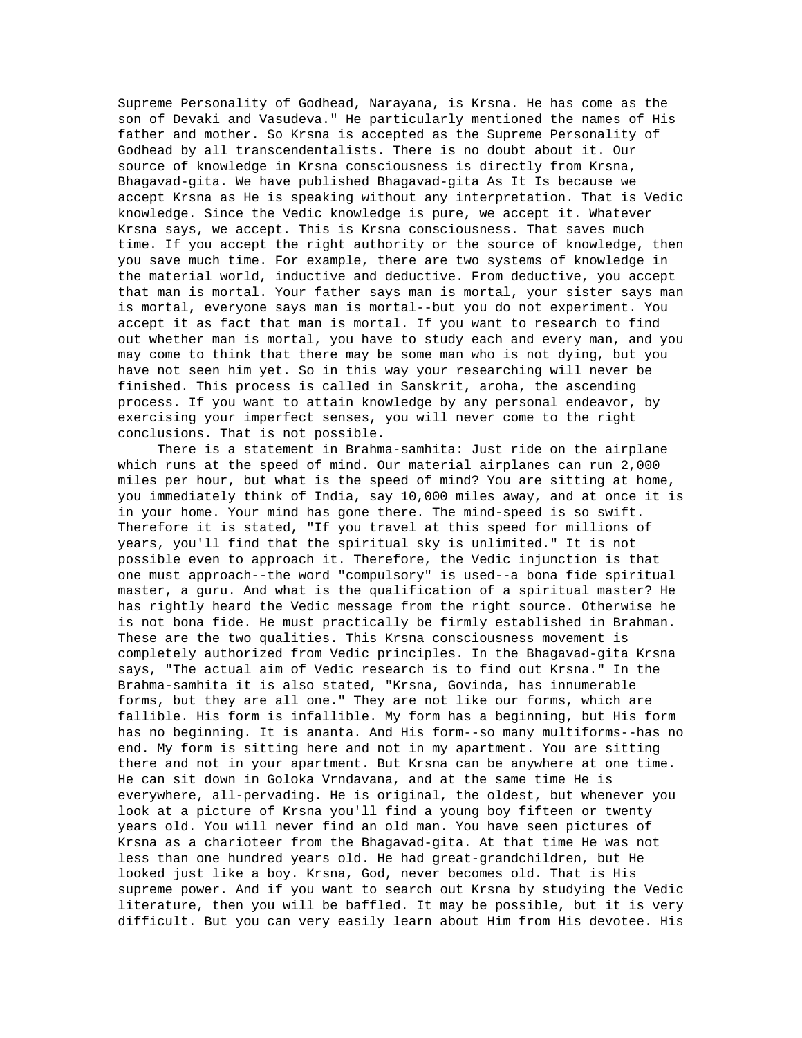Supreme Personality of Godhead, Narayana, is Krsna. He has come as the son of Devaki and Vasudeva." He particularly mentioned the names of His father and mother. So Krsna is accepted as the Supreme Personality of Godhead by all transcendentalists. There is no doubt about it. Our source of knowledge in Krsna consciousness is directly from Krsna, Bhagavad-gita. We have published Bhagavad-gita As It Is because we accept Krsna as He is speaking without any interpretation. That is Vedic knowledge. Since the Vedic knowledge is pure, we accept it. Whatever Krsna says, we accept. This is Krsna consciousness. That saves much time. If you accept the right authority or the source of knowledge, then you save much time. For example, there are two systems of knowledge in the material world, inductive and deductive. From deductive, you accept that man is mortal. Your father says man is mortal, your sister says man is mortal, everyone says man is mortal--but you do not experiment. You accept it as fact that man is mortal. If you want to research to find out whether man is mortal, you have to study each and every man, and you may come to think that there may be some man who is not dying, but you have not seen him yet. So in this way your researching will never be finished. This process is called in Sanskrit, aroha, the ascending process. If you want to attain knowledge by any personal endeavor, by exercising your imperfect senses, you will never come to the right conclusions. That is not possible.

There is a statement in Brahma-samhita: Just ride on the airplane which runs at the speed of mind. Our material airplanes can run 2,000 miles per hour, but what is the speed of mind? You are sitting at home, you immediately think of India, say 10,000 miles away, and at once it is in your home. Your mind has gone there. The mind-speed is so swift. Therefore it is stated, "If you travel at this speed for millions of years, you'll find that the spiritual sky is unlimited." It is not possible even to approach it. Therefore, the Vedic injunction is that one must approach--the word "compulsory" is used--a bona fide spiritual master, a guru. And what is the qualification of a spiritual master? He has rightly heard the Vedic message from the right source. Otherwise he is not bona fide. He must practically be firmly established in Brahman. These are the two qualities. This Krsna consciousness movement is completely authorized from Vedic principles. In the Bhagavad-gita Krsna says, "The actual aim of Vedic research is to find out Krsna." In the Brahma-samhita it is also stated, "Krsna, Govinda, has innumerable forms, but they are all one." They are not like our forms, which are fallible. His form is infallible. My form has a beginning, but His form has no beginning. It is ananta. And His form--so many multiforms--has no end. My form is sitting here and not in my apartment. You are sitting there and not in your apartment. But Krsna can be anywhere at one time. He can sit down in Goloka Vrndavana, and at the same time He is everywhere, all-pervading. He is original, the oldest, but whenever you look at a picture of Krsna you'll find a young boy fifteen or twenty years old. You will never find an old man. You have seen pictures of Krsna as a charioteer from the Bhagavad-gita. At that time He was not less than one hundred years old. He had great-grandchildren, but He looked just like a boy. Krsna, God, never becomes old. That is His supreme power. And if you want to search out Krsna by studying the Vedic literature, then you will be baffled. It may be possible, but it is very difficult. But you can very easily learn about Him from His devotee. His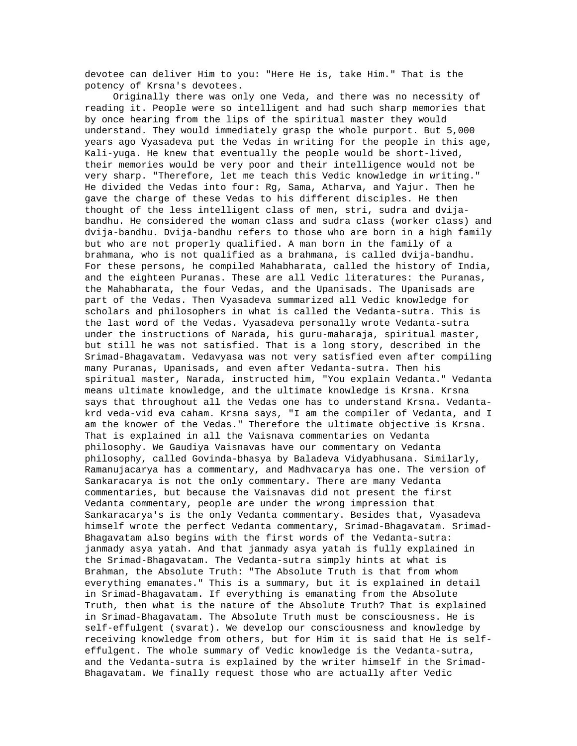devotee can deliver Him to you: "Here He is, take Him." That is the potency of Krsna's devotees.

Originally there was only one Veda, and there was no necessity of reading it. People were so intelligent and had such sharp memories that by once hearing from the lips of the spiritual master they would understand. They would immediately grasp the whole purport. But 5,000 years ago Vyasadeva put the Vedas in writing for the people in this age, Kali-yuga. He knew that eventually the people would be short-lived, their memories would be very poor and their intelligence would not be very sharp. "Therefore, let me teach this Vedic knowledge in writing." He divided the Vedas into four: Rg, Sama, Atharva, and Yajur. Then he gave the charge of these Vedas to his different disciples. He then thought of the less intelligent class of men, stri, sudra and dvija-bandhu. He considered the woman class and sudra class (worker class) and dvija-bandhu. Dvija-bandhu refers to those who are born in a high family but who are not properly qualified. A man born in the family of a brahmana, who is not qualified as a brahmana, is called dvija-bandhu. For these persons, he compiled Mahabharata, called the history of India, and the eighteen Puranas. These are all Vedic literatures: the Puranas, the Mahabharata, the four Vedas, and the Upanisads. The Upanisads are part of the Vedas. Then Vyasadeva summarized all Vedic knowledge for scholars and philosophers in what is called the Vedanta-sutra. This is the last word of the Vedas. Vyasadeva personally wrote Vedanta-sutra under the instructions of Narada, his guru-maharaja, spiritual master, but still he was not satisfied. That is a long story, described in the Srimad-Bhagavatam. Vedavyasa was not very satisfied even after compiling many Puranas, Upanisads, and even after Vedanta-sutra. Then his spiritual master, Narada, instructed him, "You explain Vedanta." Vedanta means ultimate knowledge, and the ultimate knowledge is Krsna. Krsna says that throughout all the Vedas one has to understand Krsna. Vedanta-krd veda-vid eva caham. Krsna says, "I am the compiler of Vedanta, and I am the knower of the Vedas." Therefore the ultimate objective is Krsna. That is explained in all the Vaisnava commentaries on Vedanta philosophy. We Gaudiya Vaisnavas have our commentary on Vedanta philosophy, called Govinda-bhasya by Baladeva Vidyabhusana. Similarly, Ramanujacarya has a commentary, and Madhvacarya has one. The version of Sankaracarya is not the only commentary. There are many Vedanta commentaries, but because the Vaisnavas did not present the first Vedanta commentary, people are under the wrong impression that Sankaracarya's is the only Vedanta commentary. Besides that, Vyasadeva himself wrote the perfect Vedanta commentary, Srimad-Bhagavatam. Srimad-Bhagavatam also begins with the first words of the Vedanta-sutra: janmady asya yatah. And that janmady asya yatah is fully explained in the Srimad-Bhagavatam. The Vedanta-sutra simply hints at what is Brahman, the Absolute Truth: "The Absolute Truth is that from whom everything emanates." This is a summary, but it is explained in detail in Srimad-Bhagavatam. If everything is emanating from the Absolute Truth, then what is the nature of the Absolute Truth? That is explained in Srimad-Bhagavatam. The Absolute Truth must be consciousness. He is self-effulgent (svarat). We develop our consciousness and knowledge by receiving knowledge from others, but for Him it is said that He is self-effulgent. The whole summary of Vedic knowledge is the Vedanta-sutra, and the Vedanta-sutra is explained by the writer himself in the Srimad-Bhagavatam. We finally request those who are actually after Vedic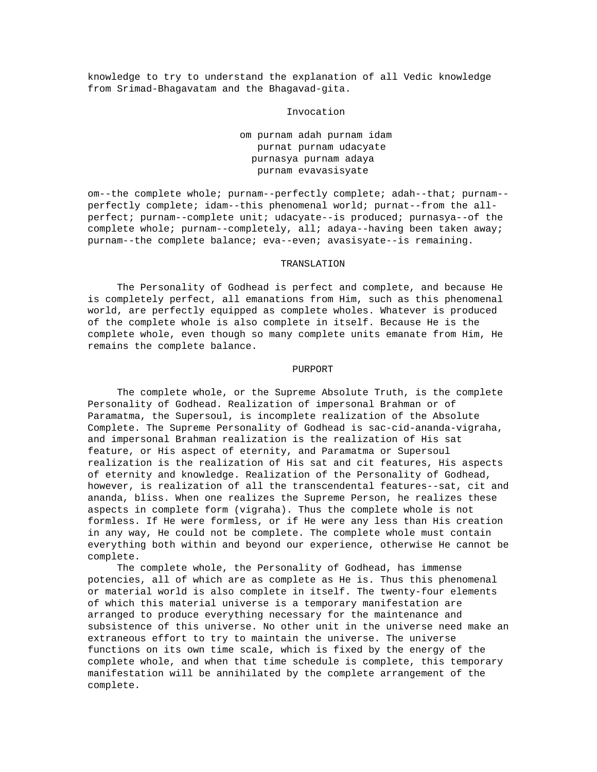knowledge to try to understand the explanation of all Vedic knowledge from Srimad-Bhagavatam and the Bhagavad-gita.

## Invocation

om purnam adah purnam idam  
purnat purnam udacyate  
purnasya purnam adaya  
purnam evavasisyate

om--the complete whole; purnam--perfectly complete; adah--that; purnam--perfectly complete; idam--this phenomenal world; purnat--from the all-perfect; purnam--complete unit; udacyate--is produced; purnasya--of the complete whole; purnam--completely, all; adaya--having been taken away; purnam--the complete balance; eva--even; avasisyate--is remaining.

### TRANSLATION

The Personality of Godhead is perfect and complete, and because He is completely perfect, all emanations from Him, such as this phenomenal world, are perfectly equipped as complete wholes. Whatever is produced of the complete whole is also complete in itself. Because He is the complete whole, even though so many complete units emanate from Him, He remains the complete balance.

### PURPORT

The complete whole, or the Supreme Absolute Truth, is the complete Personality of Godhead. Realization of impersonal Brahman or of Paramatma, the Supersoul, is incomplete realization of the Absolute Complete. The Supreme Personality of Godhead is sac-cid-ananda-vigraha, and impersonal Brahman realization is the realization of His sat feature, or His aspect of eternity, and Paramatma or Supersoul realization is the realization of His sat and cit features, His aspects of eternity and knowledge. Realization of the Personality of Godhead, however, is realization of all the transcendental features--sat, cit and ananda, bliss. When one realizes the Supreme Person, he realizes these aspects in complete form (vigraha). Thus the complete whole is not formless. If He were formless, or if He were any less than His creation in any way, He could not be complete. The complete whole must contain everything both within and beyond our experience, otherwise He cannot be complete.

The complete whole, the Personality of Godhead, has immense potencies, all of which are as complete as He is. Thus this phenomenal or material world is also complete in itself. The twenty-four elements of which this material universe is a temporary manifestation are arranged to produce everything necessary for the maintenance and subsistence of this universe. No other unit in the universe need make an extraneous effort to try to maintain the universe. The universe functions on its own time scale, which is fixed by the energy of the complete whole, and when that time schedule is complete, this temporary manifestation will be annihilated by the complete arrangement of the complete.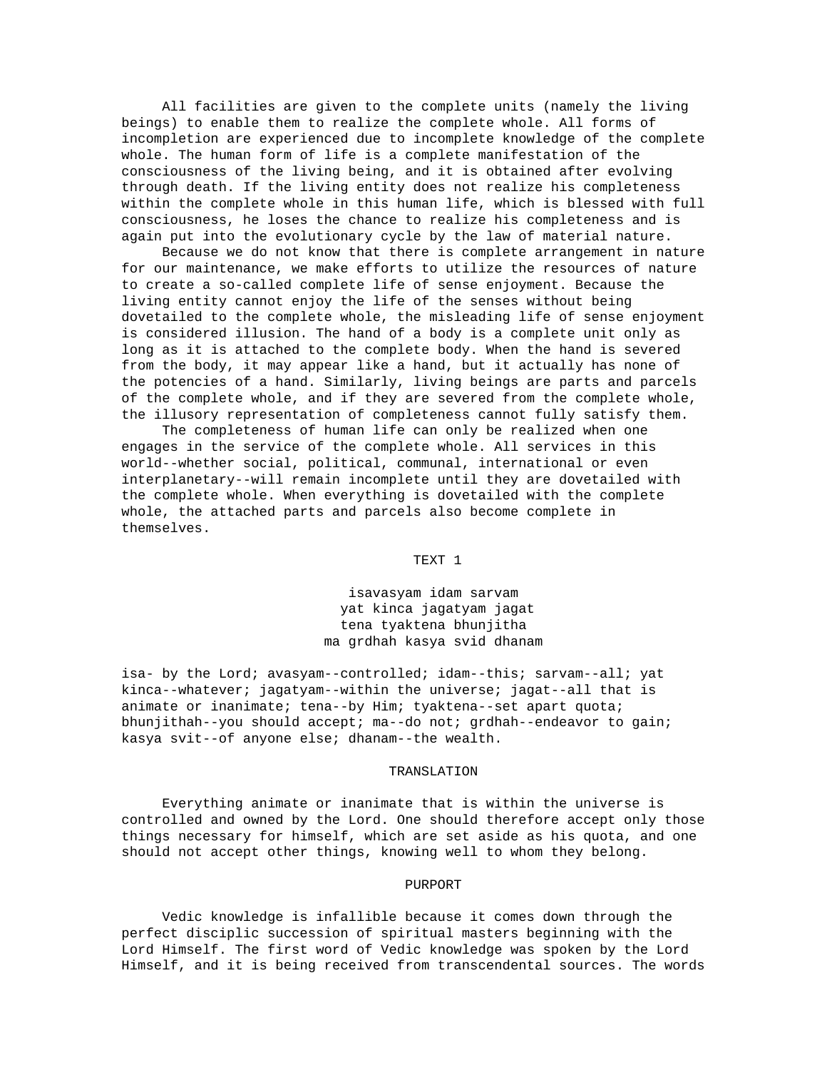All facilities are given to the complete units (namely the living beings) to enable them to realize the complete whole. All forms of incompletion are experienced due to incomplete knowledge of the complete whole. The human form of life is a complete manifestation of the consciousness of the living being, and it is obtained after evolving through death. If the living entity does not realize his completeness within the complete whole in this human life, which is blessed with full consciousness, he loses the chance to realize his completeness and is again put into the evolutionary cycle by the law of material nature.

Because we do not know that there is complete arrangement in nature for our maintenance, we make efforts to utilize the resources of nature to create a so-called complete life of sense enjoyment. Because the living entity cannot enjoy the life of the senses without being dovetailed to the complete whole, the misleading life of sense enjoyment is considered illusion. The hand of a body is a complete unit only as long as it is attached to the complete body. When the hand is severed from the body, it may appear like a hand, but it actually has none of the potencies of a hand. Similarly, living beings are parts and parcels of the complete whole, and if they are severed from the complete whole, the illusory representation of completeness cannot fully satisfy them.

The completeness of human life can only be realized when one engages in the service of the complete whole. All services in this world--whether social, political, communal, international or even interplanetary--will remain incomplete until they are dovetailed with the complete whole. When everything is dovetailed with the complete whole, the attached parts and parcels also become complete in themselves.

## TEXT 1

isavasyam idam sarvam
yat kinca jagatyam jagat
tena tyaktena bhunjitha
ma grdhah kasya svid dhanam

isa- by the Lord; avasyam--controlled; idam--this; sarvam--all; yat kinca--whatever; jagatyam--within the universe; jagat--all that is animate or inanimate; tena--by Him; tyaktena--set apart quota; bhunjithah--you should accept; ma--do not; grdhah--endeavor to gain; kasya svit--of anyone else; dhanam--the wealth.

## TRANSLATION

Everything animate or inanimate that is within the universe is controlled and owned by the Lord. One should therefore accept only those things necessary for himself, which are set aside as his quota, and one should not accept other things, knowing well to whom they belong.

## PURPORT

Vedic knowledge is infallible because it comes down through the perfect disciplic succession of spiritual masters beginning with the Lord Himself. The first word of Vedic knowledge was spoken by the Lord Himself, and it is being received from transcendental sources. The words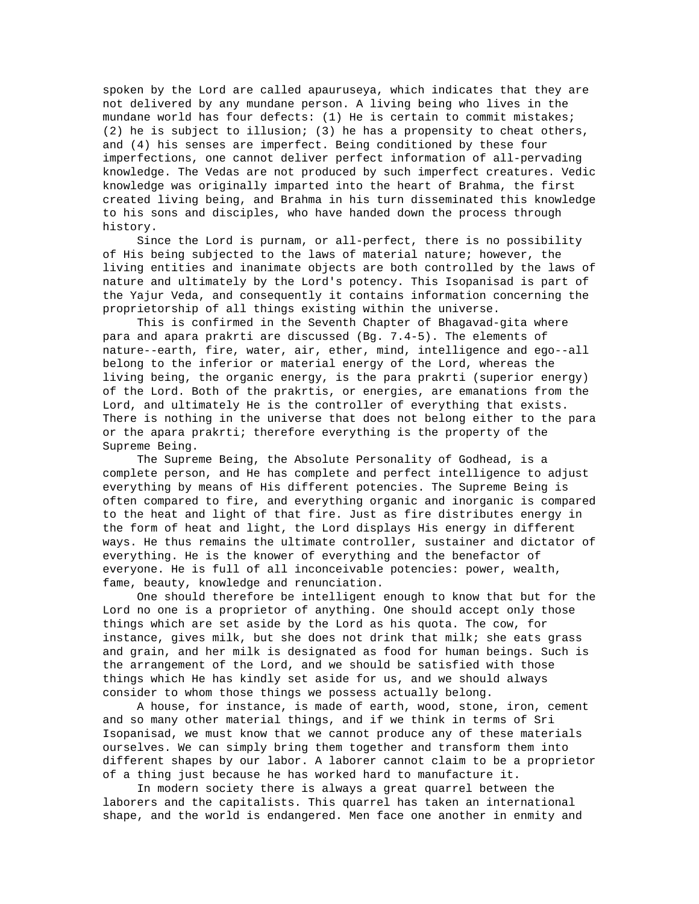spoken by the Lord are called apauruseya, which indicates that they are not delivered by any mundane person. A living being who lives in the mundane world has four defects: (1) He is certain to commit mistakes; (2) he is subject to illusion; (3) he has a propensity to cheat others, and (4) his senses are imperfect. Being conditioned by these four imperfections, one cannot deliver perfect information of all-pervading knowledge. The Vedas are not produced by such imperfect creatures. Vedic knowledge was originally imparted into the heart of Brahma, the first created living being, and Brahma in his turn disseminated this knowledge to his sons and disciples, who have handed down the process through history.

Since the Lord is purnam, or all-perfect, there is no possibility of His being subjected to the laws of material nature; however, the living entities and inanimate objects are both controlled by the laws of nature and ultimately by the Lord's potency. This Isopanisad is part of the Yajur Veda, and consequently it contains information concerning the proprietorship of all things existing within the universe.

This is confirmed in the Seventh Chapter of Bhagavad-gita where para and apara prakrti are discussed (Bg. 7.4-5). The elements of nature--earth, fire, water, air, ether, mind, intelligence and ego--all belong to the inferior or material energy of the Lord, whereas the living being, the organic energy, is the para prakrti (superior energy) of the Lord. Both of the prakrtis, or energies, are emanations from the Lord, and ultimately He is the controller of everything that exists. There is nothing in the universe that does not belong either to the para or the apara prakrti; therefore everything is the property of the Supreme Being.

The Supreme Being, the Absolute Personality of Godhead, is a complete person, and He has complete and perfect intelligence to adjust everything by means of His different potencies. The Supreme Being is often compared to fire, and everything organic and inorganic is compared to the heat and light of that fire. Just as fire distributes energy in the form of heat and light, the Lord displays His energy in different ways. He thus remains the ultimate controller, sustainer and dictator of everything. He is the knower of everything and the benefactor of everyone. He is full of all inconceivable potencies: power, wealth, fame, beauty, knowledge and renunciation.

One should therefore be intelligent enough to know that but for the Lord no one is a proprietor of anything. One should accept only those things which are set aside by the Lord as his quota. The cow, for instance, gives milk, but she does not drink that milk; she eats grass and grain, and her milk is designated as food for human beings. Such is the arrangement of the Lord, and we should be satisfied with those things which He has kindly set aside for us, and we should always consider to whom those things we possess actually belong.

A house, for instance, is made of earth, wood, stone, iron, cement and so many other material things, and if we think in terms of Sri Isopanisad, we must know that we cannot produce any of these materials ourselves. We can simply bring them together and transform them into different shapes by our labor. A laborer cannot claim to be a proprietor of a thing just because he has worked hard to manufacture it.

In modern society there is always a great quarrel between the laborers and the capitalists. This quarrel has taken an international shape, and the world is endangered. Men face one another in enmity and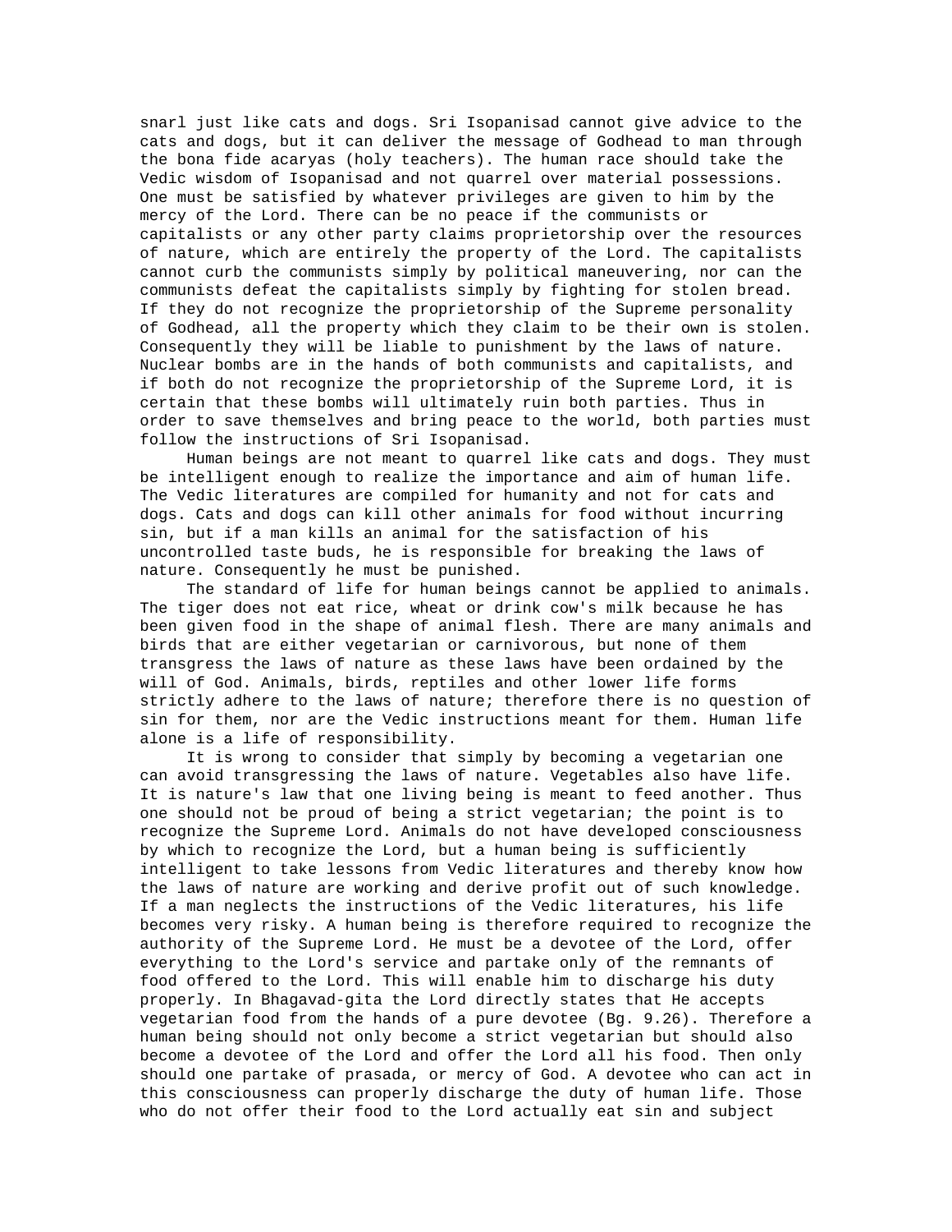snarl just like cats and dogs. Sri Isopanisad cannot give advice to the cats and dogs, but it can deliver the message of Godhead to man through the bona fide acaryas (holy teachers). The human race should take the Vedic wisdom of Isopanisad and not quarrel over material possessions. One must be satisfied by whatever privileges are given to him by the mercy of the Lord. There can be no peace if the communists or capitalists or any other party claims proprietorship over the resources of nature, which are entirely the property of the Lord. The capitalists cannot curb the communists simply by political maneuvering, nor can the communists defeat the capitalists simply by fighting for stolen bread. If they do not recognize the proprietorship of the Supreme personality of Godhead, all the property which they claim to be their own is stolen. Consequently they will be liable to punishment by the laws of nature. Nuclear bombs are in the hands of both communists and capitalists, and if both do not recognize the proprietorship of the Supreme Lord, it is certain that these bombs will ultimately ruin both parties. Thus in order to save themselves and bring peace to the world, both parties must follow the instructions of Sri Isopanisad.

Human beings are not meant to quarrel like cats and dogs. They must be intelligent enough to realize the importance and aim of human life. The Vedic literatures are compiled for humanity and not for cats and dogs. Cats and dogs can kill other animals for food without incurring sin, but if a man kills an animal for the satisfaction of his uncontrolled taste buds, he is responsible for breaking the laws of nature. Consequently he must be punished.

The standard of life for human beings cannot be applied to animals. The tiger does not eat rice, wheat or drink cow's milk because he has been given food in the shape of animal flesh. There are many animals and birds that are either vegetarian or carnivorous, but none of them transgress the laws of nature as these laws have been ordained by the will of God. Animals, birds, reptiles and other lower life forms strictly adhere to the laws of nature; therefore there is no question of sin for them, nor are the Vedic instructions meant for them. Human life alone is a life of responsibility.

It is wrong to consider that simply by becoming a vegetarian one can avoid transgressing the laws of nature. Vegetables also have life. It is nature's law that one living being is meant to feed another. Thus one should not be proud of being a strict vegetarian; the point is to recognize the Supreme Lord. Animals do not have developed consciousness by which to recognize the Lord, but a human being is sufficiently intelligent to take lessons from Vedic literatures and thereby know how the laws of nature are working and derive profit out of such knowledge. If a man neglects the instructions of the Vedic literatures, his life becomes very risky. A human being is therefore required to recognize the authority of the Supreme Lord. He must be a devotee of the Lord, offer everything to the Lord's service and partake only of the remnants of food offered to the Lord. This will enable him to discharge his duty properly. In Bhagavad-gita the Lord directly states that He accepts vegetarian food from the hands of a pure devotee (Bg. 9.26). Therefore a human being should not only become a strict vegetarian but should also become a devotee of the Lord and offer the Lord all his food. Then only should one partake of prasada, or mercy of God. A devotee who can act in this consciousness can properly discharge the duty of human life. Those who do not offer their food to the Lord actually eat sin and subject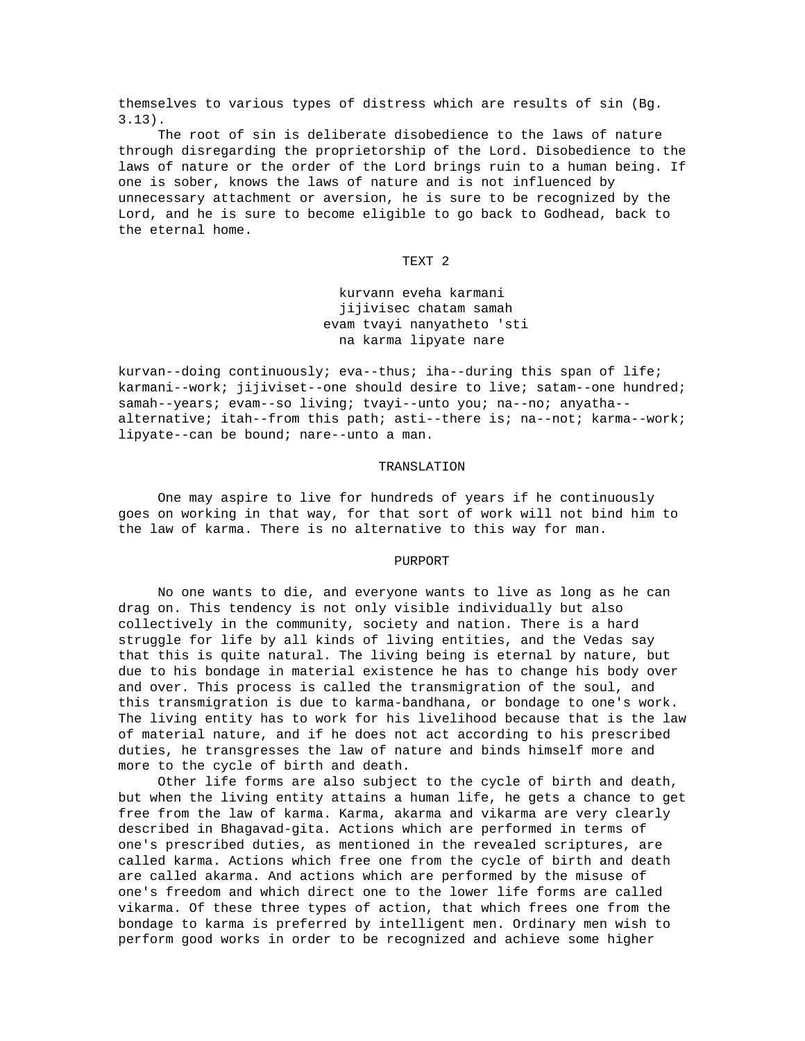themselves to various types of distress which are results of sin (Bg. 3.13).

The root of sin is deliberate disobedience to the laws of nature through disregarding the proprietorship of the Lord. Disobedience to the laws of nature or the order of the Lord brings ruin to a human being. If one is sober, knows the laws of nature and is not influenced by unnecessary attachment or aversion, he is sure to be recognized by the Lord, and he is sure to become eligible to go back to Godhead, back to the eternal home.

## TEXT 2

kurvann eveha karmani
jijivisec chatam samah
evam tvayi nanyatheto 'sti
na karma lipyate nare

kurvan--doing continuously; eva--thus; iha--during this span of life; karmani--work; jijiviset--one should desire to live; satam--one hundred; samah--years; evam--so living; tvayi--unto you; na--no; anyatha--alternative; itah--from this path; asti--there is; na--not; karma--work; lipyate--can be bound; nare--unto a man.

### TRANSLATION

One may aspire to live for hundreds of years if he continuously goes on working in that way, for that sort of work will not bind him to the law of karma. There is no alternative to this way for man.

### PURPORT

No one wants to die, and everyone wants to live as long as he can drag on. This tendency is not only visible individually but also collectively in the community, society and nation. There is a hard struggle for life by all kinds of living entities, and the Vedas say that this is quite natural. The living being is eternal by nature, but due to his bondage in material existence he has to change his body over and over. This process is called the transmigration of the soul, and this transmigration is due to karma-bandhana, or bondage to one's work. The living entity has to work for his livelihood because that is the law of material nature, and if he does not act according to his prescribed duties, he transgresses the law of nature and binds himself more and more to the cycle of birth and death.

Other life forms are also subject to the cycle of birth and death, but when the living entity attains a human life, he gets a chance to get free from the law of karma. Karma, akarma and vikarma are very clearly described in Bhagavad-gita. Actions which are performed in terms of one's prescribed duties, as mentioned in the revealed scriptures, are called karma. Actions which free one from the cycle of birth and death are called akarma. And actions which are performed by the misuse of one's freedom and which direct one to the lower life forms are called vikarma. Of these three types of action, that which frees one from the bondage to karma is preferred by intelligent men. Ordinary men wish to perform good works in order to be recognized and achieve some higher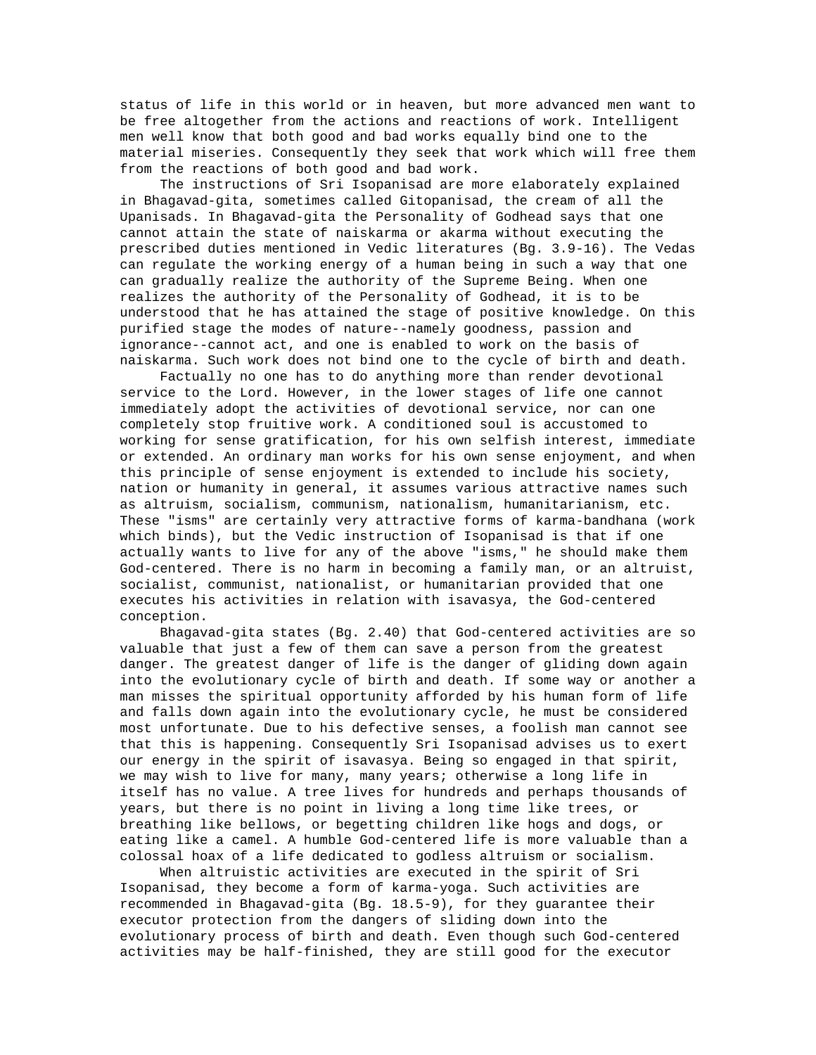status of life in this world or in heaven, but more advanced men want to be free altogether from the actions and reactions of work. Intelligent men well know that both good and bad works equally bind one to the material miseries. Consequently they seek that work which will free them from the reactions of both good and bad work.

The instructions of Sri Isopanisad are more elaborately explained in Bhagavad-gita, sometimes called Gitopanisad, the cream of all the Upanisads. In Bhagavad-gita the Personality of Godhead says that one cannot attain the state of naiskarma or akarma without executing the prescribed duties mentioned in Vedic literatures (Bg. 3.9-16). The Vedas can regulate the working energy of a human being in such a way that one can gradually realize the authority of the Supreme Being. When one realizes the authority of the Personality of Godhead, it is to be understood that he has attained the stage of positive knowledge. On this purified stage the modes of nature--namely goodness, passion and ignorance--cannot act, and one is enabled to work on the basis of naiskarma. Such work does not bind one to the cycle of birth and death.

Factually no one has to do anything more than render devotional service to the Lord. However, in the lower stages of life one cannot immediately adopt the activities of devotional service, nor can one completely stop fruitive work. A conditioned soul is accustomed to working for sense gratification, for his own selfish interest, immediate or extended. An ordinary man works for his own sense enjoyment, and when this principle of sense enjoyment is extended to include his society, nation or humanity in general, it assumes various attractive names such as altruism, socialism, communism, nationalism, humanitarianism, etc. These "isms" are certainly very attractive forms of karma-bandhana (work which binds), but the Vedic instruction of Isopanisad is that if one actually wants to live for any of the above "isms," he should make them God-centered. There is no harm in becoming a family man, or an altruist, socialist, communist, nationalist, or humanitarian provided that one executes his activities in relation with isavasya, the God-centered conception.

Bhagavad-gita states (Bg. 2.40) that God-centered activities are so valuable that just a few of them can save a person from the greatest danger. The greatest danger of life is the danger of gliding down again into the evolutionary cycle of birth and death. If some way or another a man misses the spiritual opportunity afforded by his human form of life and falls down again into the evolutionary cycle, he must be considered most unfortunate. Due to his defective senses, a foolish man cannot see that this is happening. Consequently Sri Isopanisad advises us to exert our energy in the spirit of isavasya. Being so engaged in that spirit, we may wish to live for many, many years; otherwise a long life in itself has no value. A tree lives for hundreds and perhaps thousands of years, but there is no point in living a long time like trees, or breathing like bellows, or begetting children like hogs and dogs, or eating like a camel. A humble God-centered life is more valuable than a colossal hoax of a life dedicated to godless altruism or socialism.

When altruistic activities are executed in the spirit of Sri Isopanisad, they become a form of karma-yoga. Such activities are recommended in Bhagavad-gita (Bg. 18.5-9), for they guarantee their executor protection from the dangers of sliding down into the evolutionary process of birth and death. Even though such God-centered activities may be half-finished, they are still good for the executor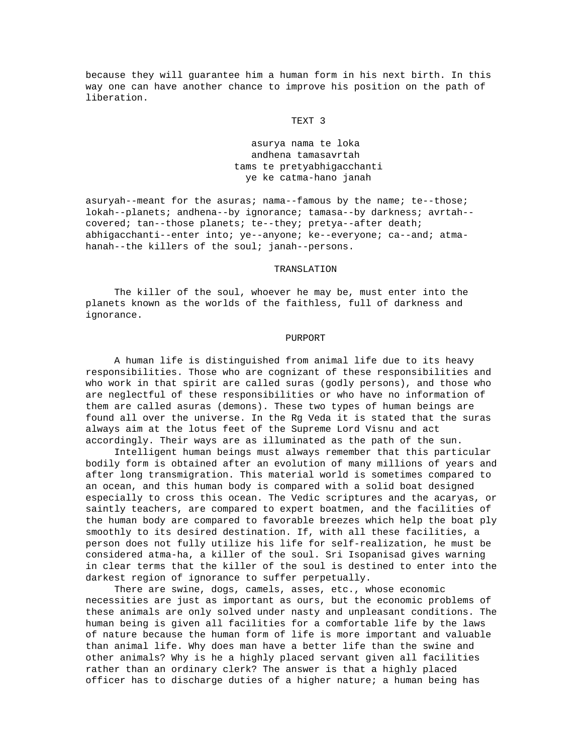because they will guarantee him a human form in his next birth. In this way one can have another chance to improve his position on the path of liberation.

## TEXT 3

asurya nama te loka
andhena tamasavrtah
tams te pretyabhigacchanti
ye ke catma-hano janah

asuryah--meant for the asuras; nama--famous by the name; te--those; lokah--planets; andhena--by ignorance; tamasa--by darkness; avrtah--covered; tan--those planets; te--they; pretya--after death; abhigacchanti--enter into; ye--anyone; ke--everyone; ca--and; atma-hanah--the killers of the soul; janah--persons.

### TRANSLATION

The killer of the soul, whoever he may be, must enter into the planets known as the worlds of the faithless, full of darkness and ignorance.

### PURPORT

A human life is distinguished from animal life due to its heavy responsibilities. Those who are cognizant of these responsibilities and who work in that spirit are called suras (godly persons), and those who are neglectful of these responsibilities or who have no information of them are called asuras (demons). These two types of human beings are found all over the universe. In the Rg Veda it is stated that the suras always aim at the lotus feet of the Supreme Lord Visnu and act accordingly. Their ways are as illuminated as the path of the sun.

Intelligent human beings must always remember that this particular bodily form is obtained after an evolution of many millions of years and after long transmigration. This material world is sometimes compared to an ocean, and this human body is compared with a solid boat designed especially to cross this ocean. The Vedic scriptures and the acaryas, or saintly teachers, are compared to expert boatmen, and the facilities of the human body are compared to favorable breezes which help the boat ply smoothly to its desired destination. If, with all these facilities, a person does not fully utilize his life for self-realization, he must be considered atma-ha, a killer of the soul. Sri Isopanisad gives warning in clear terms that the killer of the soul is destined to enter into the darkest region of ignorance to suffer perpetually.

There are swine, dogs, camels, asses, etc., whose economic necessities are just as important as ours, but the economic problems of these animals are only solved under nasty and unpleasant conditions. The human being is given all facilities for a comfortable life by the laws of nature because the human form of life is more important and valuable than animal life. Why does man have a better life than the swine and other animals? Why is he a highly placed servant given all facilities rather than an ordinary clerk? The answer is that a highly placed officer has to discharge duties of a higher nature; a human being has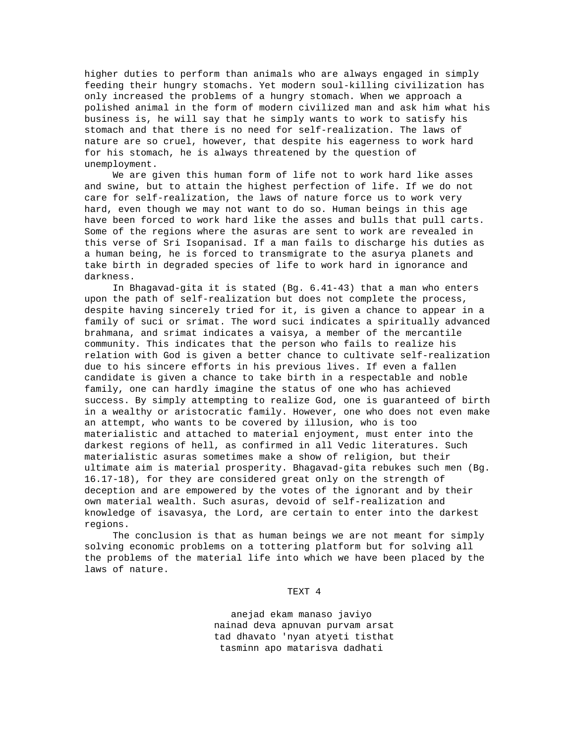higher duties to perform than animals who are always engaged in simply feeding their hungry stomachs. Yet modern soul-killing civilization has only increased the problems of a hungry stomach. When we approach a polished animal in the form of modern civilized man and ask him what his business is, he will say that he simply wants to work to satisfy his stomach and that there is no need for self-realization. The laws of nature are so cruel, however, that despite his eagerness to work hard for his stomach, he is always threatened by the question of unemployment.

We are given this human form of life not to work hard like asses and swine, but to attain the highest perfection of life. If we do not care for self-realization, the laws of nature force us to work very hard, even though we may not want to do so. Human beings in this age have been forced to work hard like the asses and bulls that pull carts. Some of the regions where the asuras are sent to work are revealed in this verse of Sri Isopanisad. If a man fails to discharge his duties as a human being, he is forced to transmigrate to the asurya planets and take birth in degraded species of life to work hard in ignorance and darkness.

In Bhagavad-gita it is stated (Bg. 6.41-43) that a man who enters upon the path of self-realization but does not complete the process, despite having sincerely tried for it, is given a chance to appear in a family of suci or srimat. The word suci indicates a spiritually advanced brahmana, and srimat indicates a vaisya, a member of the mercantile community. This indicates that the person who fails to realize his relation with God is given a better chance to cultivate self-realization due to his sincere efforts in his previous lives. If even a fallen candidate is given a chance to take birth in a respectable and noble family, one can hardly imagine the status of one who has achieved success. By simply attempting to realize God, one is guaranteed of birth in a wealthy or aristocratic family. However, one who does not even make an attempt, who wants to be covered by illusion, who is too materialistic and attached to material enjoyment, must enter into the darkest regions of hell, as confirmed in all Vedic literatures. Such materialistic asuras sometimes make a show of religion, but their ultimate aim is material prosperity. Bhagavad-gita rebukes such men (Bg. 16.17-18), for they are considered great only on the strength of deception and are empowered by the votes of the ignorant and by their own material wealth. Such asuras, devoid of self-realization and knowledge of isavasya, the Lord, are certain to enter into the darkest regions.

The conclusion is that as human beings we are not meant for simply solving economic problems on a tottering platform but for solving all the problems of the material life into which we have been placed by the laws of nature.

## TEXT 4

anejad ekam manaso javiyo  
nainad deva apnuvan purvam arsat  
tad dhavato 'nyan atyeti tisthat  
tasminn apo matarisva dadhati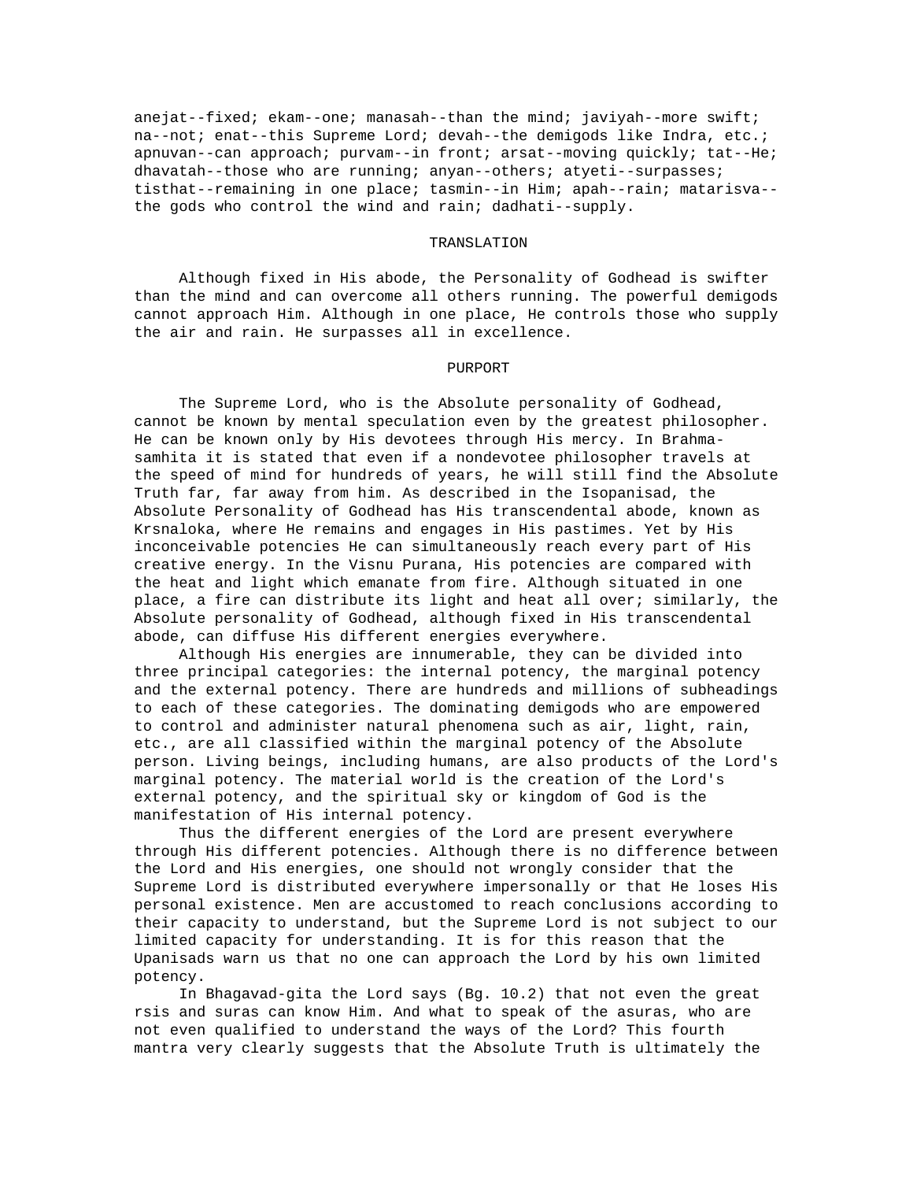anejat--fixed; ekam--one; manasah--than the mind; javiyah--more swift; na--not; enat--this Supreme Lord; devah--the demigods like Indra, etc.; apnuvan--can approach; purvam--in front; arsat--moving quickly; tat--He; dhavatah--those who are running; anyan--others; atyeti--surpasses; tisthat--remaining in one place; tasmin--in Him; apah--rain; matarisva--the gods who control the wind and rain; dadhati--supply.

## TRANSLATION

Although fixed in His abode, the Personality of Godhead is swifter than the mind and can overcome all others running. The powerful demigods cannot approach Him. Although in one place, He controls those who supply the air and rain. He surpasses all in excellence.

## PURPORT

The Supreme Lord, who is the Absolute personality of Godhead, cannot be known by mental speculation even by the greatest philosopher. He can be known only by His devotees through His mercy. In Brahma-samhita it is stated that even if a nondevotee philosopher travels at the speed of mind for hundreds of years, he will still find the Absolute Truth far, far away from him. As described in the Isopanisad, the Absolute Personality of Godhead has His transcendental abode, known as Krsnaloka, where He remains and engages in His pastimes. Yet by His inconceivable potencies He can simultaneously reach every part of His creative energy. In the Visnu Purana, His potencies are compared with the heat and light which emanate from fire. Although situated in one place, a fire can distribute its light and heat all over; similarly, the Absolute personality of Godhead, although fixed in His transcendental abode, can diffuse His different energies everywhere.

Although His energies are innumerable, they can be divided into three principal categories: the internal potency, the marginal potency and the external potency. There are hundreds and millions of subheadings to each of these categories. The dominating demigods who are empowered to control and administer natural phenomena such as air, light, rain, etc., are all classified within the marginal potency of the Absolute person. Living beings, including humans, are also products of the Lord's marginal potency. The material world is the creation of the Lord's external potency, and the spiritual sky or kingdom of God is the manifestation of His internal potency.

Thus the different energies of the Lord are present everywhere through His different potencies. Although there is no difference between the Lord and His energies, one should not wrongly consider that the Supreme Lord is distributed everywhere impersonally or that He loses His personal existence. Men are accustomed to reach conclusions according to their capacity to understand, but the Supreme Lord is not subject to our limited capacity for understanding. It is for this reason that the Upanisads warn us that no one can approach the Lord by his own limited potency.

In Bhagavad-gita the Lord says (Bg. 10.2) that not even the great rsis and suras can know Him. And what to speak of the asuras, who are not even qualified to understand the ways of the Lord? This fourth mantra very clearly suggests that the Absolute Truth is ultimately the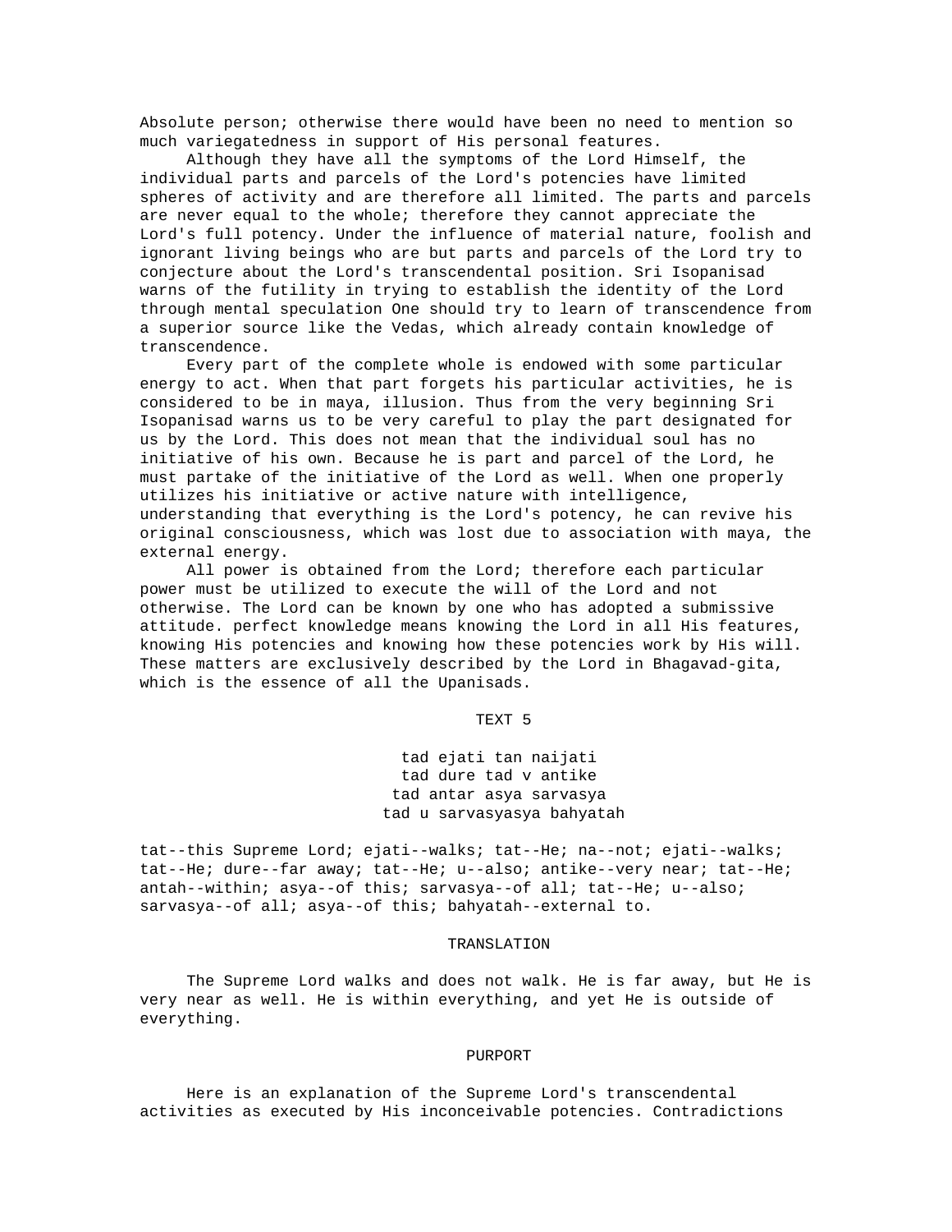Absolute person; otherwise there would have been no need to mention so much variegatedness in support of His personal features.

Although they have all the symptoms of the Lord Himself, the individual parts and parcels of the Lord's potencies have limited spheres of activity and are therefore all limited. The parts and parcels are never equal to the whole; therefore they cannot appreciate the Lord's full potency. Under the influence of material nature, foolish and ignorant living beings who are but parts and parcels of the Lord try to conjecture about the Lord's transcendental position. Sri Isopanisad warns of the futility in trying to establish the identity of the Lord through mental speculation One should try to learn of transcendence from a superior source like the Vedas, which already contain knowledge of transcendence.

Every part of the complete whole is endowed with some particular energy to act. When that part forgets his particular activities, he is considered to be in maya, illusion. Thus from the very beginning Sri Isopanisad warns us to be very careful to play the part designated for us by the Lord. This does not mean that the individual soul has no initiative of his own. Because he is part and parcel of the Lord, he must partake of the initiative of the Lord as well. When one properly utilizes his initiative or active nature with intelligence, understanding that everything is the Lord's potency, he can revive his original consciousness, which was lost due to association with maya, the external energy.

All power is obtained from the Lord; therefore each particular power must be utilized to execute the will of the Lord and not otherwise. The Lord can be known by one who has adopted a submissive attitude. perfect knowledge means knowing the Lord in all His features, knowing His potencies and knowing how these potencies work by His will. These matters are exclusively described by the Lord in Bhagavad-gita, which is the essence of all the Upanisads.

## TEXT 5

tad ejati tan naijati
tad dure tad v antike
tad antar asya sarvasya
tad u sarvasyasya bahyatah

tat--this Supreme Lord; ejati--walks; tat--He; na--not; ejati--walks; tat--He; dure--far away; tat--He; u--also; antike--very near; tat--He; antah--within; asya--of this; sarvasya--of all; tat--He; u--also; sarvasya--of all; asya--of this; bahyatah--external to.

### TRANSLATION

The Supreme Lord walks and does not walk. He is far away, but He is very near as well. He is within everything, and yet He is outside of everything.

### PURPORT

Here is an explanation of the Supreme Lord's transcendental activities as executed by His inconceivable potencies. Contradictions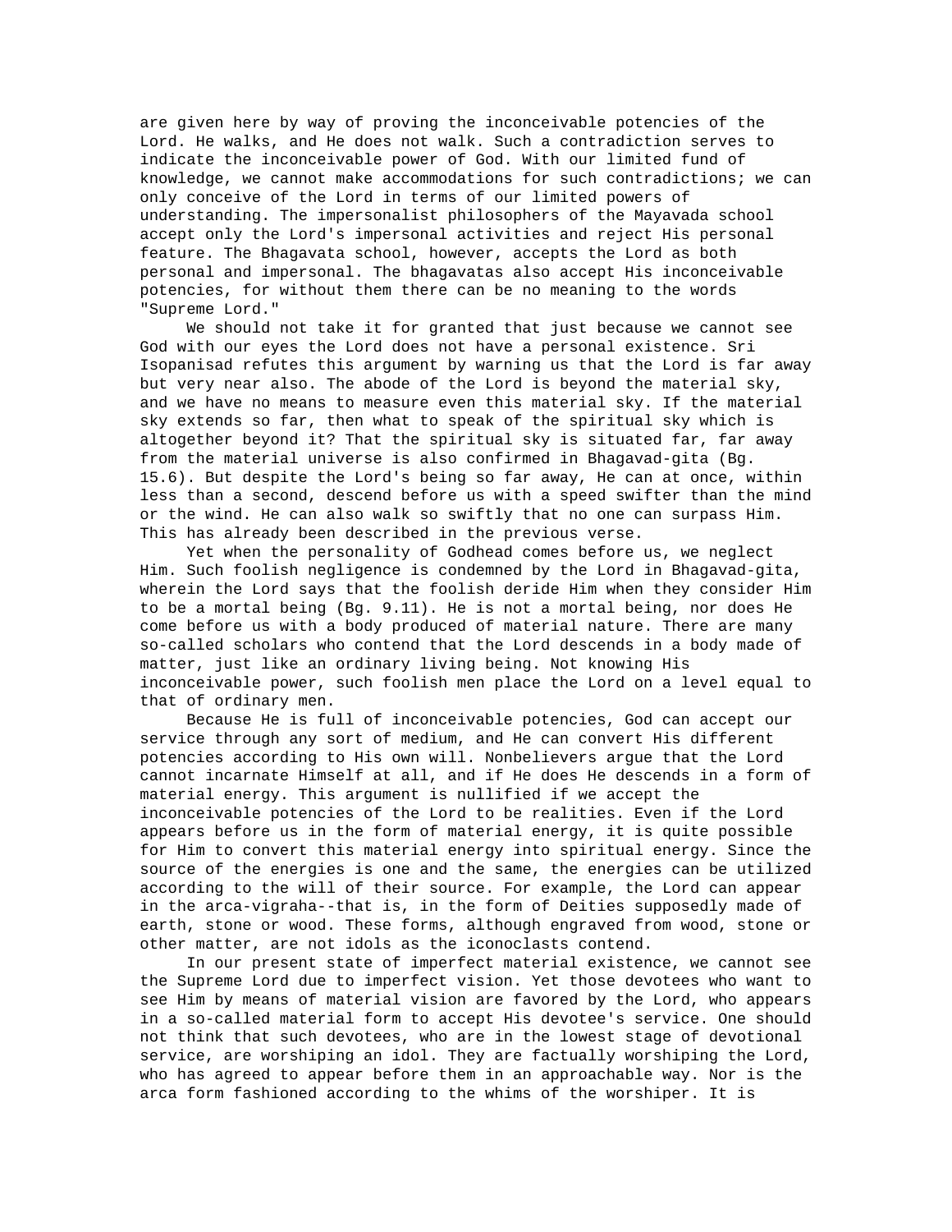are given here by way of proving the inconceivable potencies of the Lord. He walks, and He does not walk. Such a contradiction serves to indicate the inconceivable power of God. With our limited fund of knowledge, we cannot make accommodations for such contradictions; we can only conceive of the Lord in terms of our limited powers of understanding. The impersonalist philosophers of the Mayavada school accept only the Lord's impersonal activities and reject His personal feature. The Bhagavata school, however, accepts the Lord as both personal and impersonal. The bhagavatas also accept His inconceivable potencies, for without them there can be no meaning to the words "Supreme Lord."

We should not take it for granted that just because we cannot see God with our eyes the Lord does not have a personal existence. Sri Isopanisad refutes this argument by warning us that the Lord is far away but very near also. The abode of the Lord is beyond the material sky, and we have no means to measure even this material sky. If the material sky extends so far, then what to speak of the spiritual sky which is altogether beyond it? That the spiritual sky is situated far, far away from the material universe is also confirmed in Bhagavad-gita (Bg. 15.6). But despite the Lord's being so far away, He can at once, within less than a second, descend before us with a speed swifter than the mind or the wind. He can also walk so swiftly that no one can surpass Him. This has already been described in the previous verse.

Yet when the personality of Godhead comes before us, we neglect Him. Such foolish negligence is condemned by the Lord in Bhagavad-gita, wherein the Lord says that the foolish deride Him when they consider Him to be a mortal being (Bg. 9.11). He is not a mortal being, nor does He come before us with a body produced of material nature. There are many so-called scholars who contend that the Lord descends in a body made of matter, just like an ordinary living being. Not knowing His inconceivable power, such foolish men place the Lord on a level equal to that of ordinary men.

Because He is full of inconceivable potencies, God can accept our service through any sort of medium, and He can convert His different potencies according to His own will. Nonbelievers argue that the Lord cannot incarnate Himself at all, and if He does He descends in a form of material energy. This argument is nullified if we accept the inconceivable potencies of the Lord to be realities. Even if the Lord appears before us in the form of material energy, it is quite possible for Him to convert this material energy into spiritual energy. Since the source of the energies is one and the same, the energies can be utilized according to the will of their source. For example, the Lord can appear in the arca-vigraha--that is, in the form of Deities supposedly made of earth, stone or wood. These forms, although engraved from wood, stone or other matter, are not idols as the iconoclasts contend.

In our present state of imperfect material existence, we cannot see the Supreme Lord due to imperfect vision. Yet those devotees who want to see Him by means of material vision are favored by the Lord, who appears in a so-called material form to accept His devotee's service. One should not think that such devotees, who are in the lowest stage of devotional service, are worshiping an idol. They are factually worshiping the Lord, who has agreed to appear before them in an approachable way. Nor is the arca form fashioned according to the whims of the worshiper. It is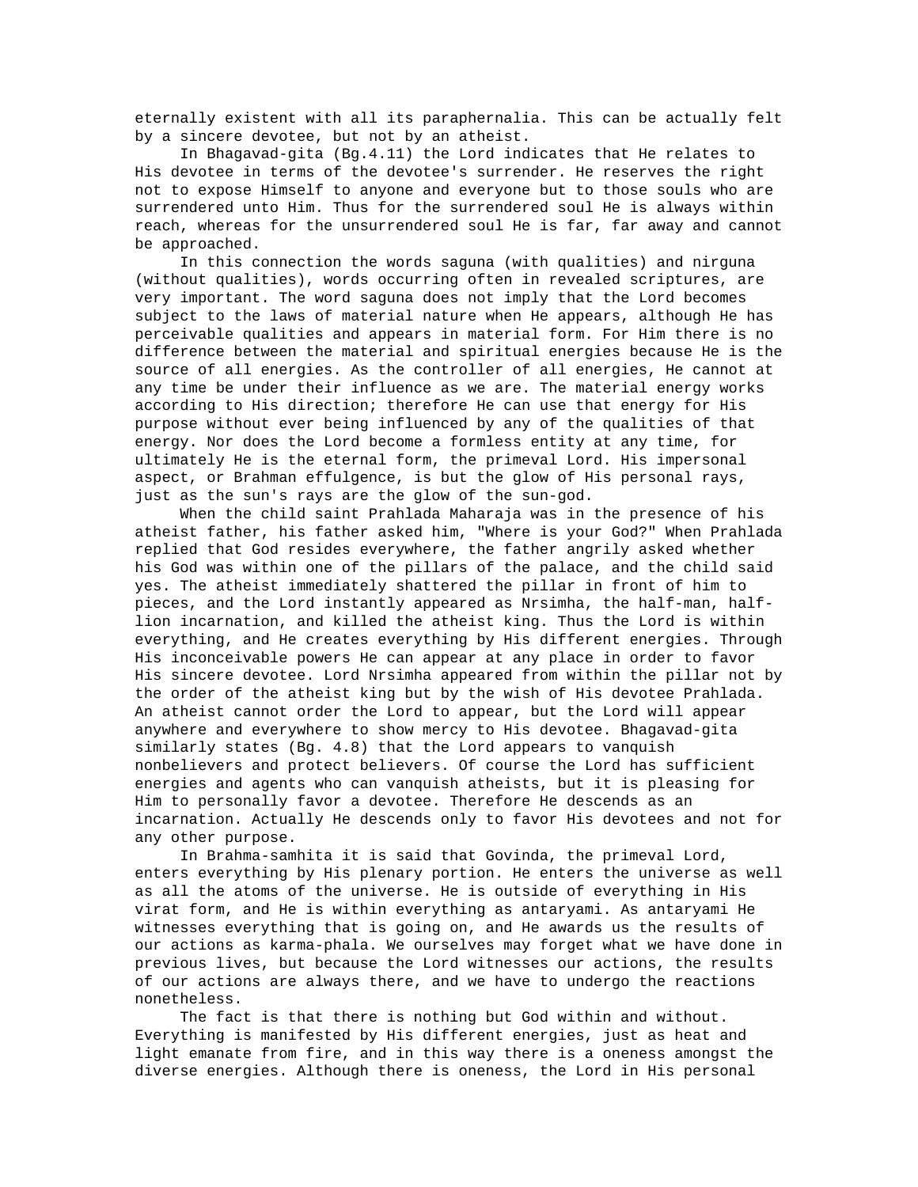eternally existent with all its paraphernalia. This can be actually felt by a sincere devotee, but not by an atheist.

In Bhagavad-gita (Bg.4.11) the Lord indicates that He relates to His devotee in terms of the devotee's surrender. He reserves the right not to expose Himself to anyone and everyone but to those souls who are surrendered unto Him. Thus for the surrendered soul He is always within reach, whereas for the unsurrendered soul He is far, far away and cannot be approached.

In this connection the words saguna (with qualities) and nirguna (without qualities), words occurring often in revealed scriptures, are very important. The word saguna does not imply that the Lord becomes subject to the laws of material nature when He appears, although He has perceivable qualities and appears in material form. For Him there is no difference between the material and spiritual energies because He is the source of all energies. As the controller of all energies, He cannot at any time be under their influence as we are. The material energy works according to His direction; therefore He can use that energy for His purpose without ever being influenced by any of the qualities of that energy. Nor does the Lord become a formless entity at any time, for ultimately He is the eternal form, the primeval Lord. His impersonal aspect, or Brahman effulgence, is but the glow of His personal rays, just as the sun's rays are the glow of the sun-god.

When the child saint Prahlada Maharaja was in the presence of his atheist father, his father asked him, "Where is your God?" When Prahlada replied that God resides everywhere, the father angrily asked whether his God was within one of the pillars of the palace, and the child said yes. The atheist immediately shattered the pillar in front of him to pieces, and the Lord instantly appeared as Nrsimha, the half-man, half-lion incarnation, and killed the atheist king. Thus the Lord is within everything, and He creates everything by His different energies. Through His inconceivable powers He can appear at any place in order to favor His sincere devotee. Lord Nrsimha appeared from within the pillar not by the order of the atheist king but by the wish of His devotee Prahlada. An atheist cannot order the Lord to appear, but the Lord will appear anywhere and everywhere to show mercy to His devotee. Bhagavad-gita similarly states (Bg. 4.8) that the Lord appears to vanquish nonbelievers and protect believers. Of course the Lord has sufficient energies and agents who can vanquish atheists, but it is pleasing for Him to personally favor a devotee. Therefore He descends as an incarnation. Actually He descends only to favor His devotees and not for any other purpose.

In Brahma-samhita it is said that Govinda, the primeval Lord, enters everything by His plenary portion. He enters the universe as well as all the atoms of the universe. He is outside of everything in His virat form, and He is within everything as antaryami. As antaryami He witnesses everything that is going on, and He awards us the results of our actions as karma-phala. We ourselves may forget what we have done in previous lives, but because the Lord witnesses our actions, the results of our actions are always there, and we have to undergo the reactions nonetheless.

The fact is that there is nothing but God within and without. Everything is manifested by His different energies, just as heat and light emanate from fire, and in this way there is a oneness amongst the diverse energies. Although there is oneness, the Lord in His personal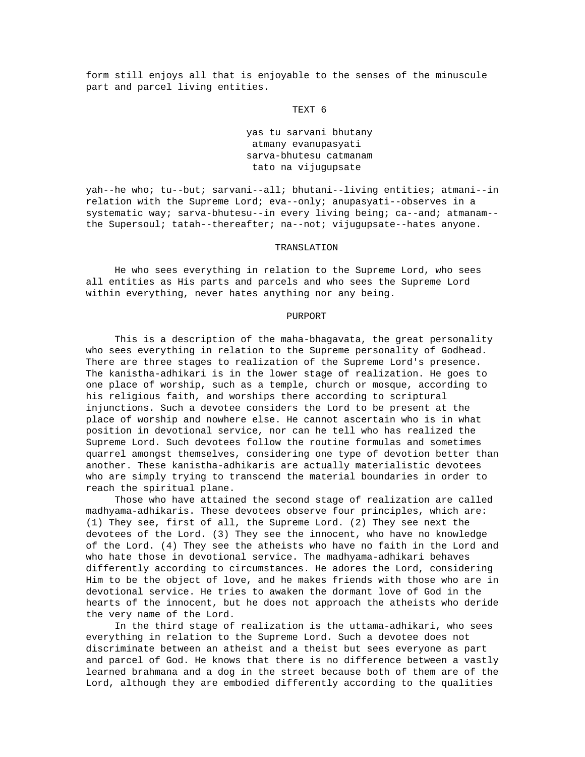form still enjoys all that is enjoyable to the senses of the minuscule part and parcel living entities.

### TEXT 6

yas tu sarvani bhutany  
atmany evanupasyati  
sarva-bhutesu catmanam  
tato na vijugupsate

yah--he who; tu--but; sarvani--all; bhutani--living entities; atmani--in relation with the Supreme Lord; eva--only; anupasyati--observes in a systematic way; sarva-bhutesu--in every living being; ca--and; atmanam--the Supersoul; tatah--thereafter; na--not; vijugupsate--hates anyone.

### TRANSLATION

He who sees everything in relation to the Supreme Lord, who sees all entities as His parts and parcels and who sees the Supreme Lord within everything, never hates anything nor any being.

### PURPORT

This is a description of the maha-bhagavata, the great personality who sees everything in relation to the Supreme personality of Godhead. There are three stages to realization of the Supreme Lord's presence. The kanistha-adhikari is in the lower stage of realization. He goes to one place of worship, such as a temple, church or mosque, according to his religious faith, and worships there according to scriptural injunctions. Such a devotee considers the Lord to be present at the place of worship and nowhere else. He cannot ascertain who is in what position in devotional service, nor can he tell who has realized the Supreme Lord. Such devotees follow the routine formulas and sometimes quarrel amongst themselves, considering one type of devotion better than another. These kanistha-adhikaris are actually materialistic devotees who are simply trying to transcend the material boundaries in order to reach the spiritual plane.

Those who have attained the second stage of realization are called madhyama-adhikaris. These devotees observe four principles, which are: (1) They see, first of all, the Supreme Lord. (2) They see next the devotees of the Lord. (3) They see the innocent, who have no knowledge of the Lord. (4) They see the atheists who have no faith in the Lord and who hate those in devotional service. The madhyama-adhikari behaves differently according to circumstances. He adores the Lord, considering Him to be the object of love, and he makes friends with those who are in devotional service. He tries to awaken the dormant love of God in the hearts of the innocent, but he does not approach the atheists who deride the very name of the Lord.

In the third stage of realization is the uttama-adhikari, who sees everything in relation to the Supreme Lord. Such a devotee does not discriminate between an atheist and a theist but sees everyone as part and parcel of God. He knows that there is no difference between a vastly learned brahmana and a dog in the street because both of them are of the Lord, although they are embodied differently according to the qualities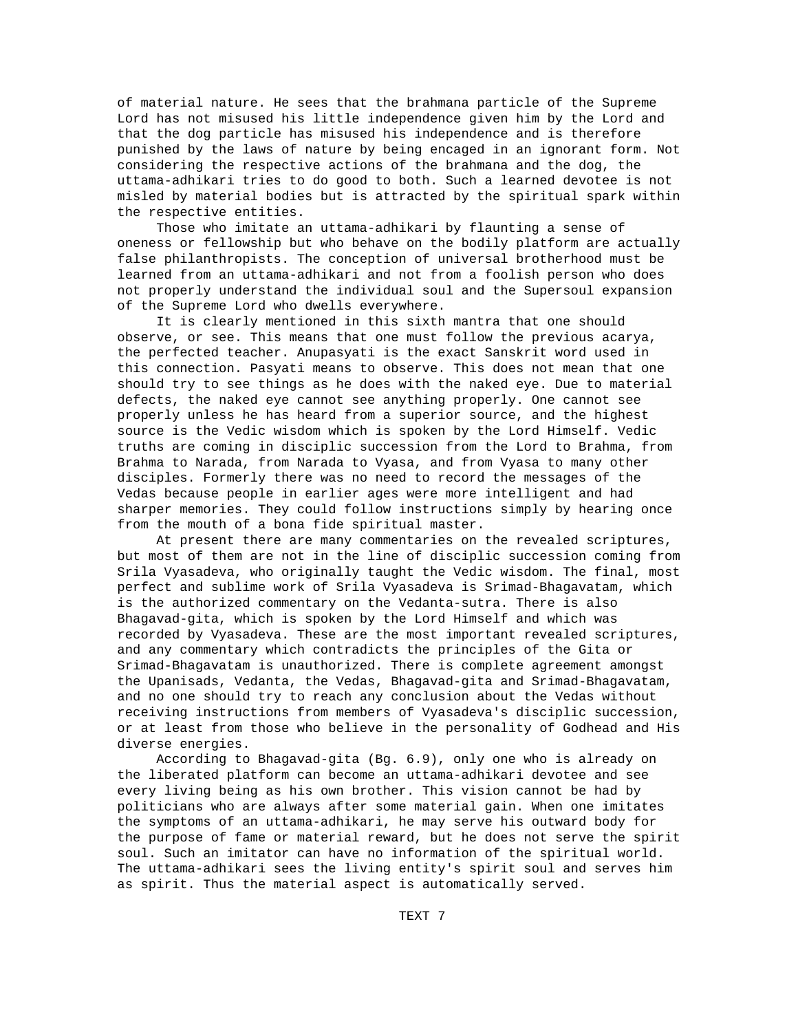of material nature. He sees that the brahmana particle of the Supreme Lord has not misused his little independence given him by the Lord and that the dog particle has misused his independence and is therefore punished by the laws of nature by being encaged in an ignorant form. Not considering the respective actions of the brahmana and the dog, the uttama-adhikari tries to do good to both. Such a learned devotee is not misled by material bodies but is attracted by the spiritual spark within the respective entities.

Those who imitate an uttama-adhikari by flaunting a sense of oneness or fellowship but who behave on the bodily platform are actually false philanthropists. The conception of universal brotherhood must be learned from an uttama-adhikari and not from a foolish person who does not properly understand the individual soul and the Supersoul expansion of the Supreme Lord who dwells everywhere.

It is clearly mentioned in this sixth mantra that one should observe, or see. This means that one must follow the previous acarya, the perfected teacher. Anupasyati is the exact Sanskrit word used in this connection. Pasyati means to observe. This does not mean that one should try to see things as he does with the naked eye. Due to material defects, the naked eye cannot see anything properly. One cannot see properly unless he has heard from a superior source, and the highest source is the Vedic wisdom which is spoken by the Lord Himself. Vedic truths are coming in disciplic succession from the Lord to Brahma, from Brahma to Narada, from Narada to Vyasa, and from Vyasa to many other disciples. Formerly there was no need to record the messages of the Vedas because people in earlier ages were more intelligent and had sharper memories. They could follow instructions simply by hearing once from the mouth of a bona fide spiritual master.

At present there are many commentaries on the revealed scriptures, but most of them are not in the line of disciplic succession coming from Srila Vyasadeva, who originally taught the Vedic wisdom. The final, most perfect and sublime work of Srila Vyasadeva is Srimad-Bhagavatam, which is the authorized commentary on the Vedanta-sutra. There is also Bhagavad-gita, which is spoken by the Lord Himself and which was recorded by Vyasadeva. These are the most important revealed scriptures, and any commentary which contradicts the principles of the Gita or Srimad-Bhagavatam is unauthorized. There is complete agreement amongst the Upanisads, Vedanta, the Vedas, Bhagavad-gita and Srimad-Bhagavatam, and no one should try to reach any conclusion about the Vedas without receiving instructions from members of Vyasadeva's disciplic succession, or at least from those who believe in the personality of Godhead and His diverse energies.

According to Bhagavad-gita (Bg. 6.9), only one who is already on the liberated platform can become an uttama-adhikari devotee and see every living being as his own brother. This vision cannot be had by politicians who are always after some material gain. When one imitates the symptoms of an uttama-adhikari, he may serve his outward body for the purpose of fame or material reward, but he does not serve the spirit soul. Such an imitator can have no information of the spiritual world. The uttama-adhikari sees the living entity's spirit soul and serves him as spirit. Thus the material aspect is automatically served.

TEXT 7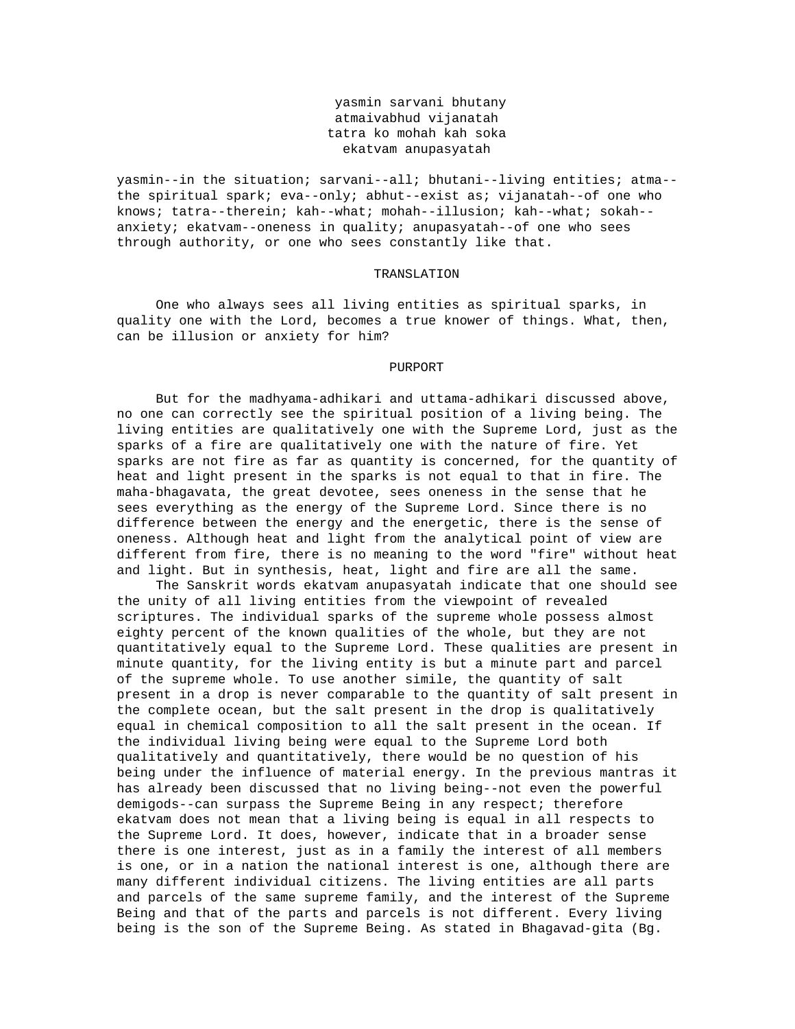yasmin sarvani bhutany
atmaivabhud vijanatah
tatra ko mohah kah soka
ekatvam anupasyatah

yasmin--in the situation; sarvani--all; bhutani--living entities; atma--the spiritual spark; eva--only; abhut--exist as; vijanatah--of one who knows; tatra--therein; kah--what; mohah--illusion; kah--what; sokah--anxiety; ekatvam--oneness in quality; anupasyatah--of one who sees through authority, or one who sees constantly like that.

TRANSLATION

One who always sees all living entities as spiritual sparks, in quality one with the Lord, becomes a true knower of things. What, then, can be illusion or anxiety for him?

PURPORT

But for the madhyama-adhikari and uttama-adhikari discussed above, no one can correctly see the spiritual position of a living being. The living entities are qualitatively one with the Supreme Lord, just as the sparks of a fire are qualitatively one with the nature of fire. Yet sparks are not fire as far as quantity is concerned, for the quantity of heat and light present in the sparks is not equal to that in fire. The maha-bhagavata, the great devotee, sees oneness in the sense that he sees everything as the energy of the Supreme Lord. Since there is no difference between the energy and the energetic, there is the sense of oneness. Although heat and light from the analytical point of view are different from fire, there is no meaning to the word "fire" without heat and light. But in synthesis, heat, light and fire are all the same.

The Sanskrit words ekatvam anupasyatah indicate that one should see the unity of all living entities from the viewpoint of revealed scriptures. The individual sparks of the supreme whole possess almost eighty percent of the known qualities of the whole, but they are not quantitatively equal to the Supreme Lord. These qualities are present in minute quantity, for the living entity is but a minute part and parcel of the supreme whole. To use another simile, the quantity of salt present in a drop is never comparable to the quantity of salt present in the complete ocean, but the salt present in the drop is qualitatively equal in chemical composition to all the salt present in the ocean. If the individual living being were equal to the Supreme Lord both qualitatively and quantitatively, there would be no question of his being under the influence of material energy. In the previous mantras it has already been discussed that no living being--not even the powerful demigods--can surpass the Supreme Being in any respect; therefore ekatvam does not mean that a living being is equal in all respects to the Supreme Lord. It does, however, indicate that in a broader sense there is one interest, just as in a family the interest of all members is one, or in a nation the national interest is one, although there are many different individual citizens. The living entities are all parts and parcels of the same supreme family, and the interest of the Supreme Being and that of the parts and parcels is not different. Every living being is the son of the Supreme Being. As stated in Bhagavad-gita (Bg.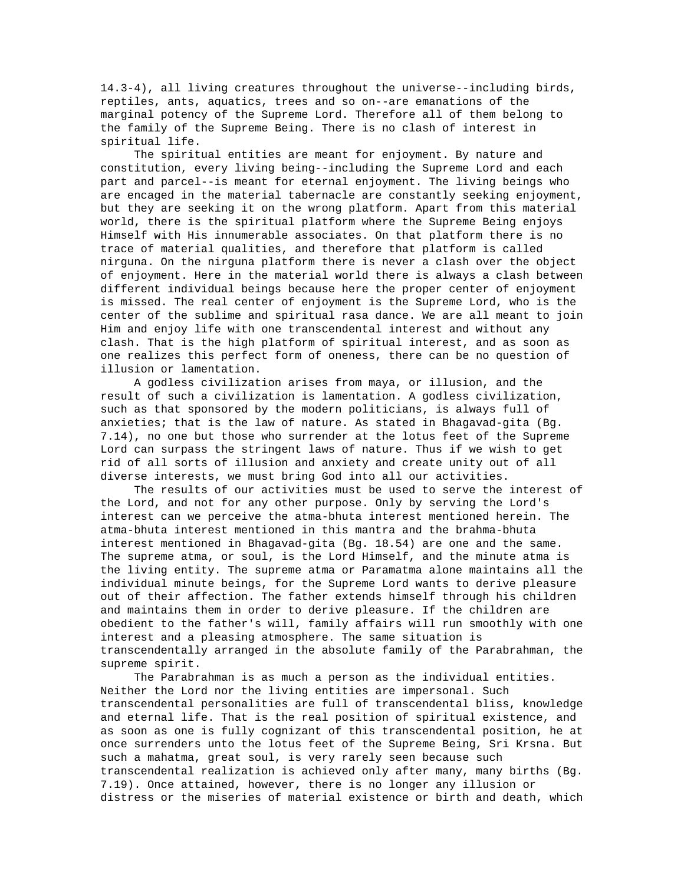14.3-4), all living creatures throughout the universe--including birds, reptiles, ants, aquatics, trees and so on--are emanations of the marginal potency of the Supreme Lord. Therefore all of them belong to the family of the Supreme Being. There is no clash of interest in spiritual life.

The spiritual entities are meant for enjoyment. By nature and constitution, every living being--including the Supreme Lord and each part and parcel--is meant for eternal enjoyment. The living beings who are encaged in the material tabernacle are constantly seeking enjoyment, but they are seeking it on the wrong platform. Apart from this material world, there is the spiritual platform where the Supreme Being enjoys Himself with His innumerable associates. On that platform there is no trace of material qualities, and therefore that platform is called nirguna. On the nirguna platform there is never a clash over the object of enjoyment. Here in the material world there is always a clash between different individual beings because here the proper center of enjoyment is missed. The real center of enjoyment is the Supreme Lord, who is the center of the sublime and spiritual rasa dance. We are all meant to join Him and enjoy life with one transcendental interest and without any clash. That is the high platform of spiritual interest, and as soon as one realizes this perfect form of oneness, there can be no question of illusion or lamentation.

A godless civilization arises from maya, or illusion, and the result of such a civilization is lamentation. A godless civilization, such as that sponsored by the modern politicians, is always full of anxieties; that is the law of nature. As stated in Bhagavad-gita (Bg. 7.14), no one but those who surrender at the lotus feet of the Supreme Lord can surpass the stringent laws of nature. Thus if we wish to get rid of all sorts of illusion and anxiety and create unity out of all diverse interests, we must bring God into all our activities.

The results of our activities must be used to serve the interest of the Lord, and not for any other purpose. Only by serving the Lord's interest can we perceive the atma-bhuta interest mentioned herein. The atma-bhuta interest mentioned in this mantra and the brahma-bhuta interest mentioned in Bhagavad-gita (Bg. 18.54) are one and the same. The supreme atma, or soul, is the Lord Himself, and the minute atma is the living entity. The supreme atma or Paramatma alone maintains all the individual minute beings, for the Supreme Lord wants to derive pleasure out of their affection. The father extends himself through his children and maintains them in order to derive pleasure. If the children are obedient to the father's will, family affairs will run smoothly with one interest and a pleasing atmosphere. The same situation is transcendentally arranged in the absolute family of the Parabrahman, the supreme spirit.

The Parabrahman is as much a person as the individual entities. Neither the Lord nor the living entities are impersonal. Such transcendental personalities are full of transcendental bliss, knowledge and eternal life. That is the real position of spiritual existence, and as soon as one is fully cognizant of this transcendental position, he at once surrenders unto the lotus feet of the Supreme Being, Sri Krsna. But such a mahatma, great soul, is very rarely seen because such transcendental realization is achieved only after many, many births (Bg. 7.19). Once attained, however, there is no longer any illusion or distress or the miseries of material existence or birth and death, which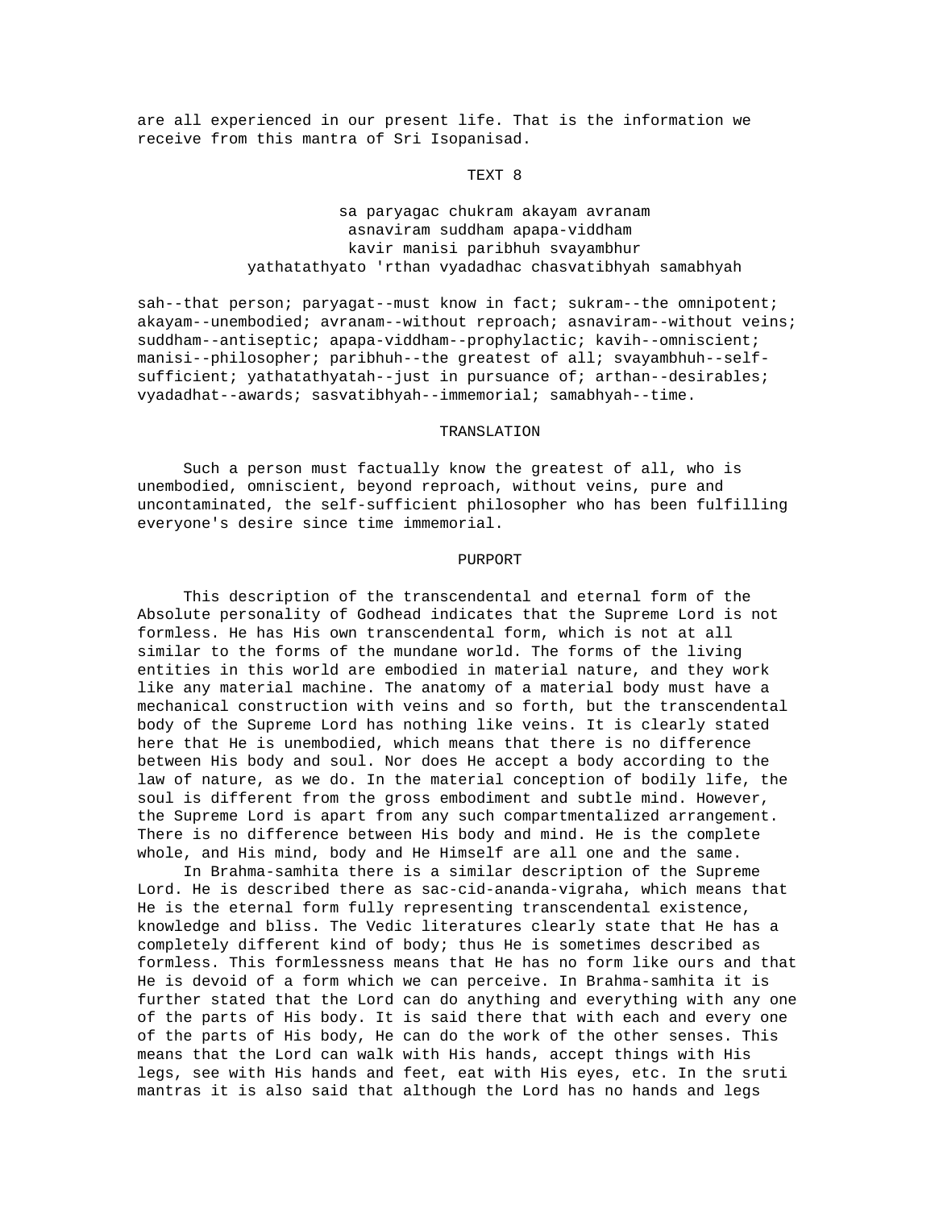are all experienced in our present life. That is the information we receive from this mantra of Sri Isopanisad.

## TEXT 8

sa paryagac chukram akayam avranam
asnaviram suddham apapa-viddham
kavir manisi paribhuh svayambhur
yathatathyato 'rthan vyadadhac chasvatibhyah samabhyah

sah--that person; paryagat--must know in fact; sukram--the omnipotent; akayam--unembodied; avranam--without reproach; asnaviram--without veins; suddham--antiseptic; apapa-viddham--prophylactic; kavih--omniscient; manisi--philosopher; paribhuh--the greatest of all; svayambhuh--self-sufficient; yathatathyatah--just in pursuance of; arthan--desirables; vyadadhat--awards; sasvatibhyah--immemorial; samabhyah--time.

## TRANSLATION

Such a person must factually know the greatest of all, who is unembodied, omniscient, beyond reproach, without veins, pure and uncontaminated, the self-sufficient philosopher who has been fulfilling everyone's desire since time immemorial.

## PURPORT

This description of the transcendental and eternal form of the Absolute personality of Godhead indicates that the Supreme Lord is not formless. He has His own transcendental form, which is not at all similar to the forms of the mundane world. The forms of the living entities in this world are embodied in material nature, and they work like any material machine. The anatomy of a material body must have a mechanical construction with veins and so forth, but the transcendental body of the Supreme Lord has nothing like veins. It is clearly stated here that He is unembodied, which means that there is no difference between His body and soul. Nor does He accept a body according to the law of nature, as we do. In the material conception of bodily life, the soul is different from the gross embodiment and subtle mind. However, the Supreme Lord is apart from any such compartmentalized arrangement. There is no difference between His body and mind. He is the complete whole, and His mind, body and He Himself are all one and the same.

In Brahma-samhita there is a similar description of the Supreme Lord. He is described there as sac-cid-ananda-vigraha, which means that He is the eternal form fully representing transcendental existence, knowledge and bliss. The Vedic literatures clearly state that He has a completely different kind of body; thus He is sometimes described as formless. This formlessness means that He has no form like ours and that He is devoid of a form which we can perceive. In Brahma-samhita it is further stated that the Lord can do anything and everything with any one of the parts of His body. It is said there that with each and every one of the parts of His body, He can do the work of the other senses. This means that the Lord can walk with His hands, accept things with His legs, see with His hands and feet, eat with His eyes, etc. In the sruti mantras it is also said that although the Lord has no hands and legs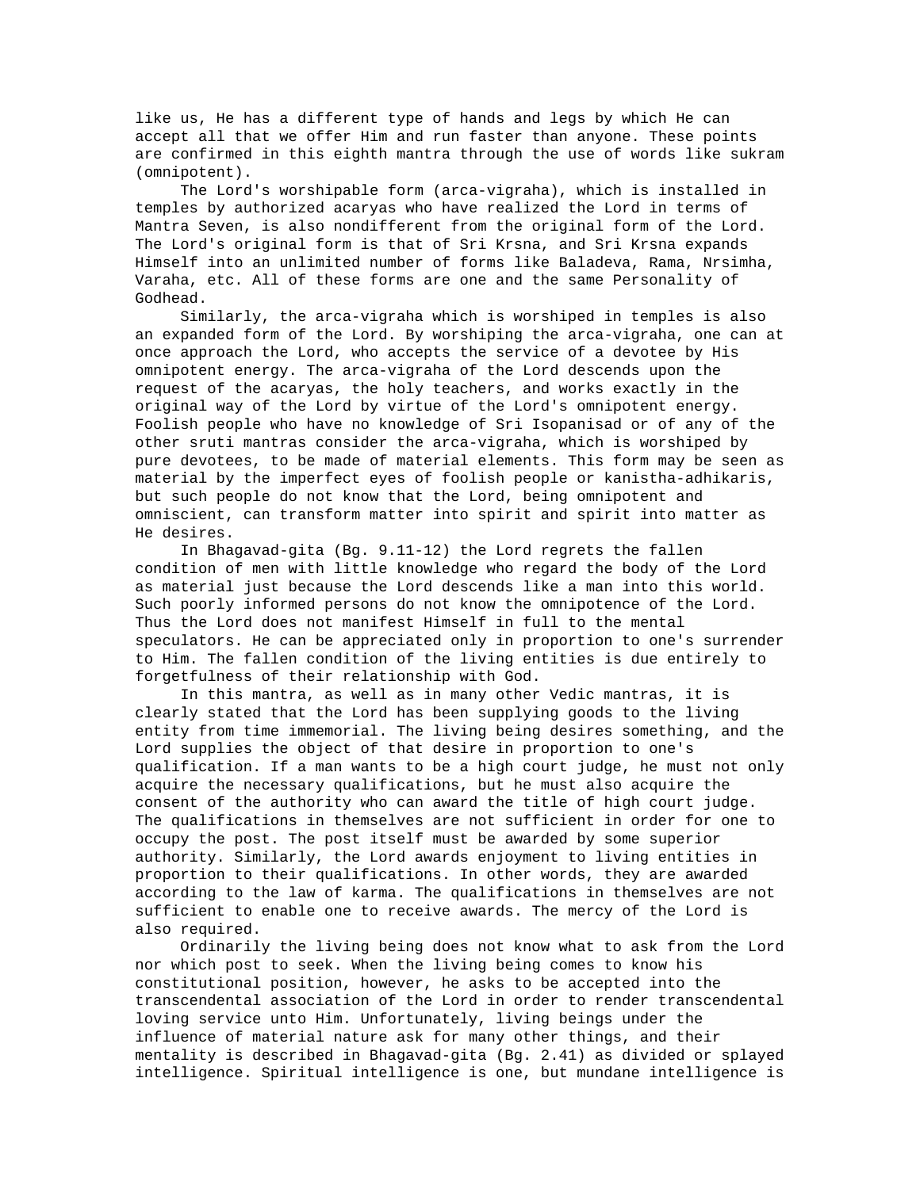like us, He has a different type of hands and legs by which He can accept all that we offer Him and run faster than anyone. These points are confirmed in this eighth mantra through the use of words like sukram (omnipotent).

The Lord's worshipable form (arca-vigraha), which is installed in temples by authorized acaryas who have realized the Lord in terms of Mantra Seven, is also nondifferent from the original form of the Lord. The Lord's original form is that of Sri Krsna, and Sri Krsna expands Himself into an unlimited number of forms like Baladeva, Rama, Nrsimha, Varaha, etc. All of these forms are one and the same Personality of Godhead.

Similarly, the arca-vigraha which is worshiped in temples is also an expanded form of the Lord. By worshiping the arca-vigraha, one can at once approach the Lord, who accepts the service of a devotee by His omnipotent energy. The arca-vigraha of the Lord descends upon the request of the acaryas, the holy teachers, and works exactly in the original way of the Lord by virtue of the Lord's omnipotent energy. Foolish people who have no knowledge of Sri Isopanisad or of any of the other sruti mantras consider the arca-vigraha, which is worshiped by pure devotees, to be made of material elements. This form may be seen as material by the imperfect eyes of foolish people or kanistha-adhikaris, but such people do not know that the Lord, being omnipotent and omniscient, can transform matter into spirit and spirit into matter as He desires.

In Bhagavad-gita (Bg. 9.11-12) the Lord regrets the fallen condition of men with little knowledge who regard the body of the Lord as material just because the Lord descends like a man into this world. Such poorly informed persons do not know the omnipotence of the Lord. Thus the Lord does not manifest Himself in full to the mental speculators. He can be appreciated only in proportion to one's surrender to Him. The fallen condition of the living entities is due entirely to forgetfulness of their relationship with God.

In this mantra, as well as in many other Vedic mantras, it is clearly stated that the Lord has been supplying goods to the living entity from time immemorial. The living being desires something, and the Lord supplies the object of that desire in proportion to one's qualification. If a man wants to be a high court judge, he must not only acquire the necessary qualifications, but he must also acquire the consent of the authority who can award the title of high court judge. The qualifications in themselves are not sufficient in order for one to occupy the post. The post itself must be awarded by some superior authority. Similarly, the Lord awards enjoyment to living entities in proportion to their qualifications. In other words, they are awarded according to the law of karma. The qualifications in themselves are not sufficient to enable one to receive awards. The mercy of the Lord is also required.

Ordinarily the living being does not know what to ask from the Lord nor which post to seek. When the living being comes to know his constitutional position, however, he asks to be accepted into the transcendental association of the Lord in order to render transcendental loving service unto Him. Unfortunately, living beings under the influence of material nature ask for many other things, and their mentality is described in Bhagavad-gita (Bg. 2.41) as divided or splayed intelligence. Spiritual intelligence is one, but mundane intelligence is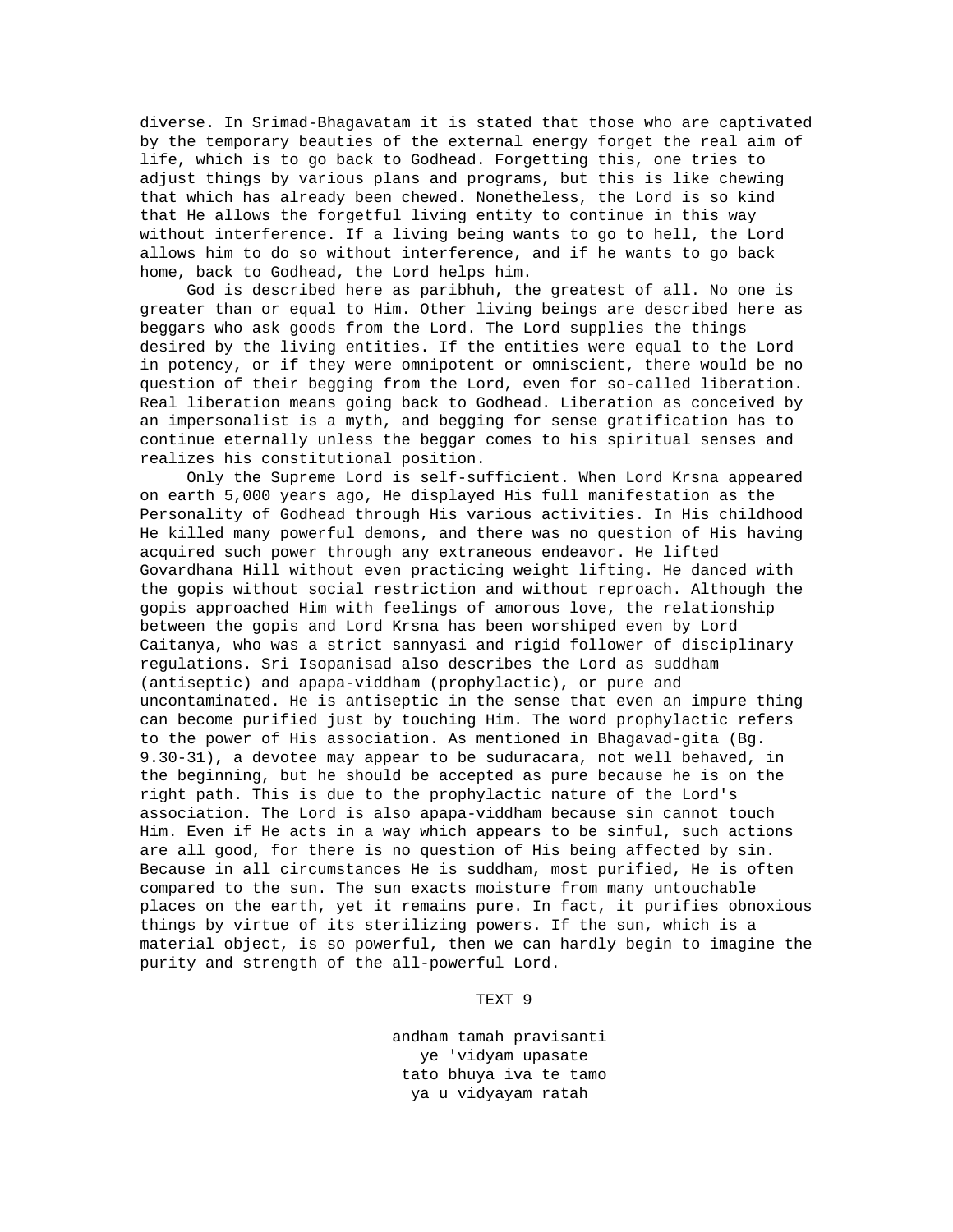diverse. In Srimad-Bhagavatam it is stated that those who are captivated by the temporary beauties of the external energy forget the real aim of life, which is to go back to Godhead. Forgetting this, one tries to adjust things by various plans and programs, but this is like chewing that which has already been chewed. Nonetheless, the Lord is so kind that He allows the forgetful living entity to continue in this way without interference. If a living being wants to go to hell, the Lord allows him to do so without interference, and if he wants to go back home, back to Godhead, the Lord helps him.

God is described here as paribhuh, the greatest of all. No one is greater than or equal to Him. Other living beings are described here as beggars who ask goods from the Lord. The Lord supplies the things desired by the living entities. If the entities were equal to the Lord in potency, or if they were omnipotent or omniscient, there would be no question of their begging from the Lord, even for so-called liberation. Real liberation means going back to Godhead. Liberation as conceived by an impersonalist is a myth, and begging for sense gratification has to continue eternally unless the beggar comes to his spiritual senses and realizes his constitutional position.

Only the Supreme Lord is self-sufficient. When Lord Krsna appeared on earth 5,000 years ago, He displayed His full manifestation as the Personality of Godhead through His various activities. In His childhood He killed many powerful demons, and there was no question of His having acquired such power through any extraneous endeavor. He lifted Govardhana Hill without even practicing weight lifting. He danced with the gopis without social restriction and without reproach. Although the gopis approached Him with feelings of amorous love, the relationship between the gopis and Lord Krsna has been worshiped even by Lord Caitanya, who was a strict sannyasi and rigid follower of disciplinary regulations. Sri Isopanisad also describes the Lord as suddham (antiseptic) and apapa-viddham (prophylactic), or pure and uncontaminated. He is antiseptic in the sense that even an impure thing can become purified just by touching Him. The word prophylactic refers to the power of His association. As mentioned in Bhagavad-gita (Bg. 9.30-31), a devotee may appear to be suduracara, not well behaved, in the beginning, but he should be accepted as pure because he is on the right path. This is due to the prophylactic nature of the Lord's association. The Lord is also apapa-viddham because sin cannot touch Him. Even if He acts in a way which appears to be sinful, such actions are all good, for there is no question of His being affected by sin. Because in all circumstances He is suddham, most purified, He is often compared to the sun. The sun exacts moisture from many untouchable places on the earth, yet it remains pure. In fact, it purifies obnoxious things by virtue of its sterilizing powers. If the sun, which is a material object, is so powerful, then we can hardly begin to imagine the purity and strength of the all-powerful Lord.

TEXT 9

andham tamah pravisanti
ye 'vidyam upasate
tato bhuya iva te tamo
ya u vidyayam ratah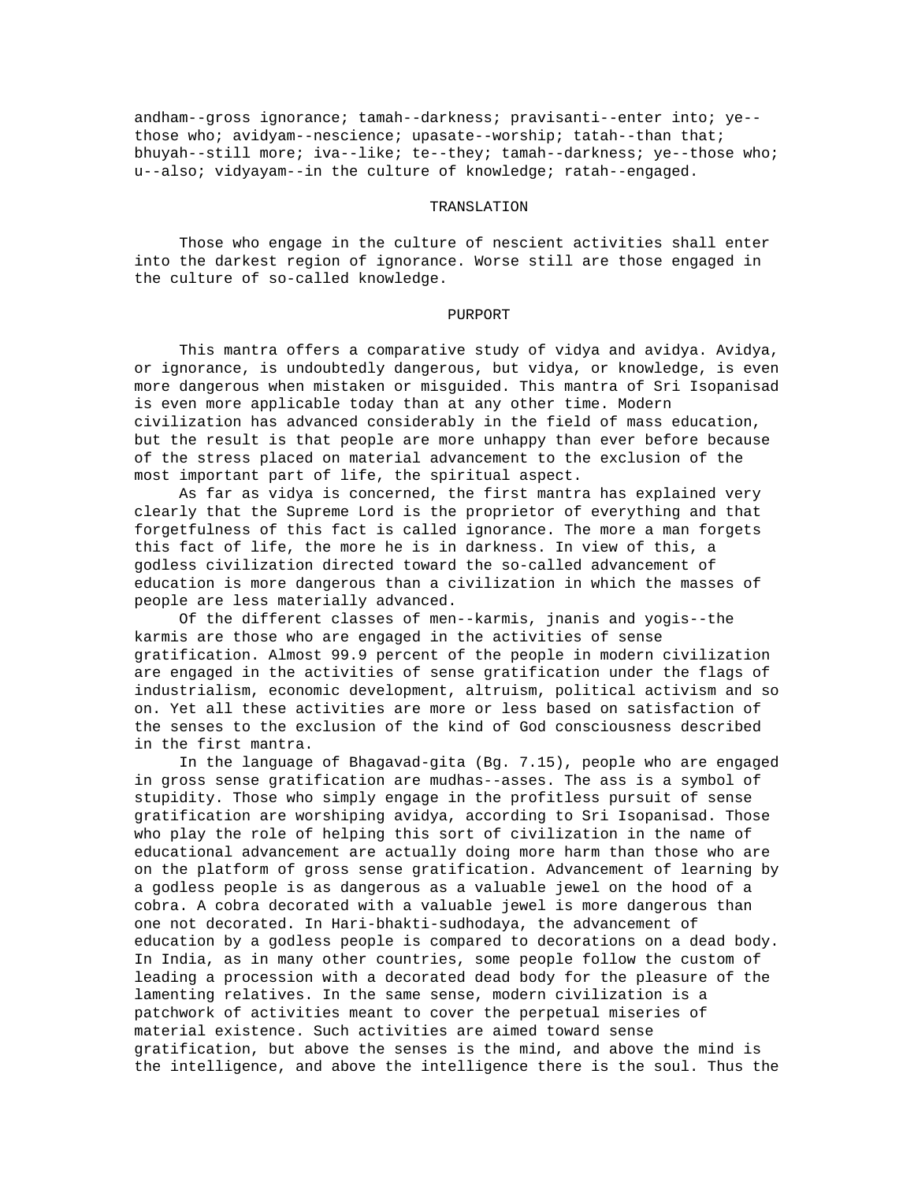andham--gross ignorance; tamah--darkness; pravisanti--enter into; ye--those who; avidyam--nescience; upasate--worship; tatah--than that; bhuyah--still more; iva--like; te--they; tamah--darkness; ye--those who; u--also; vidyayam--in the culture of knowledge; ratah--engaged.

## TRANSLATION

Those who engage in the culture of nescient activities shall enter into the darkest region of ignorance. Worse still are those engaged in the culture of so-called knowledge.

## PURPORT

This mantra offers a comparative study of vidya and avidya. Avidya, or ignorance, is undoubtedly dangerous, but vidya, or knowledge, is even more dangerous when mistaken or misguided. This mantra of Sri Isopanisad is even more applicable today than at any other time. Modern civilization has advanced considerably in the field of mass education, but the result is that people are more unhappy than ever before because of the stress placed on material advancement to the exclusion of the most important part of life, the spiritual aspect.

As far as vidya is concerned, the first mantra has explained very clearly that the Supreme Lord is the proprietor of everything and that forgetfulness of this fact is called ignorance. The more a man forgets this fact of life, the more he is in darkness. In view of this, a godless civilization directed toward the so-called advancement of education is more dangerous than a civilization in which the masses of people are less materially advanced.

Of the different classes of men--karmis, jnanis and yogis--the karmis are those who are engaged in the activities of sense gratification. Almost 99.9 percent of the people in modern civilization are engaged in the activities of sense gratification under the flags of industrialism, economic development, altruism, political activism and so on. Yet all these activities are more or less based on satisfaction of the senses to the exclusion of the kind of God consciousness described in the first mantra.

In the language of Bhagavad-gita (Bg. 7.15), people who are engaged in gross sense gratification are mudhas--asses. The ass is a symbol of stupidity. Those who simply engage in the profitless pursuit of sense gratification are worshiping avidya, according to Sri Isopanisad. Those who play the role of helping this sort of civilization in the name of educational advancement are actually doing more harm than those who are on the platform of gross sense gratification. Advancement of learning by a godless people is as dangerous as a valuable jewel on the hood of a cobra. A cobra decorated with a valuable jewel is more dangerous than one not decorated. In Hari-bhakti-sudhodaya, the advancement of education by a godless people is compared to decorations on a dead body. In India, as in many other countries, some people follow the custom of leading a procession with a decorated dead body for the pleasure of the lamenting relatives. In the same sense, modern civilization is a patchwork of activities meant to cover the perpetual miseries of material existence. Such activities are aimed toward sense gratification, but above the senses is the mind, and above the mind is the intelligence, and above the intelligence there is the soul. Thus the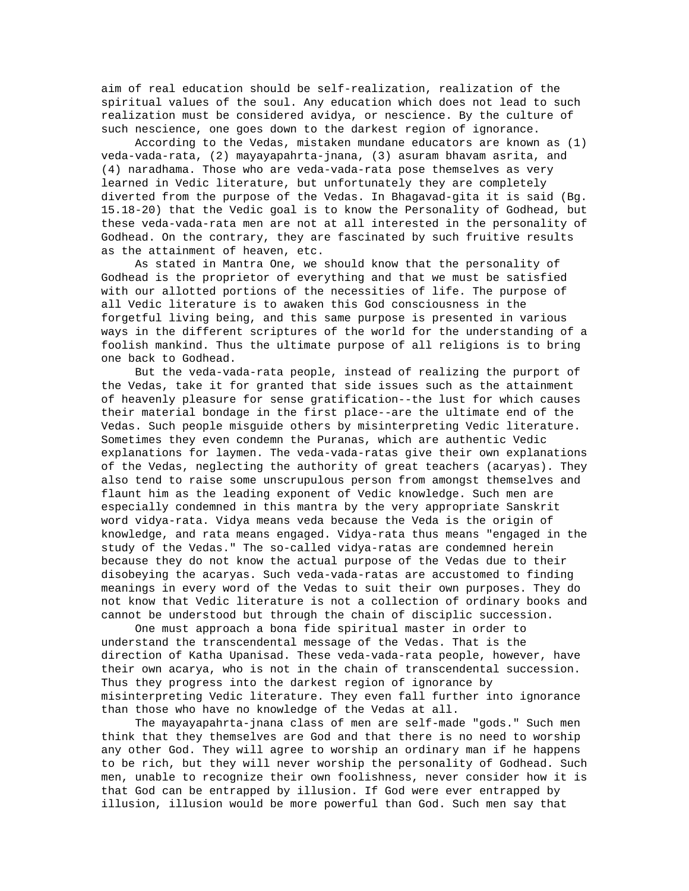aim of real education should be self-realization, realization of the spiritual values of the soul. Any education which does not lead to such realization must be considered avidya, or nescience. By the culture of such nescience, one goes down to the darkest region of ignorance.

According to the Vedas, mistaken mundane educators are known as (1) veda-vada-rata, (2) mayayapahrta-jnana, (3) asuram bhavam asrita, and (4) naradhama. Those who are veda-vada-rata pose themselves as very learned in Vedic literature, but unfortunately they are completely diverted from the purpose of the Vedas. In Bhagavad-gita it is said (Bg. 15.18-20) that the Vedic goal is to know the Personality of Godhead, but these veda-vada-rata men are not at all interested in the personality of Godhead. On the contrary, they are fascinated by such fruitive results as the attainment of heaven, etc.

As stated in Mantra One, we should know that the personality of Godhead is the proprietor of everything and that we must be satisfied with our allotted portions of the necessities of life. The purpose of all Vedic literature is to awaken this God consciousness in the forgetful living being, and this same purpose is presented in various ways in the different scriptures of the world for the understanding of a foolish mankind. Thus the ultimate purpose of all religions is to bring one back to Godhead.

But the veda-vada-rata people, instead of realizing the purport of the Vedas, take it for granted that side issues such as the attainment of heavenly pleasure for sense gratification--the lust for which causes their material bondage in the first place--are the ultimate end of the Vedas. Such people misguide others by misinterpreting Vedic literature. Sometimes they even condemn the Puranas, which are authentic Vedic explanations for laymen. The veda-vada-ratas give their own explanations of the Vedas, neglecting the authority of great teachers (acaryas). They also tend to raise some unscrupulous person from amongst themselves and flaunt him as the leading exponent of Vedic knowledge. Such men are especially condemned in this mantra by the very appropriate Sanskrit word vidya-rata. Vidya means veda because the Veda is the origin of knowledge, and rata means engaged. Vidya-rata thus means "engaged in the study of the Vedas." The so-called vidya-ratas are condemned herein because they do not know the actual purpose of the Vedas due to their disobeying the acaryas. Such veda-vada-ratas are accustomed to finding meanings in every word of the Vedas to suit their own purposes. They do not know that Vedic literature is not a collection of ordinary books and cannot be understood but through the chain of disciplic succession.

One must approach a bona fide spiritual master in order to understand the transcendental message of the Vedas. That is the direction of Katha Upanisad. These veda-vada-rata people, however, have their own acarya, who is not in the chain of transcendental succession. Thus they progress into the darkest region of ignorance by misinterpreting Vedic literature. They even fall further into ignorance than those who have no knowledge of the Vedas at all.

The mayayapahrta-jnana class of men are self-made "gods." Such men think that they themselves are God and that there is no need to worship any other God. They will agree to worship an ordinary man if he happens to be rich, but they will never worship the personality of Godhead. Such men, unable to recognize their own foolishness, never consider how it is that God can be entrapped by illusion. If God were ever entrapped by illusion, illusion would be more powerful than God. Such men say that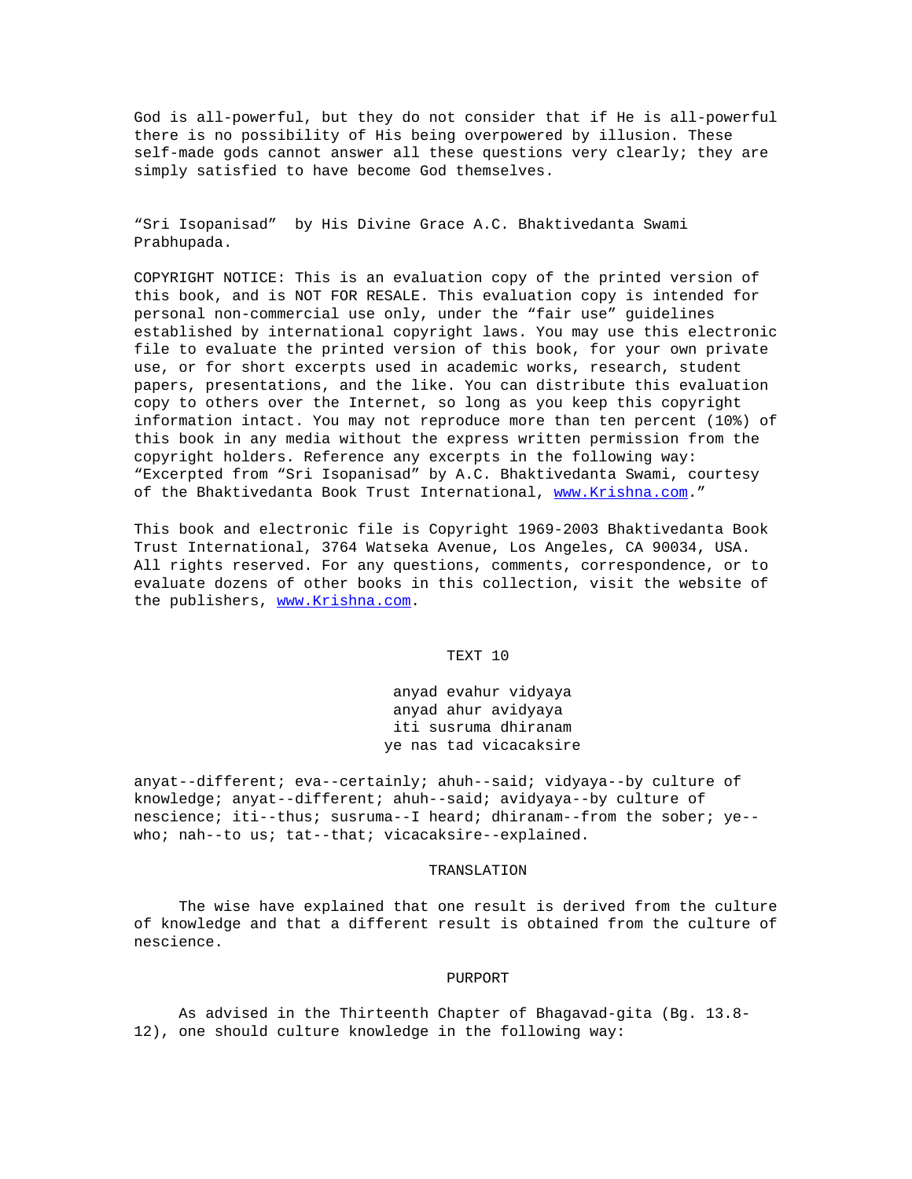God is all-powerful, but they do not consider that if He is all-powerful there is no possibility of His being overpowered by illusion. These self-made gods cannot answer all these questions very clearly; they are simply satisfied to have become God themselves.

"Sri Isopanisad" by His Divine Grace A.C. Bhaktivedanta Swami Prabhupada.

COPYRIGHT NOTICE: This is an evaluation copy of the printed version of this book, and is NOT FOR RESALE. This evaluation copy is intended for personal non-commercial use only, under the "fair use" guidelines established by international copyright laws. You may use this electronic file to evaluate the printed version of this book, for your own private use, or for short excerpts used in academic works, research, student papers, presentations, and the like. You can distribute this evaluation copy to others over the Internet, so long as you keep this copyright information intact. You may not reproduce more than ten percent (10%) of this book in any media without the express written permission from the copyright holders. Reference any excerpts in the following way: "Excerpted from "Sri Isopanisad" by A.C. Bhaktivedanta Swami, courtesy of the Bhaktivedanta Book Trust International, www.Krishna.com."

This book and electronic file is Copyright 1969-2003 Bhaktivedanta Book Trust International, 3764 Watseka Avenue, Los Angeles, CA 90034, USA. All rights reserved. For any questions, comments, correspondence, or to evaluate dozens of other books in this collection, visit the website of the publishers, www.Krishna.com.

## TEXT 10

anyad evahur vidyaya
anyad ahur avidyaya
iti susruma dhiranam
ye nas tad vicacaksire

anyat--different; eva--certainly; ahuh--said; vidyaya--by culture of knowledge; anyat--different; ahuh--said; avidyaya--by culture of nescience; iti--thus; susruma--I heard; dhiranam--from the sober; ye--who; nah--to us; tat--that; vicacaksire--explained.

### TRANSLATION

The wise have explained that one result is derived from the culture of knowledge and that a different result is obtained from the culture of nescience.

### PURPORT

As advised in the Thirteenth Chapter of Bhagavad-gita (Bg. 13.8-12), one should culture knowledge in the following way: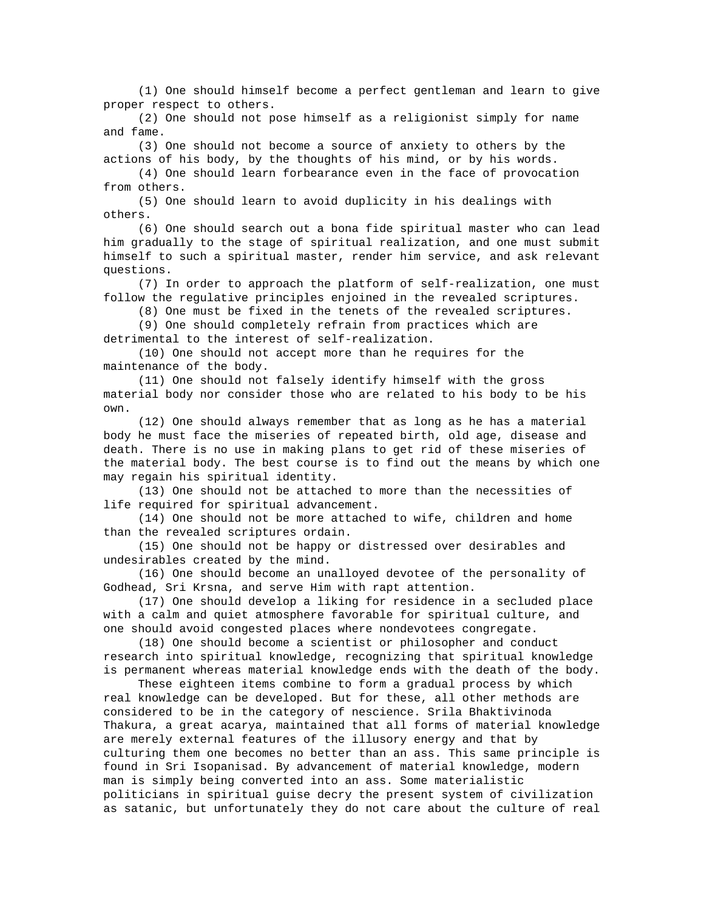(1) One should himself become a perfect gentleman and learn to give proper respect to others.

(2) One should not pose himself as a religionist simply for name and fame.

(3) One should not become a source of anxiety to others by the actions of his body, by the thoughts of his mind, or by his words.

(4) One should learn forbearance even in the face of provocation from others.

(5) One should learn to avoid duplicity in his dealings with others.

(6) One should search out a bona fide spiritual master who can lead him gradually to the stage of spiritual realization, and one must submit himself to such a spiritual master, render him service, and ask relevant questions.

(7) In order to approach the platform of self-realization, one must follow the regulative principles enjoined in the revealed scriptures.

(8) One must be fixed in the tenets of the revealed scriptures.

(9) One should completely refrain from practices which are detrimental to the interest of self-realization.

(10) One should not accept more than he requires for the maintenance of the body.

(11) One should not falsely identify himself with the gross material body nor consider those who are related to his body to be his own.

(12) One should always remember that as long as he has a material body he must face the miseries of repeated birth, old age, disease and death. There is no use in making plans to get rid of these miseries of the material body. The best course is to find out the means by which one may regain his spiritual identity.

(13) One should not be attached to more than the necessities of life required for spiritual advancement.

(14) One should not be more attached to wife, children and home than the revealed scriptures ordain.

(15) One should not be happy or distressed over desirables and undesirables created by the mind.

(16) One should become an unalloyed devotee of the personality of Godhead, Sri Krsna, and serve Him with rapt attention.

(17) One should develop a liking for residence in a secluded place with a calm and quiet atmosphere favorable for spiritual culture, and one should avoid congested places where nondevotees congregate.

(18) One should become a scientist or philosopher and conduct research into spiritual knowledge, recognizing that spiritual knowledge is permanent whereas material knowledge ends with the death of the body.

These eighteen items combine to form a gradual process by which real knowledge can be developed. But for these, all other methods are considered to be in the category of nescience. Srila Bhaktivinoda Thakura, a great acarya, maintained that all forms of material knowledge are merely external features of the illusory energy and that by culturing them one becomes no better than an ass. This same principle is found in Sri Isopanisad. By advancement of material knowledge, modern man is simply being converted into an ass. Some materialistic politicians in spiritual guise decry the present system of civilization as satanic, but unfortunately they do not care about the culture of real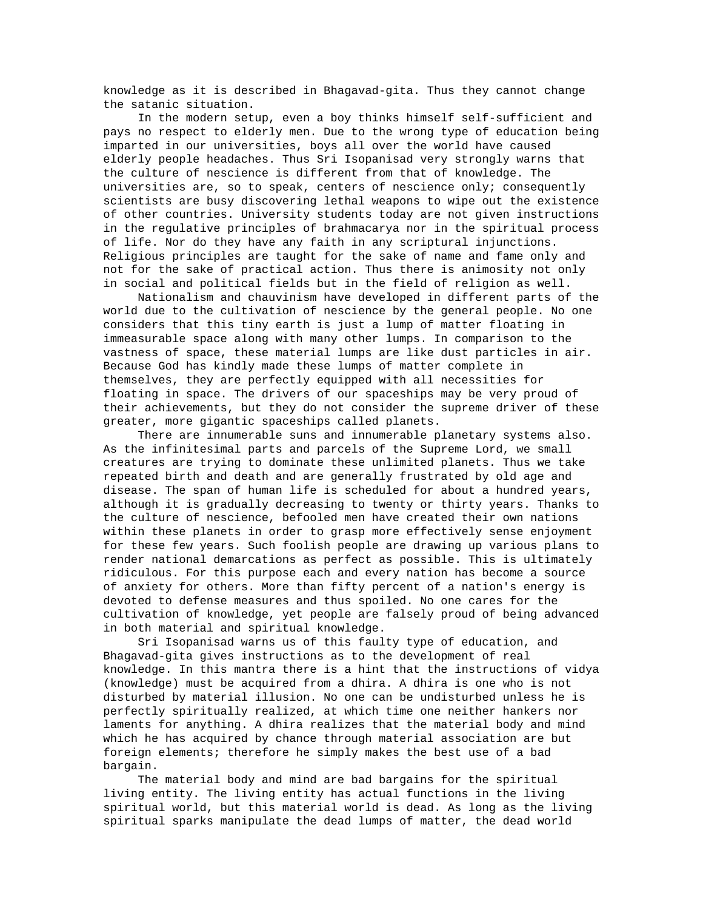knowledge as it is described in Bhagavad-gita. Thus they cannot change the satanic situation.

In the modern setup, even a boy thinks himself self-sufficient and pays no respect to elderly men. Due to the wrong type of education being imparted in our universities, boys all over the world have caused elderly people headaches. Thus Sri Isopanisad very strongly warns that the culture of nescience is different from that of knowledge. The universities are, so to speak, centers of nescience only; consequently scientists are busy discovering lethal weapons to wipe out the existence of other countries. University students today are not given instructions in the regulative principles of brahmacarya nor in the spiritual process of life. Nor do they have any faith in any scriptural injunctions. Religious principles are taught for the sake of name and fame only and not for the sake of practical action. Thus there is animosity not only in social and political fields but in the field of religion as well.

Nationalism and chauvinism have developed in different parts of the world due to the cultivation of nescience by the general people. No one considers that this tiny earth is just a lump of matter floating in immeasurable space along with many other lumps. In comparison to the vastness of space, these material lumps are like dust particles in air. Because God has kindly made these lumps of matter complete in themselves, they are perfectly equipped with all necessities for floating in space. The drivers of our spaceships may be very proud of their achievements, but they do not consider the supreme driver of these greater, more gigantic spaceships called planets.

There are innumerable suns and innumerable planetary systems also. As the infinitesimal parts and parcels of the Supreme Lord, we small creatures are trying to dominate these unlimited planets. Thus we take repeated birth and death and are generally frustrated by old age and disease. The span of human life is scheduled for about a hundred years, although it is gradually decreasing to twenty or thirty years. Thanks to the culture of nescience, befooled men have created their own nations within these planets in order to grasp more effectively sense enjoyment for these few years. Such foolish people are drawing up various plans to render national demarcations as perfect as possible. This is ultimately ridiculous. For this purpose each and every nation has become a source of anxiety for others. More than fifty percent of a nation's energy is devoted to defense measures and thus spoiled. No one cares for the cultivation of knowledge, yet people are falsely proud of being advanced in both material and spiritual knowledge.

Sri Isopanisad warns us of this faulty type of education, and Bhagavad-gita gives instructions as to the development of real knowledge. In this mantra there is a hint that the instructions of vidya (knowledge) must be acquired from a dhira. A dhira is one who is not disturbed by material illusion. No one can be undisturbed unless he is perfectly spiritually realized, at which time one neither hankers nor laments for anything. A dhira realizes that the material body and mind which he has acquired by chance through material association are but foreign elements; therefore he simply makes the best use of a bad bargain.

The material body and mind are bad bargains for the spiritual living entity. The living entity has actual functions in the living spiritual world, but this material world is dead. As long as the living spiritual sparks manipulate the dead lumps of matter, the dead world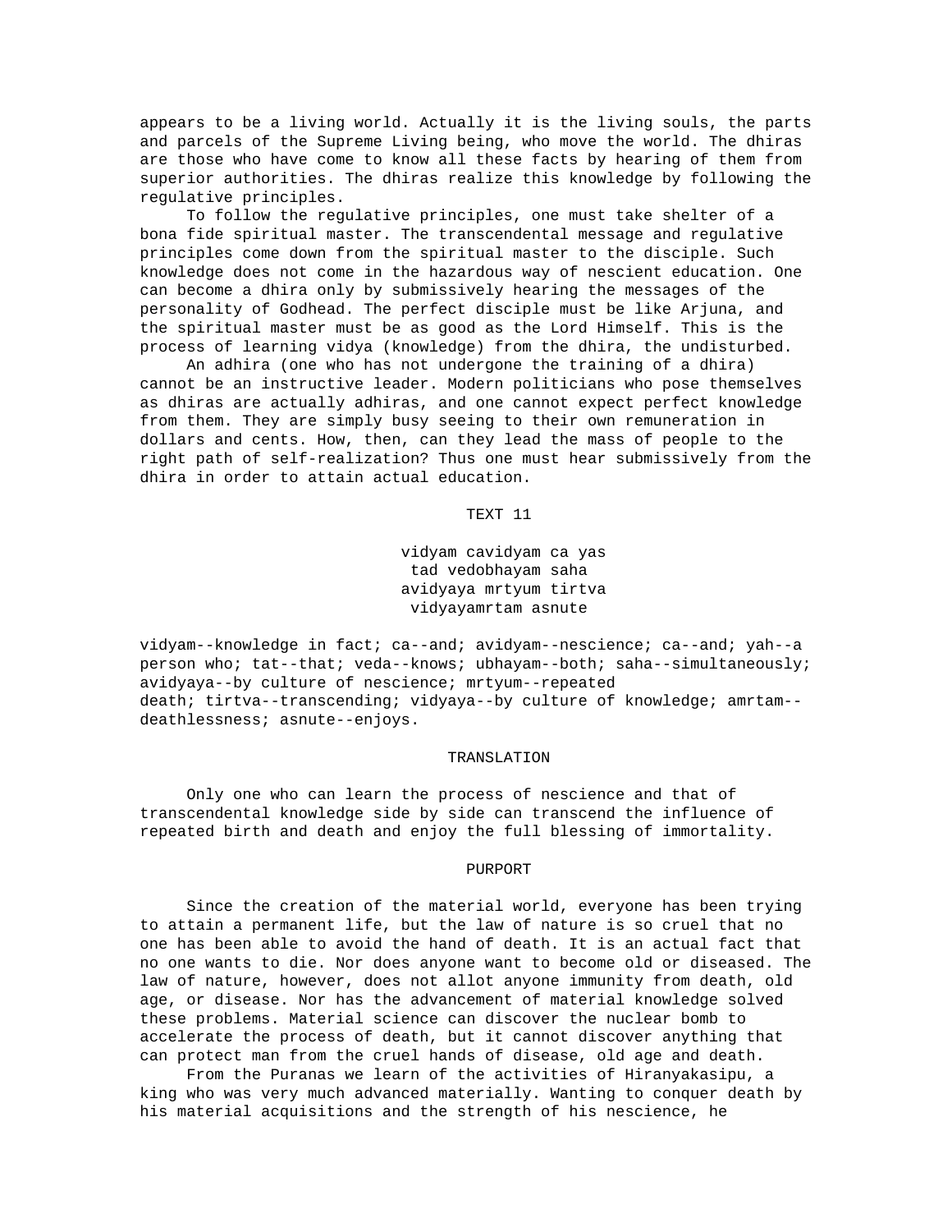appears to be a living world. Actually it is the living souls, the parts and parcels of the Supreme Living being, who move the world. The dhiras are those who have come to know all these facts by hearing of them from superior authorities. The dhiras realize this knowledge by following the regulative principles.

To follow the regulative principles, one must take shelter of a bona fide spiritual master. The transcendental message and regulative principles come down from the spiritual master to the disciple. Such knowledge does not come in the hazardous way of nescient education. One can become a dhira only by submissively hearing the messages of the personality of Godhead. The perfect disciple must be like Arjuna, and the spiritual master must be as good as the Lord Himself. This is the process of learning vidya (knowledge) from the dhira, the undisturbed.

An adhira (one who has not undergone the training of a dhira) cannot be an instructive leader. Modern politicians who pose themselves as dhiras are actually adhiras, and one cannot expect perfect knowledge from them. They are simply busy seeing to their own remuneration in dollars and cents. How, then, can they lead the mass of people to the right path of self-realization? Thus one must hear submissively from the dhira in order to attain actual education.

## TEXT 11

vidyam cavidyam ca yas
tad vedobhayam saha
avidyaya mrtyum tirtva
vidyayamrtam asnute

vidyam--knowledge in fact; ca--and; avidyam--nescience; ca--and; yah--a person who; tat--that; veda--knows; ubhayam--both; saha--simultaneously; avidyaya--by culture of nescience; mrtyum--repeated death; tirtva--transcending; vidyaya--by culture of knowledge; amrtam--deathlessness; asnute--enjoys.

### TRANSLATION

Only one who can learn the process of nescience and that of transcendental knowledge side by side can transcend the influence of repeated birth and death and enjoy the full blessing of immortality.

### PURPORT

Since the creation of the material world, everyone has been trying to attain a permanent life, but the law of nature is so cruel that no one has been able to avoid the hand of death. It is an actual fact that no one wants to die. Nor does anyone want to become old or diseased. The law of nature, however, does not allot anyone immunity from death, old age, or disease. Nor has the advancement of material knowledge solved these problems. Material science can discover the nuclear bomb to accelerate the process of death, but it cannot discover anything that can protect man from the cruel hands of disease, old age and death.

From the Puranas we learn of the activities of Hiranyakasipu, a king who was very much advanced materially. Wanting to conquer death by his material acquisitions and the strength of his nescience, he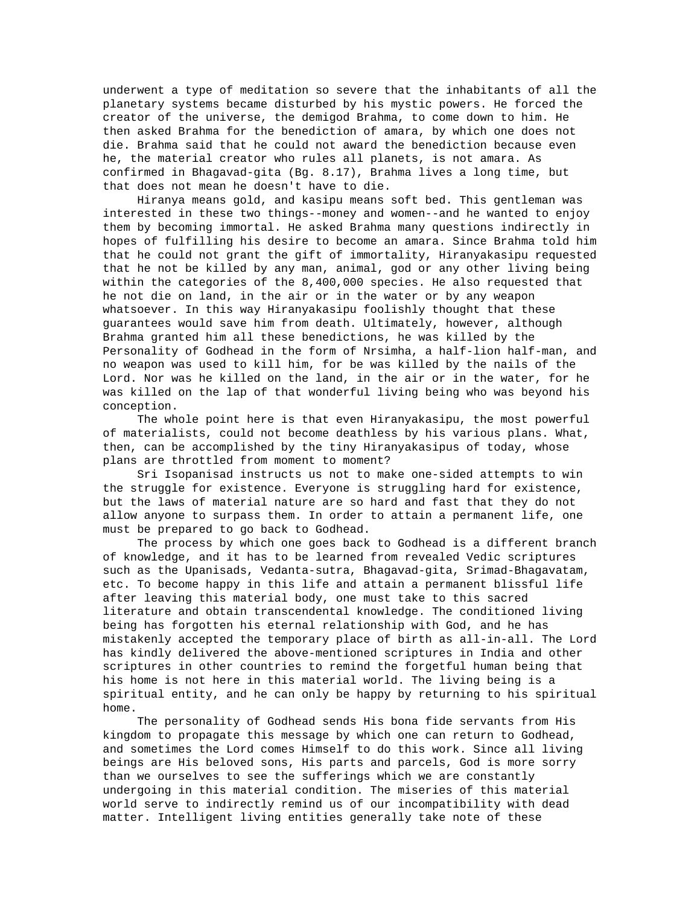underwent a type of meditation so severe that the inhabitants of all the planetary systems became disturbed by his mystic powers. He forced the creator of the universe, the demigod Brahma, to come down to him. He then asked Brahma for the benediction of amara, by which one does not die. Brahma said that he could not award the benediction because even he, the material creator who rules all planets, is not amara. As confirmed in Bhagavad-gita (Bg. 8.17), Brahma lives a long time, but that does not mean he doesn't have to die.

Hiranya means gold, and kasipu means soft bed. This gentleman was interested in these two things--money and women--and he wanted to enjoy them by becoming immortal. He asked Brahma many questions indirectly in hopes of fulfilling his desire to become an amara. Since Brahma told him that he could not grant the gift of immortality, Hiranyakasipu requested that he not be killed by any man, animal, god or any other living being within the categories of the 8,400,000 species. He also requested that he not die on land, in the air or in the water or by any weapon whatsoever. In this way Hiranyakasipu foolishly thought that these guarantees would save him from death. Ultimately, however, although Brahma granted him all these benedictions, he was killed by the Personality of Godhead in the form of Nrsimha, a half-lion half-man, and no weapon was used to kill him, for be was killed by the nails of the Lord. Nor was he killed on the land, in the air or in the water, for he was killed on the lap of that wonderful living being who was beyond his conception.

The whole point here is that even Hiranyakasipu, the most powerful of materialists, could not become deathless by his various plans. What, then, can be accomplished by the tiny Hiranyakasipus of today, whose plans are throttled from moment to moment?

Sri Isopanisad instructs us not to make one-sided attempts to win the struggle for existence. Everyone is struggling hard for existence, but the laws of material nature are so hard and fast that they do not allow anyone to surpass them. In order to attain a permanent life, one must be prepared to go back to Godhead.

The process by which one goes back to Godhead is a different branch of knowledge, and it has to be learned from revealed Vedic scriptures such as the Upanisads, Vedanta-sutra, Bhagavad-gita, Srimad-Bhagavatam, etc. To become happy in this life and attain a permanent blissful life after leaving this material body, one must take to this sacred literature and obtain transcendental knowledge. The conditioned living being has forgotten his eternal relationship with God, and he has mistakenly accepted the temporary place of birth as all-in-all. The Lord has kindly delivered the above-mentioned scriptures in India and other scriptures in other countries to remind the forgetful human being that his home is not here in this material world. The living being is a spiritual entity, and he can only be happy by returning to his spiritual home.

The personality of Godhead sends His bona fide servants from His kingdom to propagate this message by which one can return to Godhead, and sometimes the Lord comes Himself to do this work. Since all living beings are His beloved sons, His parts and parcels, God is more sorry than we ourselves to see the sufferings which we are constantly undergoing in this material condition. The miseries of this material world serve to indirectly remind us of our incompatibility with dead matter. Intelligent living entities generally take note of these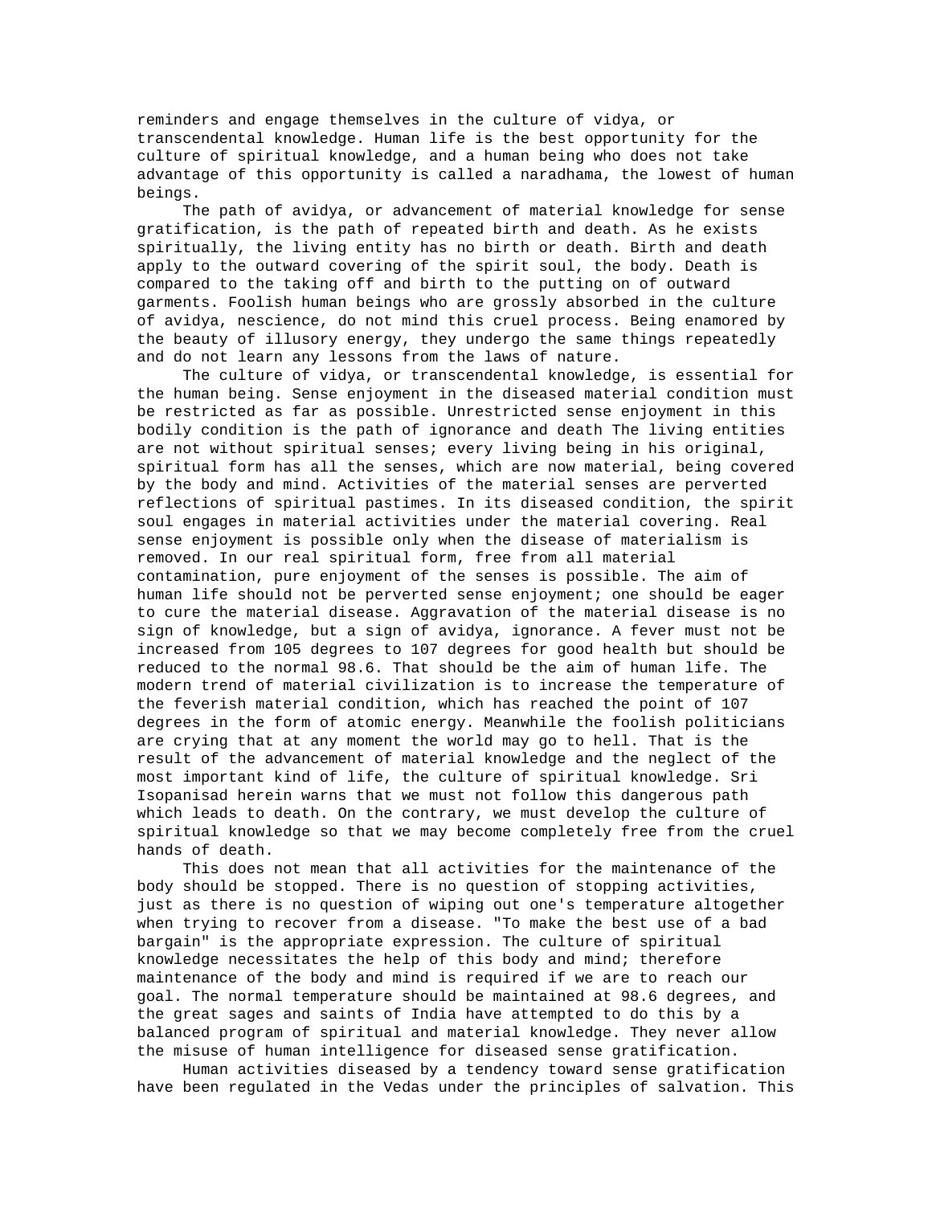reminders and engage themselves in the culture of vidya, or transcendental knowledge. Human life is the best opportunity for the culture of spiritual knowledge, and a human being who does not take advantage of this opportunity is called a naradhama, the lowest of human beings.

The path of avidya, or advancement of material knowledge for sense gratification, is the path of repeated birth and death. As he exists spiritually, the living entity has no birth or death. Birth and death apply to the outward covering of the spirit soul, the body. Death is compared to the taking off and birth to the putting on of outward garments. Foolish human beings who are grossly absorbed in the culture of avidya, nescience, do not mind this cruel process. Being enamored by the beauty of illusory energy, they undergo the same things repeatedly and do not learn any lessons from the laws of nature.

The culture of vidya, or transcendental knowledge, is essential for the human being. Sense enjoyment in the diseased material condition must be restricted as far as possible. Unrestricted sense enjoyment in this bodily condition is the path of ignorance and death The living entities are not without spiritual senses; every living being in his original, spiritual form has all the senses, which are now material, being covered by the body and mind. Activities of the material senses are perverted reflections of spiritual pastimes. In its diseased condition, the spirit soul engages in material activities under the material covering. Real sense enjoyment is possible only when the disease of materialism is removed. In our real spiritual form, free from all material contamination, pure enjoyment of the senses is possible. The aim of human life should not be perverted sense enjoyment; one should be eager to cure the material disease. Aggravation of the material disease is no sign of knowledge, but a sign of avidya, ignorance. A fever must not be increased from 105 degrees to 107 degrees for good health but should be reduced to the normal 98.6. That should be the aim of human life. The modern trend of material civilization is to increase the temperature of the feverish material condition, which has reached the point of 107 degrees in the form of atomic energy. Meanwhile the foolish politicians are crying that at any moment the world may go to hell. That is the result of the advancement of material knowledge and the neglect of the most important kind of life, the culture of spiritual knowledge. Sri Isopanisad herein warns that we must not follow this dangerous path which leads to death. On the contrary, we must develop the culture of spiritual knowledge so that we may become completely free from the cruel hands of death.

This does not mean that all activities for the maintenance of the body should be stopped. There is no question of stopping activities, just as there is no question of wiping out one's temperature altogether when trying to recover from a disease. "To make the best use of a bad bargain" is the appropriate expression. The culture of spiritual knowledge necessitates the help of this body and mind; therefore maintenance of the body and mind is required if we are to reach our goal. The normal temperature should be maintained at 98.6 degrees, and the great sages and saints of India have attempted to do this by a balanced program of spiritual and material knowledge. They never allow the misuse of human intelligence for diseased sense gratification.

Human activities diseased by a tendency toward sense gratification have been regulated in the Vedas under the principles of salvation. This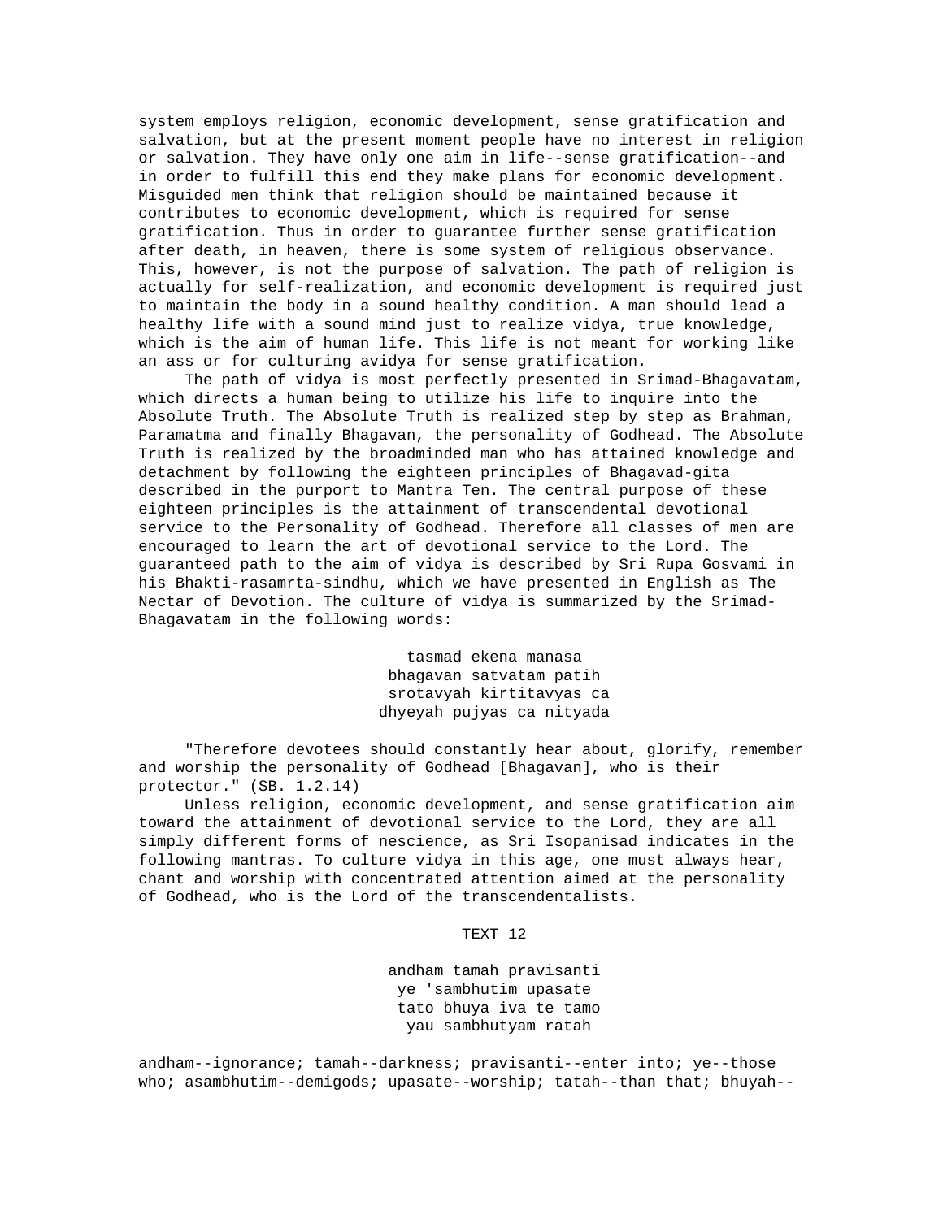system employs religion, economic development, sense gratification and salvation, but at the present moment people have no interest in religion or salvation. They have only one aim in life--sense gratification--and in order to fulfill this end they make plans for economic development. Misguided men think that religion should be maintained because it contributes to economic development, which is required for sense gratification. Thus in order to guarantee further sense gratification after death, in heaven, there is some system of religious observance. This, however, is not the purpose of salvation. The path of religion is actually for self-realization, and economic development is required just to maintain the body in a sound healthy condition. A man should lead a healthy life with a sound mind just to realize vidya, true knowledge, which is the aim of human life. This life is not meant for working like an ass or for culturing avidya for sense gratification.

The path of vidya is most perfectly presented in Srimad-Bhagavatam, which directs a human being to utilize his life to inquire into the Absolute Truth. The Absolute Truth is realized step by step as Brahman, Paramatma and finally Bhagavan, the personality of Godhead. The Absolute Truth is realized by the broadminded man who has attained knowledge and detachment by following the eighteen principles of Bhagavad-gita described in the purport to Mantra Ten. The central purpose of these eighteen principles is the attainment of transcendental devotional service to the Personality of Godhead. Therefore all classes of men are encouraged to learn the art of devotional service to the Lord. The guaranteed path to the aim of vidya is described by Sri Rupa Gosvami in his Bhakti-rasamrta-sindhu, which we have presented in English as The Nectar of Devotion. The culture of vidya is summarized by the Srimad-Bhagavatam in the following words:

tasmad ekena manasa
bhagavan satvatam patih
srotavyah kirtitavyas ca
dhyeyah pujyas ca nityada

"Therefore devotees should constantly hear about, glorify, remember and worship the personality of Godhead [Bhagavan], who is their protector." (SB. 1.2.14)

Unless religion, economic development, and sense gratification aim toward the attainment of devotional service to the Lord, they are all simply different forms of nescience, as Sri Isopanisad indicates in the following mantras. To culture vidya in this age, one must always hear, chant and worship with concentrated attention aimed at the personality of Godhead, who is the Lord of the transcendentalists.

## TEXT 12

andham tamah pravisanti
ye 'sambhutim upasate
tato bhuya iva te tamo
yau sambhutyam ratah

andham--ignorance; tamah--darkness; pravisanti--enter into; ye--those who; asambhutim--demigods; upasate--worship; tatah--than that; bhuyah--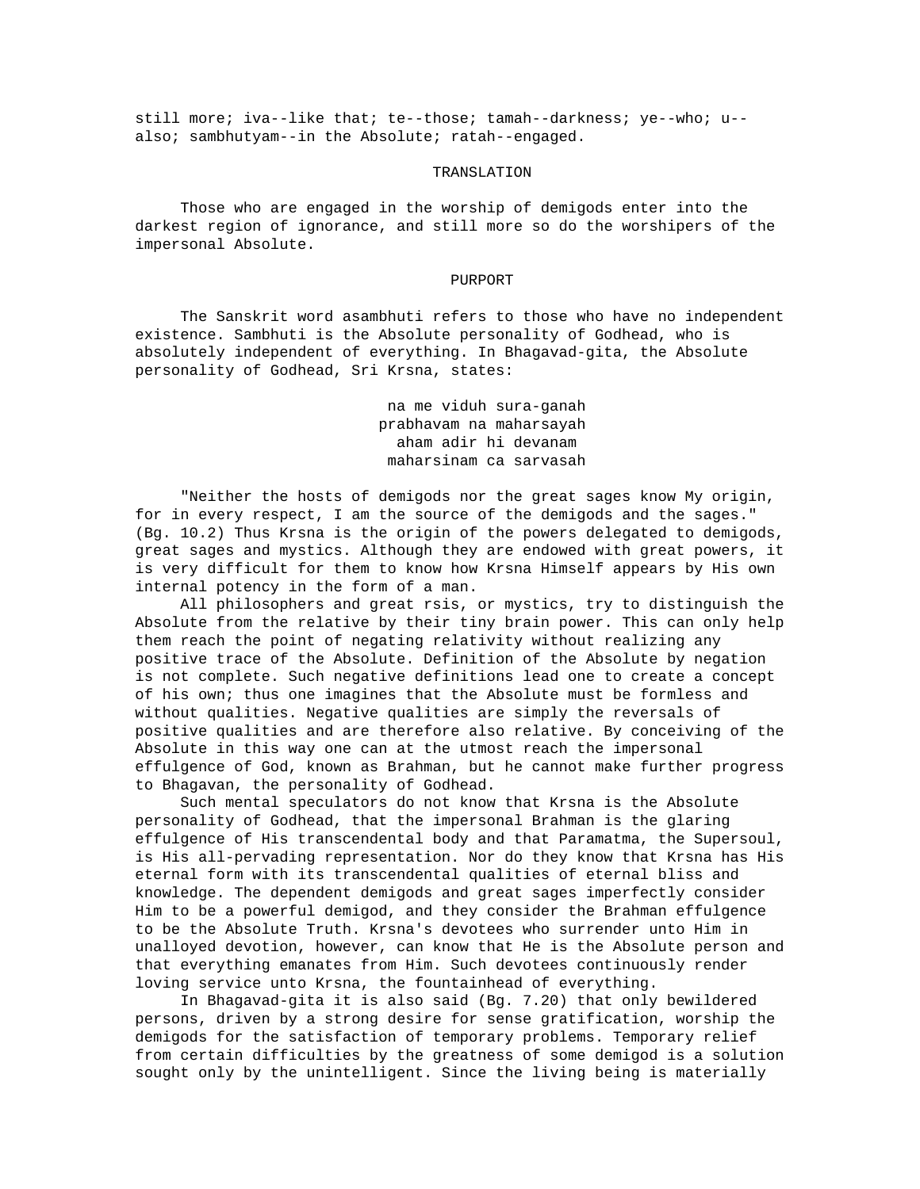still more; iva--like that; te--those; tamah--darkness; ye--who; u--also; sambhutyam--in the Absolute; ratah--engaged.

## TRANSLATION

Those who are engaged in the worship of demigods enter into the darkest region of ignorance, and still more so do the worshipers of the impersonal Absolute.

## PURPORT

The Sanskrit word asambhuti refers to those who have no independent existence. Sambhuti is the Absolute personality of Godhead, who is absolutely independent of everything. In Bhagavad-gita, the Absolute personality of Godhead, Sri Krsna, states:

> na me viduh sura-ganah
> prabhavam na maharsayah
> aham adir hi devanam
> maharsinam ca sarvasah

"Neither the hosts of demigods nor the great sages know My origin, for in every respect, I am the source of the demigods and the sages." (Bg. 10.2) Thus Krsna is the origin of the powers delegated to demigods, great sages and mystics. Although they are endowed with great powers, it is very difficult for them to know how Krsna Himself appears by His own internal potency in the form of a man.

All philosophers and great rsis, or mystics, try to distinguish the Absolute from the relative by their tiny brain power. This can only help them reach the point of negating relativity without realizing any positive trace of the Absolute. Definition of the Absolute by negation is not complete. Such negative definitions lead one to create a concept of his own; thus one imagines that the Absolute must be formless and without qualities. Negative qualities are simply the reversals of positive qualities and are therefore also relative. By conceiving of the Absolute in this way one can at the utmost reach the impersonal effulgence of God, known as Brahman, but he cannot make further progress to Bhagavan, the personality of Godhead.

Such mental speculators do not know that Krsna is the Absolute personality of Godhead, that the impersonal Brahman is the glaring effulgence of His transcendental body and that Paramatma, the Supersoul, is His all-pervading representation. Nor do they know that Krsna has His eternal form with its transcendental qualities of eternal bliss and knowledge. The dependent demigods and great sages imperfectly consider Him to be a powerful demigod, and they consider the Brahman effulgence to be the Absolute Truth. Krsna's devotees who surrender unto Him in unalloyed devotion, however, can know that He is the Absolute person and that everything emanates from Him. Such devotees continuously render loving service unto Krsna, the fountainhead of everything.

In Bhagavad-gita it is also said (Bg. 7.20) that only bewildered persons, driven by a strong desire for sense gratification, worship the demigods for the satisfaction of temporary problems. Temporary relief from certain difficulties by the greatness of some demigod is a solution sought only by the unintelligent. Since the living being is materially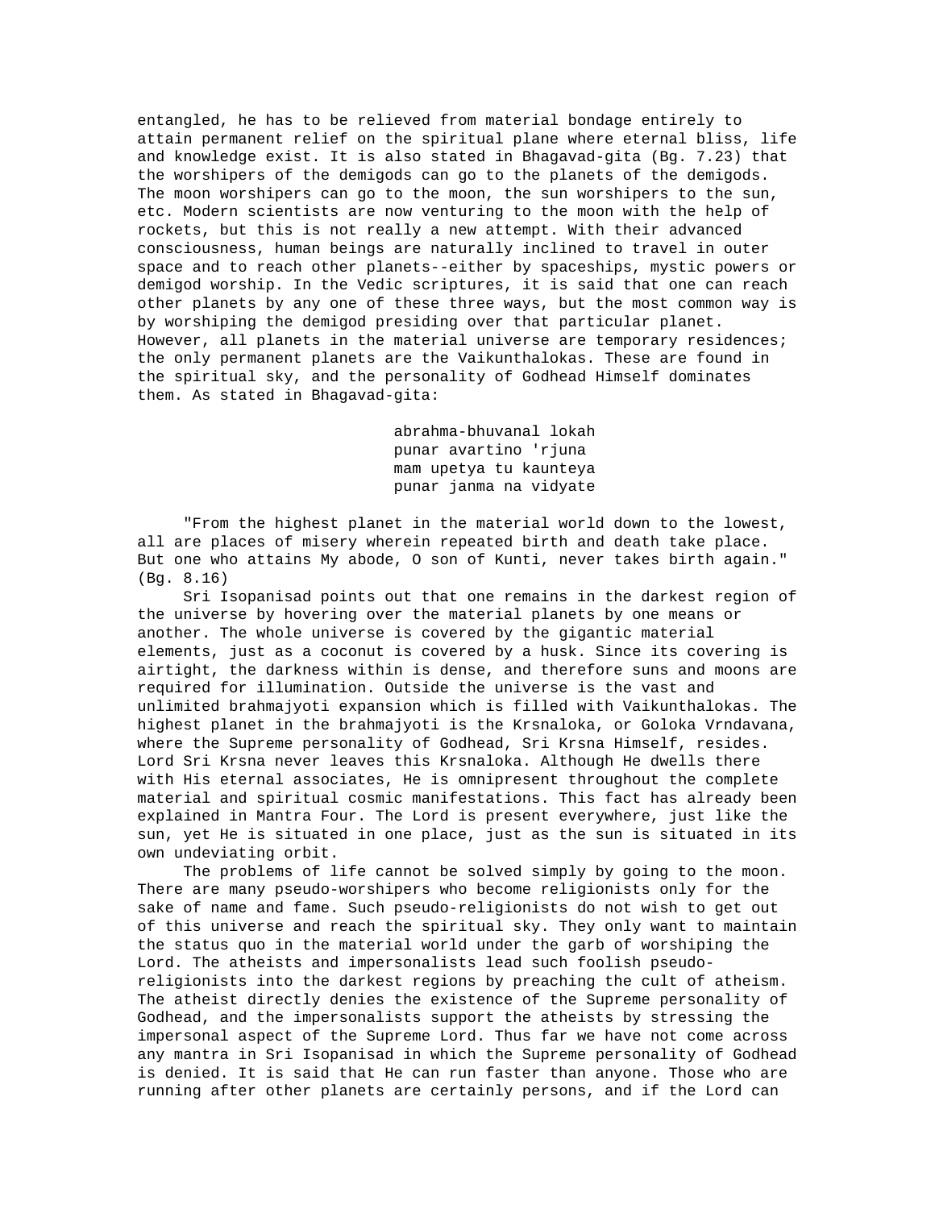entangled, he has to be relieved from material bondage entirely to attain permanent relief on the spiritual plane where eternal bliss, life and knowledge exist. It is also stated in Bhagavad-gita (Bg. 7.23) that the worshipers of the demigods can go to the planets of the demigods. The moon worshipers can go to the moon, the sun worshipers to the sun, etc. Modern scientists are now venturing to the moon with the help of rockets, but this is not really a new attempt. With their advanced consciousness, human beings are naturally inclined to travel in outer space and to reach other planets--either by spaceships, mystic powers or demigod worship. In the Vedic scriptures, it is said that one can reach other planets by any one of these three ways, but the most common way is by worshiping the demigod presiding over that particular planet. However, all planets in the material universe are temporary residences; the only permanent planets are the Vaikunthalokas. These are found in the spiritual sky, and the personality of Godhead Himself dominates them. As stated in Bhagavad-gita:

> abrahma-bhuvanal lokah
> punar avartino 'rjuna
> mam upetya tu kaunteya
> punar janma na vidyate

"From the highest planet in the material world down to the lowest, all are places of misery wherein repeated birth and death take place. But one who attains My abode, O son of Kunti, never takes birth again." (Bg. 8.16)

Sri Isopanisad points out that one remains in the darkest region of the universe by hovering over the material planets by one means or another. The whole universe is covered by the gigantic material elements, just as a coconut is covered by a husk. Since its covering is airtight, the darkness within is dense, and therefore suns and moons are required for illumination. Outside the universe is the vast and unlimited brahmajyoti expansion which is filled with Vaikunthalokas. The highest planet in the brahmajyoti is the Krsnaloka, or Goloka Vrndavana, where the Supreme personality of Godhead, Sri Krsna Himself, resides. Lord Sri Krsna never leaves this Krsnaloka. Although He dwells there with His eternal associates, He is omnipresent throughout the complete material and spiritual cosmic manifestations. This fact has already been explained in Mantra Four. The Lord is present everywhere, just like the sun, yet He is situated in one place, just as the sun is situated in its own undeviating orbit.

The problems of life cannot be solved simply by going to the moon. There are many pseudo-worshipers who become religionists only for the sake of name and fame. Such pseudo-religionists do not wish to get out of this universe and reach the spiritual sky. They only want to maintain the status quo in the material world under the garb of worshiping the Lord. The atheists and impersonalists lead such foolish pseudo-religionists into the darkest regions by preaching the cult of atheism. The atheist directly denies the existence of the Supreme personality of Godhead, and the impersonalists support the atheists by stressing the impersonal aspect of the Supreme Lord. Thus far we have not come across any mantra in Sri Isopanisad in which the Supreme personality of Godhead is denied. It is said that He can run faster than anyone. Those who are running after other planets are certainly persons, and if the Lord can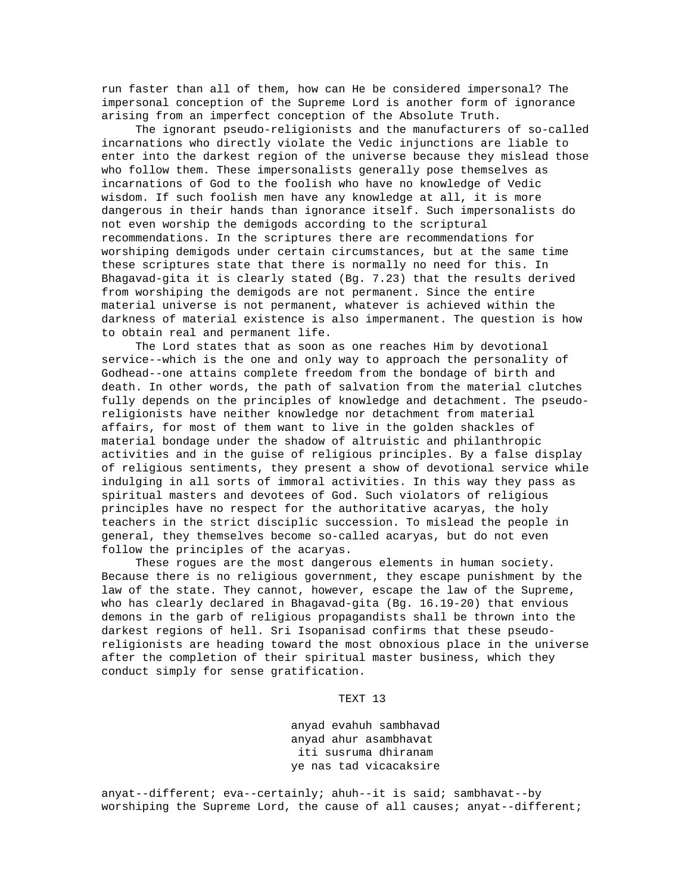run faster than all of them, how can He be considered impersonal? The impersonal conception of the Supreme Lord is another form of ignorance arising from an imperfect conception of the Absolute Truth.

The ignorant pseudo-religionists and the manufacturers of so-called incarnations who directly violate the Vedic injunctions are liable to enter into the darkest region of the universe because they mislead those who follow them. These impersonalists generally pose themselves as incarnations of God to the foolish who have no knowledge of Vedic wisdom. If such foolish men have any knowledge at all, it is more dangerous in their hands than ignorance itself. Such impersonalists do not even worship the demigods according to the scriptural recommendations. In the scriptures there are recommendations for worshiping demigods under certain circumstances, but at the same time these scriptures state that there is normally no need for this. In Bhagavad-gita it is clearly stated (Bg. 7.23) that the results derived from worshiping the demigods are not permanent. Since the entire material universe is not permanent, whatever is achieved within the darkness of material existence is also impermanent. The question is how to obtain real and permanent life.

The Lord states that as soon as one reaches Him by devotional service--which is the one and only way to approach the personality of Godhead--one attains complete freedom from the bondage of birth and death. In other words, the path of salvation from the material clutches fully depends on the principles of knowledge and detachment. The pseudo-religionists have neither knowledge nor detachment from material affairs, for most of them want to live in the golden shackles of material bondage under the shadow of altruistic and philanthropic activities and in the guise of religious principles. By a false display of religious sentiments, they present a show of devotional service while indulging in all sorts of immoral activities. In this way they pass as spiritual masters and devotees of God. Such violators of religious principles have no respect for the authoritative acaryas, the holy teachers in the strict disciplic succession. To mislead the people in general, they themselves become so-called acaryas, but do not even follow the principles of the acaryas.

These rogues are the most dangerous elements in human society. Because there is no religious government, they escape punishment by the law of the state. They cannot, however, escape the law of the Supreme, who has clearly declared in Bhagavad-gita (Bg. 16.19-20) that envious demons in the garb of religious propagandists shall be thrown into the darkest regions of hell. Sri Isopanisad confirms that these pseudo-religionists are heading toward the most obnoxious place in the universe after the completion of their spiritual master business, which they conduct simply for sense gratification.

TEXT 13

anyad evahuh sambhavad
anyad ahur asambhavat
iti susruma dhiranam
ye nas tad vicacaksire

anyat--different; eva--certainly; ahuh--it is said; sambhavat--by worshiping the Supreme Lord, the cause of all causes; anyat--different;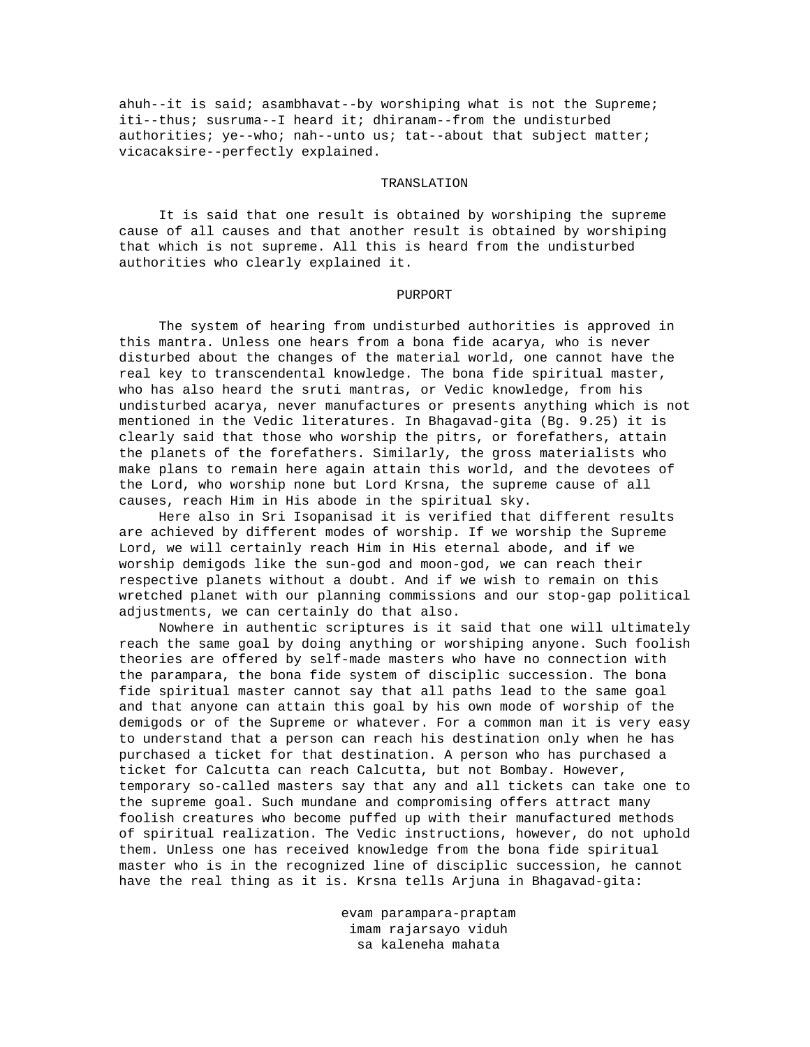ahuh--it is said; asambhavat--by worshiping what is not the Supreme; iti--thus; susruma--I heard it; dhiranam--from the undisturbed authorities; ye--who; nah--unto us; tat--about that subject matter; vicacaksire--perfectly explained.

## TRANSLATION

It is said that one result is obtained by worshiping the supreme cause of all causes and that another result is obtained by worshiping that which is not supreme. All this is heard from the undisturbed authorities who clearly explained it.

## PURPORT

The system of hearing from undisturbed authorities is approved in this mantra. Unless one hears from a bona fide acarya, who is never disturbed about the changes of the material world, one cannot have the real key to transcendental knowledge. The bona fide spiritual master, who has also heard the sruti mantras, or Vedic knowledge, from his undisturbed acarya, never manufactures or presents anything which is not mentioned in the Vedic literatures. In Bhagavad-gita (Bg. 9.25) it is clearly said that those who worship the pitrs, or forefathers, attain the planets of the forefathers. Similarly, the gross materialists who make plans to remain here again attain this world, and the devotees of the Lord, who worship none but Lord Krsna, the supreme cause of all causes, reach Him in His abode in the spiritual sky.

Here also in Sri Isopanisad it is verified that different results are achieved by different modes of worship. If we worship the Supreme Lord, we will certainly reach Him in His eternal abode, and if we worship demigods like the sun-god and moon-god, we can reach their respective planets without a doubt. And if we wish to remain on this wretched planet with our planning commissions and our stop-gap political adjustments, we can certainly do that also.

Nowhere in authentic scriptures is it said that one will ultimately reach the same goal by doing anything or worshiping anyone. Such foolish theories are offered by self-made masters who have no connection with the parampara, the bona fide system of disciplic succession. The bona fide spiritual master cannot say that all paths lead to the same goal and that anyone can attain this goal by his own mode of worship of the demigods or of the Supreme or whatever. For a common man it is very easy to understand that a person can reach his destination only when he has purchased a ticket for that destination. A person who has purchased a ticket for Calcutta can reach Calcutta, but not Bombay. However, temporary so-called masters say that any and all tickets can take one to the supreme goal. Such mundane and compromising offers attract many foolish creatures who become puffed up with their manufactured methods of spiritual realization. The Vedic instructions, however, do not uphold them. Unless one has received knowledge from the bona fide spiritual master who is in the recognized line of disciplic succession, he cannot have the real thing as it is. Krsna tells Arjuna in Bhagavad-gita:

evam parampara-praptam  
imam rajarsayo viduh  
sa kaleneha mahata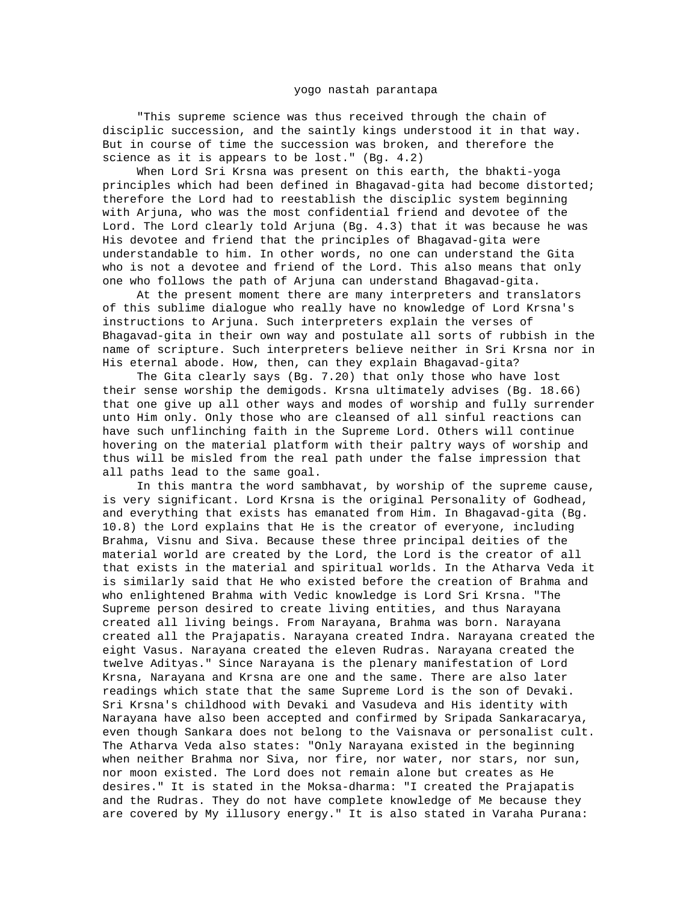yogo nastah parantapa

"This supreme science was thus received through the chain of disciplic succession, and the saintly kings understood it in that way. But in course of time the succession was broken, and therefore the science as it is appears to be lost." (Bg. 4.2)

When Lord Sri Krsna was present on this earth, the bhakti-yoga principles which had been defined in Bhagavad-gita had become distorted; therefore the Lord had to reestablish the disciplic system beginning with Arjuna, who was the most confidential friend and devotee of the Lord. The Lord clearly told Arjuna (Bg. 4.3) that it was because he was His devotee and friend that the principles of Bhagavad-gita were understandable to him. In other words, no one can understand the Gita who is not a devotee and friend of the Lord. This also means that only one who follows the path of Arjuna can understand Bhagavad-gita.

At the present moment there are many interpreters and translators of this sublime dialogue who really have no knowledge of Lord Krsna's instructions to Arjuna. Such interpreters explain the verses of Bhagavad-gita in their own way and postulate all sorts of rubbish in the name of scripture. Such interpreters believe neither in Sri Krsna nor in His eternal abode. How, then, can they explain Bhagavad-gita?

The Gita clearly says (Bg. 7.20) that only those who have lost their sense worship the demigods. Krsna ultimately advises (Bg. 18.66) that one give up all other ways and modes of worship and fully surrender unto Him only. Only those who are cleansed of all sinful reactions can have such unflinching faith in the Supreme Lord. Others will continue hovering on the material platform with their paltry ways of worship and thus will be misled from the real path under the false impression that all paths lead to the same goal.

In this mantra the word sambhavat, by worship of the supreme cause, is very significant. Lord Krsna is the original Personality of Godhead, and everything that exists has emanated from Him. In Bhagavad-gita (Bg. 10.8) the Lord explains that He is the creator of everyone, including Brahma, Visnu and Siva. Because these three principal deities of the material world are created by the Lord, the Lord is the creator of all that exists in the material and spiritual worlds. In the Atharva Veda it is similarly said that He who existed before the creation of Brahma and who enlightened Brahma with Vedic knowledge is Lord Sri Krsna. "The Supreme person desired to create living entities, and thus Narayana created all living beings. From Narayana, Brahma was born. Narayana created all the Prajapatis. Narayana created Indra. Narayana created the eight Vasus. Narayana created the eleven Rudras. Narayana created the twelve Adityas." Since Narayana is the plenary manifestation of Lord Krsna, Narayana and Krsna are one and the same. There are also later readings which state that the same Supreme Lord is the son of Devaki. Sri Krsna's childhood with Devaki and Vasudeva and His identity with Narayana have also been accepted and confirmed by Sripada Sankaracarya, even though Sankara does not belong to the Vaisnava or personalist cult. The Atharva Veda also states: "Only Narayana existed in the beginning when neither Brahma nor Siva, nor fire, nor water, nor stars, nor sun, nor moon existed. The Lord does not remain alone but creates as He desires." It is stated in the Moksa-dharma: "I created the Prajapatis and the Rudras. They do not have complete knowledge of Me because they are covered by My illusory energy." It is also stated in Varaha Purana: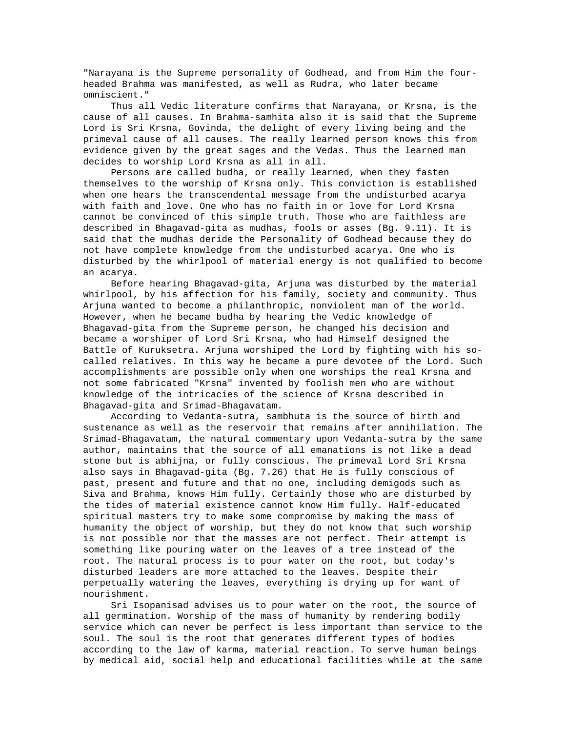"Narayana is the Supreme personality of Godhead, and from Him the four-headed Brahma was manifested, as well as Rudra, who later became omniscient."

Thus all Vedic literature confirms that Narayana, or Krsna, is the cause of all causes. In Brahma-samhita also it is said that the Supreme Lord is Sri Krsna, Govinda, the delight of every living being and the primeval cause of all causes. The really learned person knows this from evidence given by the great sages and the Vedas. Thus the learned man decides to worship Lord Krsna as all in all.

Persons are called budha, or really learned, when they fasten themselves to the worship of Krsna only. This conviction is established when one hears the transcendental message from the undisturbed acarya with faith and love. One who has no faith in or love for Lord Krsna cannot be convinced of this simple truth. Those who are faithless are described in Bhagavad-gita as mudhas, fools or asses (Bg. 9.11). It is said that the mudhas deride the Personality of Godhead because they do not have complete knowledge from the undisturbed acarya. One who is disturbed by the whirlpool of material energy is not qualified to become an acarya.

Before hearing Bhagavad-gita, Arjuna was disturbed by the material whirlpool, by his affection for his family, society and community. Thus Arjuna wanted to become a philanthropic, nonviolent man of the world. However, when he became budha by hearing the Vedic knowledge of Bhagavad-gita from the Supreme person, he changed his decision and became a worshiper of Lord Sri Krsna, who had Himself designed the Battle of Kuruksetra. Arjuna worshiped the Lord by fighting with his so-called relatives. In this way he became a pure devotee of the Lord. Such accomplishments are possible only when one worships the real Krsna and not some fabricated "Krsna" invented by foolish men who are without knowledge of the intricacies of the science of Krsna described in Bhagavad-gita and Srimad-Bhagavatam.

According to Vedanta-sutra, sambhuta is the source of birth and sustenance as well as the reservoir that remains after annihilation. The Srimad-Bhagavatam, the natural commentary upon Vedanta-sutra by the same author, maintains that the source of all emanations is not like a dead stone but is abhijna, or fully conscious. The primeval Lord Sri Krsna also says in Bhagavad-gita (Bg. 7.26) that He is fully conscious of past, present and future and that no one, including demigods such as Siva and Brahma, knows Him fully. Certainly those who are disturbed by the tides of material existence cannot know Him fully. Half-educated spiritual masters try to make some compromise by making the mass of humanity the object of worship, but they do not know that such worship is not possible nor that the masses are not perfect. Their attempt is something like pouring water on the leaves of a tree instead of the root. The natural process is to pour water on the root, but today's disturbed leaders are more attached to the leaves. Despite their perpetually watering the leaves, everything is drying up for want of nourishment.

Sri Isopanisad advises us to pour water on the root, the source of all germination. Worship of the mass of humanity by rendering bodily service which can never be perfect is less important than service to the soul. The soul is the root that generates different types of bodies according to the law of karma, material reaction. To serve human beings by medical aid, social help and educational facilities while at the same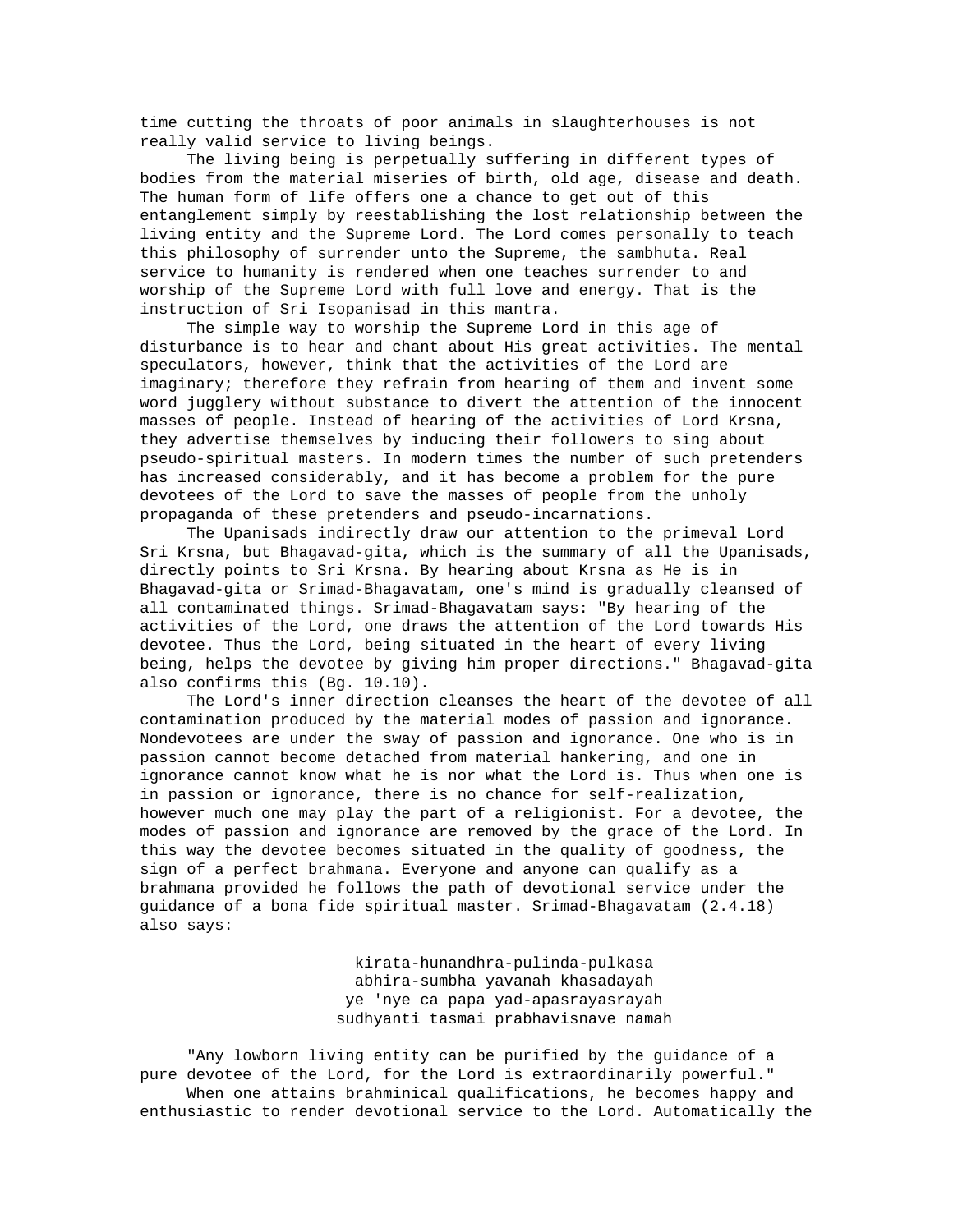time cutting the throats of poor animals in slaughterhouses is not really valid service to living beings.

The living being is perpetually suffering in different types of bodies from the material miseries of birth, old age, disease and death. The human form of life offers one a chance to get out of this entanglement simply by reestablishing the lost relationship between the living entity and the Supreme Lord. The Lord comes personally to teach this philosophy of surrender unto the Supreme, the sambhuta. Real service to humanity is rendered when one teaches surrender to and worship of the Supreme Lord with full love and energy. That is the instruction of Sri Isopanisad in this mantra.

The simple way to worship the Supreme Lord in this age of disturbance is to hear and chant about His great activities. The mental speculators, however, think that the activities of the Lord are imaginary; therefore they refrain from hearing of them and invent some word jugglery without substance to divert the attention of the innocent masses of people. Instead of hearing of the activities of Lord Krsna, they advertise themselves by inducing their followers to sing about pseudo-spiritual masters. In modern times the number of such pretenders has increased considerably, and it has become a problem for the pure devotees of the Lord to save the masses of people from the unholy propaganda of these pretenders and pseudo-incarnations.

The Upanisads indirectly draw our attention to the primeval Lord Sri Krsna, but Bhagavad-gita, which is the summary of all the Upanisads, directly points to Sri Krsna. By hearing about Krsna as He is in Bhagavad-gita or Srimad-Bhagavatam, one's mind is gradually cleansed of all contaminated things. Srimad-Bhagavatam says: "By hearing of the activities of the Lord, one draws the attention of the Lord towards His devotee. Thus the Lord, being situated in the heart of every living being, helps the devotee by giving him proper directions." Bhagavad-gita also confirms this (Bg. 10.10).

The Lord's inner direction cleanses the heart of the devotee of all contamination produced by the material modes of passion and ignorance. Nondevotees are under the sway of passion and ignorance. One who is in passion cannot become detached from material hankering, and one in ignorance cannot know what he is nor what the Lord is. Thus when one is in passion or ignorance, there is no chance for self-realization, however much one may play the part of a religionist. For a devotee, the modes of passion and ignorance are removed by the grace of the Lord. In this way the devotee becomes situated in the quality of goodness, the sign of a perfect brahmana. Everyone and anyone can qualify as a brahmana provided he follows the path of devotional service under the guidance of a bona fide spiritual master. Srimad-Bhagavatam (2.4.18) also says:

kirata-hunandhra-pulinda-pulkasa
abhira-sumbha yavanah khasadayah
ye 'nye ca papa yad-apasrayasrayah
sudhyanti tasmai prabhavisnave namah

"Any lowborn living entity can be purified by the guidance of a pure devotee of the Lord, for the Lord is extraordinarily powerful."

When one attains brahminical qualifications, he becomes happy and enthusiastic to render devotional service to the Lord. Automatically the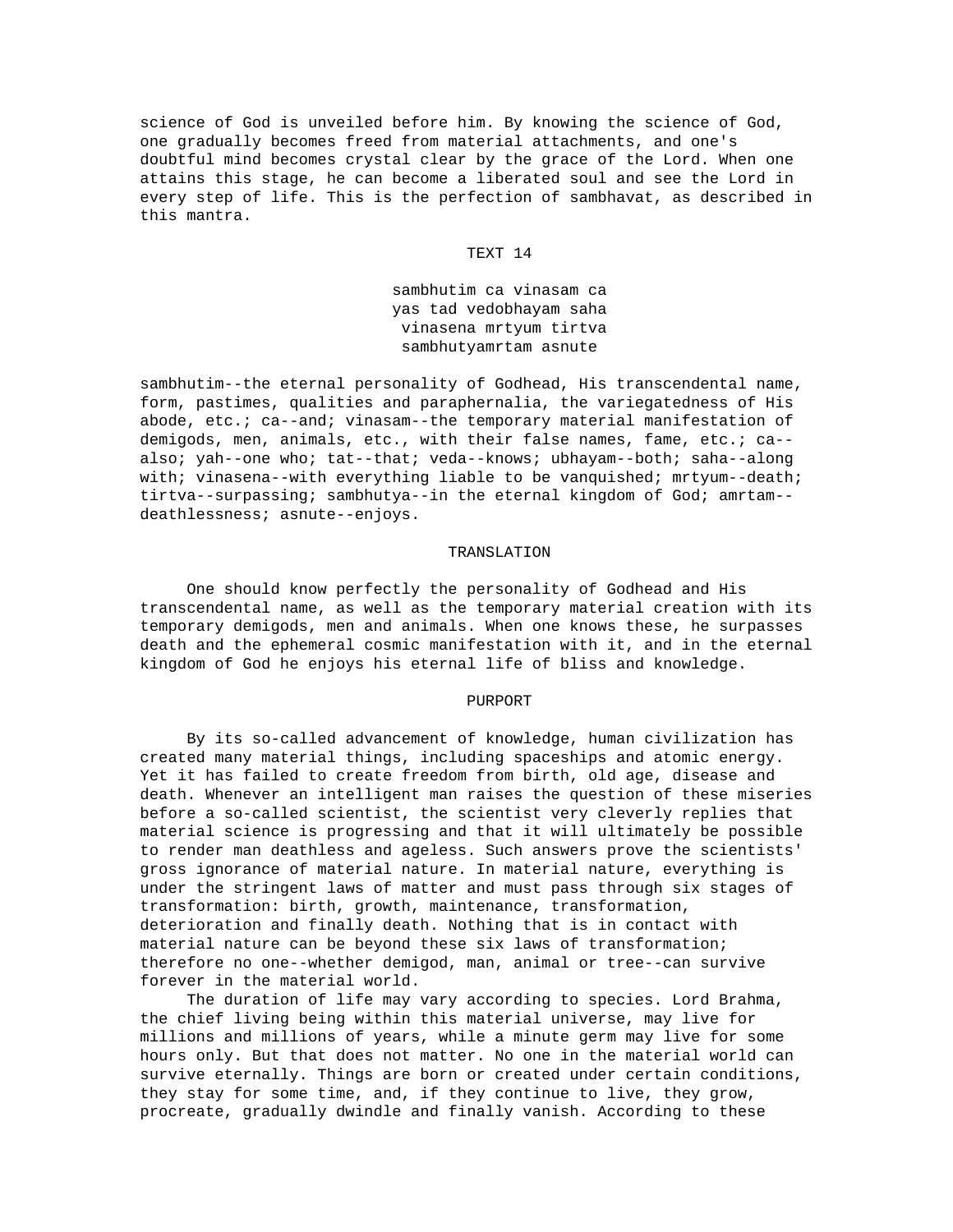science of God is unveiled before him. By knowing the science of God, one gradually becomes freed from material attachments, and one's doubtful mind becomes crystal clear by the grace of the Lord. When one attains this stage, he can become a liberated soul and see the Lord in every step of life. This is the perfection of sambhavat, as described in this mantra.

## TEXT 14

sambhutim ca vinasam ca
yas tad vedobhayam saha
vinasena mrtyum tirtva
sambhutyamrtam asnute

sambhutim--the eternal personality of Godhead, His transcendental name, form, pastimes, qualities and paraphernalia, the variegatedness of His abode, etc.; ca--and; vinasam--the temporary material manifestation of demigods, men, animals, etc., with their false names, fame, etc.; ca--also; yah--one who; tat--that; veda--knows; ubhayam--both; saha--along with; vinasena--with everything liable to be vanquished; mrtyum--death; tirtva--surpassing; sambhutya--in the eternal kingdom of God; amrtam--deathlessness; asnute--enjoys.

### TRANSLATION

One should know perfectly the personality of Godhead and His transcendental name, as well as the temporary material creation with its temporary demigods, men and animals. When one knows these, he surpasses death and the ephemeral cosmic manifestation with it, and in the eternal kingdom of God he enjoys his eternal life of bliss and knowledge.

### PURPORT

By its so-called advancement of knowledge, human civilization has created many material things, including spaceships and atomic energy. Yet it has failed to create freedom from birth, old age, disease and death. Whenever an intelligent man raises the question of these miseries before a so-called scientist, the scientist very cleverly replies that material science is progressing and that it will ultimately be possible to render man deathless and ageless. Such answers prove the scientists' gross ignorance of material nature. In material nature, everything is under the stringent laws of matter and must pass through six stages of transformation: birth, growth, maintenance, transformation, deterioration and finally death. Nothing that is in contact with material nature can be beyond these six laws of transformation; therefore no one--whether demigod, man, animal or tree--can survive forever in the material world.

The duration of life may vary according to species. Lord Brahma, the chief living being within this material universe, may live for millions and millions of years, while a minute germ may live for some hours only. But that does not matter. No one in the material world can survive eternally. Things are born or created under certain conditions, they stay for some time, and, if they continue to live, they grow, procreate, gradually dwindle and finally vanish. According to these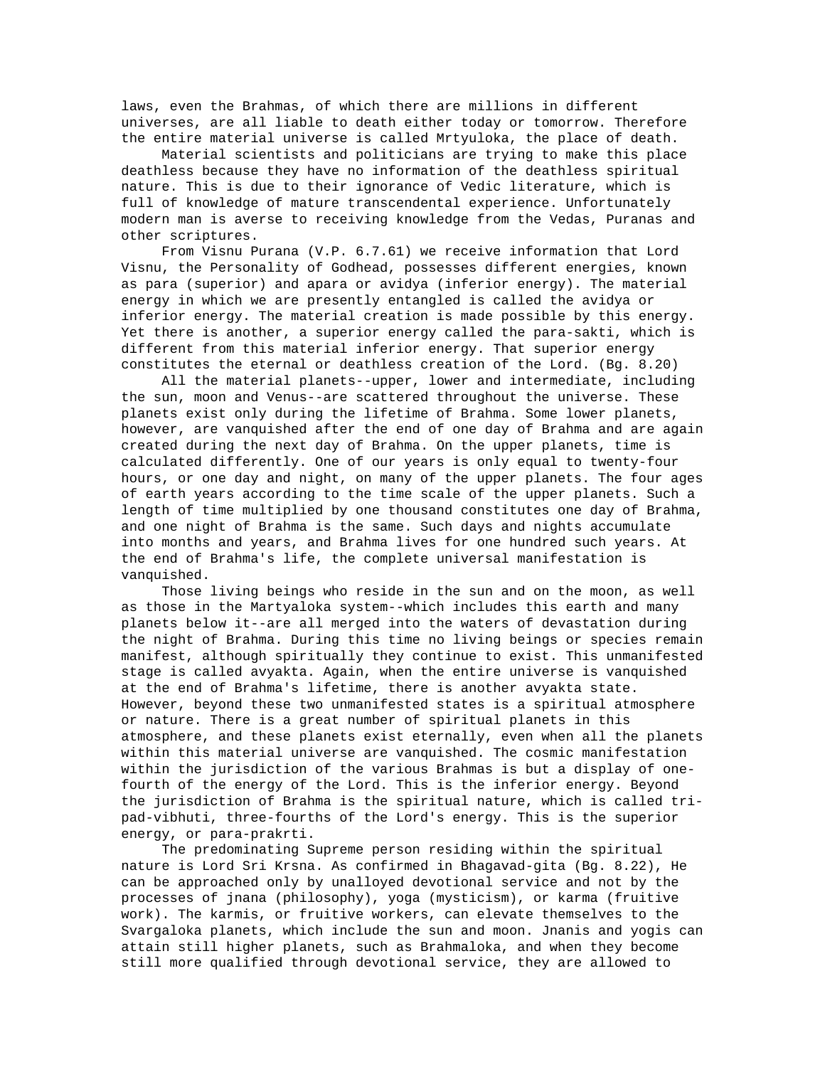laws, even the Brahmas, of which there are millions in different universes, are all liable to death either today or tomorrow. Therefore the entire material universe is called Mrtyuloka, the place of death.

Material scientists and politicians are trying to make this place deathless because they have no information of the deathless spiritual nature. This is due to their ignorance of Vedic literature, which is full of knowledge of mature transcendental experience. Unfortunately modern man is averse to receiving knowledge from the Vedas, Puranas and other scriptures.

From Visnu Purana (V.P. 6.7.61) we receive information that Lord Visnu, the Personality of Godhead, possesses different energies, known as para (superior) and apara or avidya (inferior energy). The material energy in which we are presently entangled is called the avidya or inferior energy. The material creation is made possible by this energy. Yet there is another, a superior energy called the para-sakti, which is different from this material inferior energy. That superior energy constitutes the eternal or deathless creation of the Lord. (Bg. 8.20)

All the material planets--upper, lower and intermediate, including the sun, moon and Venus--are scattered throughout the universe. These planets exist only during the lifetime of Brahma. Some lower planets, however, are vanquished after the end of one day of Brahma and are again created during the next day of Brahma. On the upper planets, time is calculated differently. One of our years is only equal to twenty-four hours, or one day and night, on many of the upper planets. The four ages of earth years according to the time scale of the upper planets. Such a length of time multiplied by one thousand constitutes one day of Brahma, and one night of Brahma is the same. Such days and nights accumulate into months and years, and Brahma lives for one hundred such years. At the end of Brahma's life, the complete universal manifestation is vanquished.

Those living beings who reside in the sun and on the moon, as well as those in the Martyaloka system--which includes this earth and many planets below it--are all merged into the waters of devastation during the night of Brahma. During this time no living beings or species remain manifest, although spiritually they continue to exist. This unmanifested stage is called avyakta. Again, when the entire universe is vanquished at the end of Brahma's lifetime, there is another avyakta state. However, beyond these two unmanifested states is a spiritual atmosphere or nature. There is a great number of spiritual planets in this atmosphere, and these planets exist eternally, even when all the planets within this material universe are vanquished. The cosmic manifestation within the jurisdiction of the various Brahmas is but a display of one-fourth of the energy of the Lord. This is the inferior energy. Beyond the jurisdiction of Brahma is the spiritual nature, which is called tri-pad-vibhuti, three-fourths of the Lord's energy. This is the superior energy, or para-prakrti.

The predominating Supreme person residing within the spiritual nature is Lord Sri Krsna. As confirmed in Bhagavad-gita (Bg. 8.22), He can be approached only by unalloyed devotional service and not by the processes of jnana (philosophy), yoga (mysticism), or karma (fruitive work). The karmis, or fruitive workers, can elevate themselves to the Svargaloka planets, which include the sun and moon. Jnanis and yogis can attain still higher planets, such as Brahmaloka, and when they become still more qualified through devotional service, they are allowed to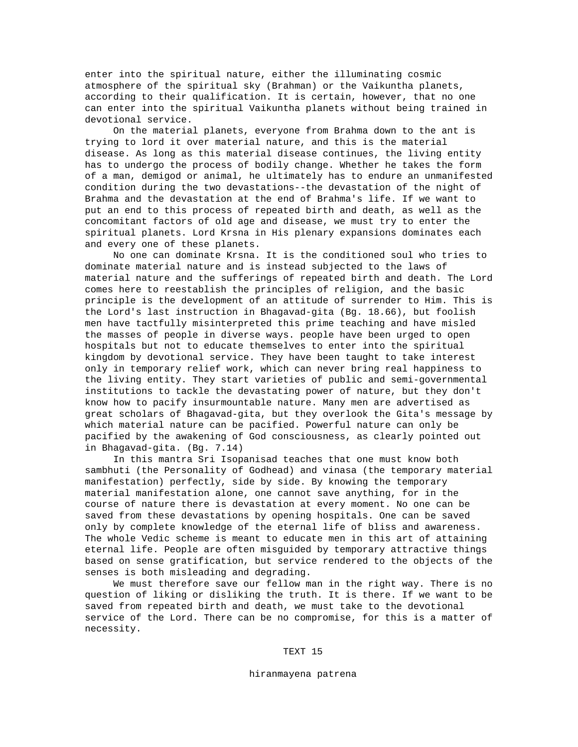enter into the spiritual nature, either the illuminating cosmic atmosphere of the spiritual sky (Brahman) or the Vaikuntha planets, according to their qualification. It is certain, however, that no one can enter into the spiritual Vaikuntha planets without being trained in devotional service.

On the material planets, everyone from Brahma down to the ant is trying to lord it over material nature, and this is the material disease. As long as this material disease continues, the living entity has to undergo the process of bodily change. Whether he takes the form of a man, demigod or animal, he ultimately has to endure an unmanifested condition during the two devastations--the devastation of the night of Brahma and the devastation at the end of Brahma's life. If we want to put an end to this process of repeated birth and death, as well as the concomitant factors of old age and disease, we must try to enter the spiritual planets. Lord Krsna in His plenary expansions dominates each and every one of these planets.

No one can dominate Krsna. It is the conditioned soul who tries to dominate material nature and is instead subjected to the laws of material nature and the sufferings of repeated birth and death. The Lord comes here to reestablish the principles of religion, and the basic principle is the development of an attitude of surrender to Him. This is the Lord's last instruction in Bhagavad-gita (Bg. 18.66), but foolish men have tactfully misinterpreted this prime teaching and have misled the masses of people in diverse ways. people have been urged to open hospitals but not to educate themselves to enter into the spiritual kingdom by devotional service. They have been taught to take interest only in temporary relief work, which can never bring real happiness to the living entity. They start varieties of public and semi-governmental institutions to tackle the devastating power of nature, but they don't know how to pacify insurmountable nature. Many men are advertised as great scholars of Bhagavad-gita, but they overlook the Gita's message by which material nature can be pacified. Powerful nature can only be pacified by the awakening of God consciousness, as clearly pointed out in Bhagavad-gita. (Bg. 7.14)

In this mantra Sri Isopanisad teaches that one must know both sambhuti (the Personality of Godhead) and vinasa (the temporary material manifestation) perfectly, side by side. By knowing the temporary material manifestation alone, one cannot save anything, for in the course of nature there is devastation at every moment. No one can be saved from these devastations by opening hospitals. One can be saved only by complete knowledge of the eternal life of bliss and awareness. The whole Vedic scheme is meant to educate men in this art of attaining eternal life. People are often misguided by temporary attractive things based on sense gratification, but service rendered to the objects of the senses is both misleading and degrading.

We must therefore save our fellow man in the right way. There is no question of liking or disliking the truth. It is there. If we want to be saved from repeated birth and death, we must take to the devotional service of the Lord. There can be no compromise, for this is a matter of necessity.

TEXT 15

hiranmayena patrena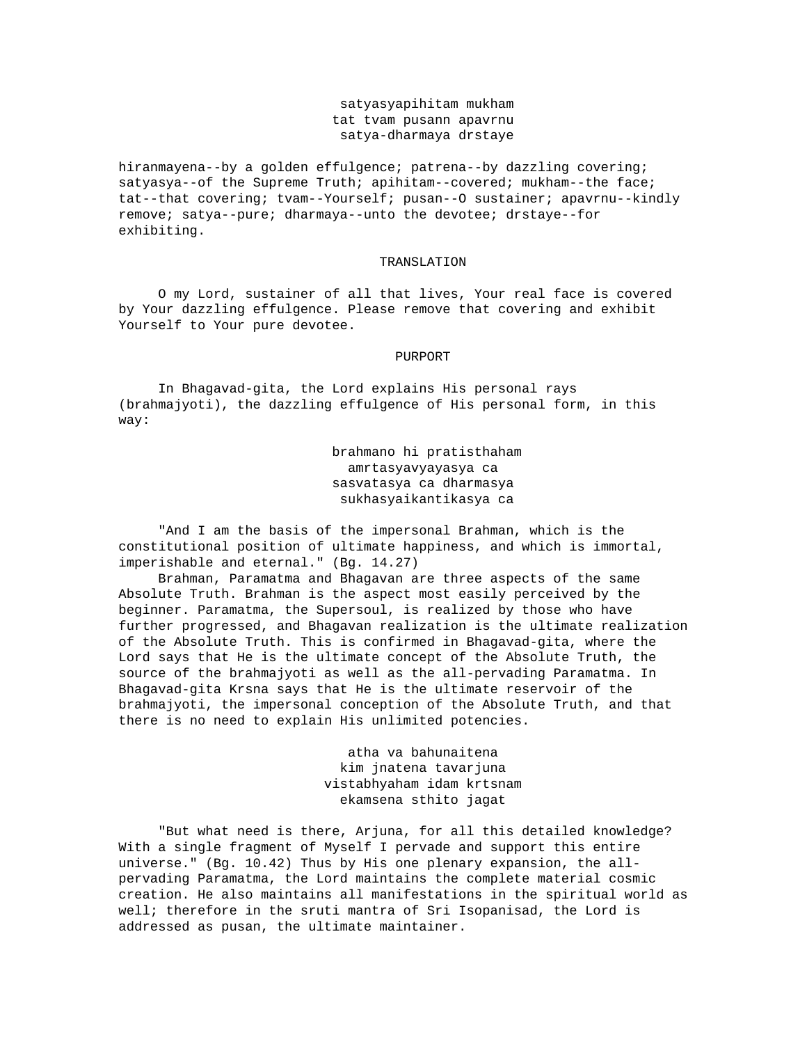satyasyapihitam mukham
tat tvam pusann apavrnu
satya-dharmaya drstaye

hiranmayena--by a golden effulgence; patrena--by dazzling covering; satyasya--of the Supreme Truth; apihitam--covered; mukham--the face; tat--that covering; tvam--Yourself; pusan--O sustainer; apavrnu--kindly remove; satya--pure; dharmaya--unto the devotee; drstaye--for exhibiting.

## TRANSLATION

O my Lord, sustainer of all that lives, Your real face is covered by Your dazzling effulgence. Please remove that covering and exhibit Yourself to Your pure devotee.

## PURPORT

In Bhagavad-gita, the Lord explains His personal rays (brahmajyoti), the dazzling effulgence of His personal form, in this way:

brahmano hi pratisthaham
amrtasyavyayasya ca
sasvatasya ca dharmasya
sukhasyaikantikasya ca

"And I am the basis of the impersonal Brahman, which is the constitutional position of ultimate happiness, and which is immortal, imperishable and eternal." (Bg. 14.27)

Brahman, Paramatma and Bhagavan are three aspects of the same Absolute Truth. Brahman is the aspect most easily perceived by the beginner. Paramatma, the Supersoul, is realized by those who have further progressed, and Bhagavan realization is the ultimate realization of the Absolute Truth. This is confirmed in Bhagavad-gita, where the Lord says that He is the ultimate concept of the Absolute Truth, the source of the brahmajyoti as well as the all-pervading Paramatma. In Bhagavad-gita Krsna says that He is the ultimate reservoir of the brahmajyoti, the impersonal conception of the Absolute Truth, and that there is no need to explain His unlimited potencies.

atha va bahunaitena
kim jnatena tavarjuna
vistabhyaham idam krtsnam
ekamsena sthito jagat

"But what need is there, Arjuna, for all this detailed knowledge? With a single fragment of Myself I pervade and support this entire universe." (Bg. 10.42) Thus by His one plenary expansion, the all-pervading Paramatma, the Lord maintains the complete material cosmic creation. He also maintains all manifestations in the spiritual world as well; therefore in the sruti mantra of Sri Isopanisad, the Lord is addressed as pusan, the ultimate maintainer.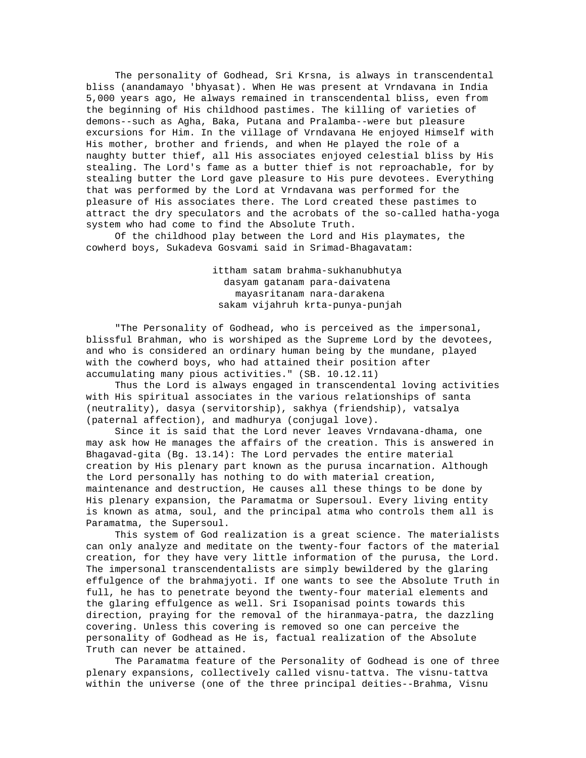The personality of Godhead, Sri Krsna, is always in transcendental bliss (anandamayo 'bhyasat). When He was present at Vrndavana in India 5,000 years ago, He always remained in transcendental bliss, even from the beginning of His childhood pastimes. The killing of varieties of demons--such as Agha, Baka, Putana and Pralamba--were but pleasure excursions for Him. In the village of Vrndavana He enjoyed Himself with His mother, brother and friends, and when He played the role of a naughty butter thief, all His associates enjoyed celestial bliss by His stealing. The Lord's fame as a butter thief is not reproachable, for by stealing butter the Lord gave pleasure to His pure devotees. Everything that was performed by the Lord at Vrndavana was performed for the pleasure of His associates there. The Lord created these pastimes to attract the dry speculators and the acrobats of the so-called hatha-yoga system who had come to find the Absolute Truth.

Of the childhood play between the Lord and His playmates, the cowherd boys, Sukadeva Gosvami said in Srimad-Bhagavatam:

> ittham satam brahma-sukhanubhutya
> dasyam gatanam para-daivatena
> mayasritanam nara-darakena
> sakam vijahruh krta-punya-punjah

"The Personality of Godhead, who is perceived as the impersonal, blissful Brahman, who is worshiped as the Supreme Lord by the devotees, and who is considered an ordinary human being by the mundane, played with the cowherd boys, who had attained their position after accumulating many pious activities." (SB. 10.12.11)

Thus the Lord is always engaged in transcendental loving activities with His spiritual associates in the various relationships of santa (neutrality), dasya (servitorship), sakhya (friendship), vatsalya (paternal affection), and madhurya (conjugal love).

Since it is said that the Lord never leaves Vrndavana-dhama, one may ask how He manages the affairs of the creation. This is answered in Bhagavad-gita (Bg. 13.14): The Lord pervades the entire material creation by His plenary part known as the purusa incarnation. Although the Lord personally has nothing to do with material creation, maintenance and destruction, He causes all these things to be done by His plenary expansion, the Paramatma or Supersoul. Every living entity is known as atma, soul, and the principal atma who controls them all is Paramatma, the Supersoul.

This system of God realization is a great science. The materialists can only analyze and meditate on the twenty-four factors of the material creation, for they have very little information of the purusa, the Lord. The impersonal transcendentalists are simply bewildered by the glaring effulgence of the brahmajyoti. If one wants to see the Absolute Truth in full, he has to penetrate beyond the twenty-four material elements and the glaring effulgence as well. Sri Isopanisad points towards this direction, praying for the removal of the hiranmaya-patra, the dazzling covering. Unless this covering is removed so one can perceive the personality of Godhead as He is, factual realization of the Absolute Truth can never be attained.

The Paramatma feature of the Personality of Godhead is one of three plenary expansions, collectively called visnu-tattva. The visnu-tattva within the universe (one of the three principal deities--Brahma, Visnu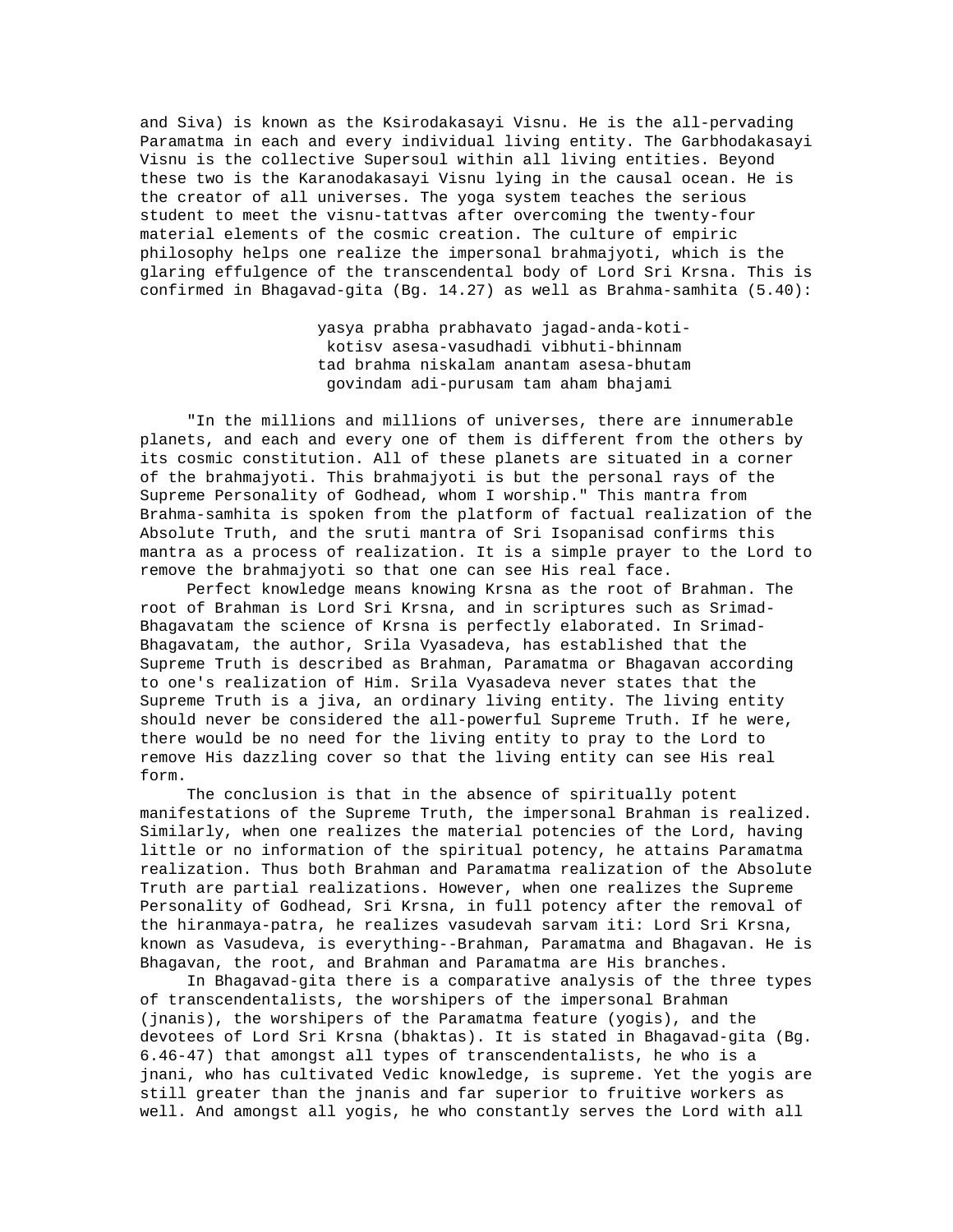and Siva) is known as the Ksirodakasayi Visnu. He is the all-pervading Paramatma in each and every individual living entity. The Garbhodakasayi Visnu is the collective Supersoul within all living entities. Beyond these two is the Karanodakasayi Visnu lying in the causal ocean. He is the creator of all universes. The yoga system teaches the serious student to meet the visnu-tattvas after overcoming the twenty-four material elements of the cosmic creation. The culture of empiric philosophy helps one realize the impersonal brahmajyoti, which is the glaring effulgence of the transcendental body of Lord Sri Krsna. This is confirmed in Bhagavad-gita (Bg. 14.27) as well as Brahma-samhita (5.40):

> yasya prabha prabhavato jagad-anda-koti-
> kotisv asesa-vasudhadi vibhuti-bhinnam
> tad brahma niskalam anantam asesa-bhutam
> govindam adi-purusam tam aham bhajami

"In the millions and millions of universes, there are innumerable planets, and each and every one of them is different from the others by its cosmic constitution. All of these planets are situated in a corner of the brahmajyoti. This brahmajyoti is but the personal rays of the Supreme Personality of Godhead, whom I worship." This mantra from Brahma-samhita is spoken from the platform of factual realization of the Absolute Truth, and the sruti mantra of Sri Isopanisad confirms this mantra as a process of realization. It is a simple prayer to the Lord to remove the brahmajyoti so that one can see His real face.

Perfect knowledge means knowing Krsna as the root of Brahman. The root of Brahman is Lord Sri Krsna, and in scriptures such as Srimad-Bhagavatam the science of Krsna is perfectly elaborated. In Srimad-Bhagavatam, the author, Srila Vyasadeva, has established that the Supreme Truth is described as Brahman, Paramatma or Bhagavan according to one's realization of Him. Srila Vyasadeva never states that the Supreme Truth is a jiva, an ordinary living entity. The living entity should never be considered the all-powerful Supreme Truth. If he were, there would be no need for the living entity to pray to the Lord to remove His dazzling cover so that the living entity can see His real form.

The conclusion is that in the absence of spiritually potent manifestations of the Supreme Truth, the impersonal Brahman is realized. Similarly, when one realizes the material potencies of the Lord, having little or no information of the spiritual potency, he attains Paramatma realization. Thus both Brahman and Paramatma realization of the Absolute Truth are partial realizations. However, when one realizes the Supreme Personality of Godhead, Sri Krsna, in full potency after the removal of the hiranmaya-patra, he realizes vasudevah sarvam iti: Lord Sri Krsna, known as Vasudeva, is everything--Brahman, Paramatma and Bhagavan. He is Bhagavan, the root, and Brahman and Paramatma are His branches.

In Bhagavad-gita there is a comparative analysis of the three types of transcendentalists, the worshipers of the impersonal Brahman (jnanis), the worshipers of the Paramatma feature (yogis), and the devotees of Lord Sri Krsna (bhaktas). It is stated in Bhagavad-gita (Bg. 6.46-47) that amongst all types of transcendentalists, he who is a jnani, who has cultivated Vedic knowledge, is supreme. Yet the yogis are still greater than the jnanis and far superior to fruitive workers as well. And amongst all yogis, he who constantly serves the Lord with all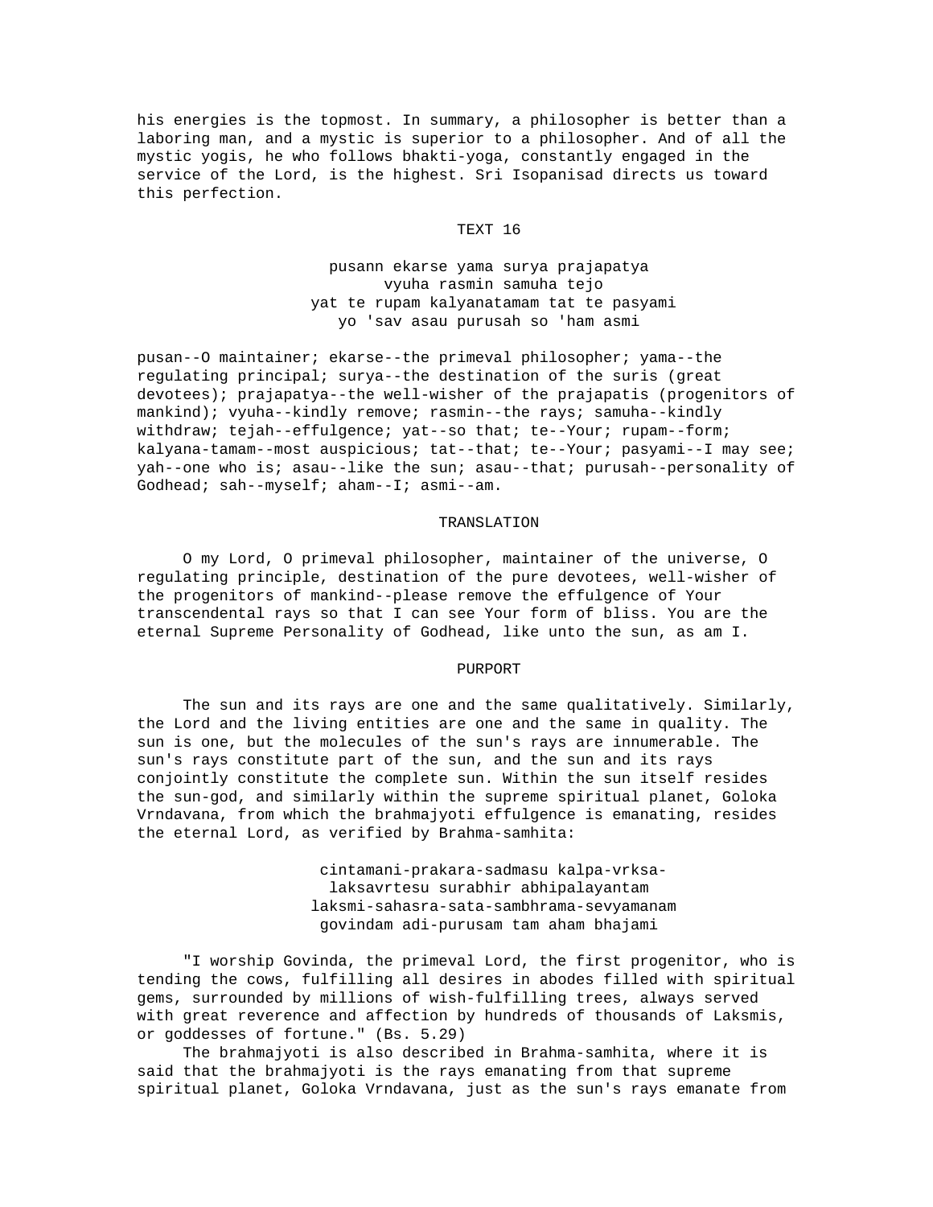his energies is the topmost. In summary, a philosopher is better than a laboring man, and a mystic is superior to a philosopher. And of all the mystic yogis, he who follows bhakti-yoga, constantly engaged in the service of the Lord, is the highest. Sri Isopanisad directs us toward this perfection.

## TEXT 16

pusann ekarse yama surya prajapatya
vyuha rasmin samuha tejo
yat te rupam kalyanatamam tat te pasyami
yo 'sav asau purusah so 'ham asmi

pusan--O maintainer; ekarse--the primeval philosopher; yama--the regulating principal; surya--the destination of the suris (great devotees); prajapatya--the well-wisher of the prajapatis (progenitors of mankind); vyuha--kindly remove; rasmin--the rays; samuha--kindly withdraw; tejah--effulgence; yat--so that; te--Your; rupam--form; kalyana-tamam--most auspicious; tat--that; te--Your; pasyami--I may see; yah--one who is; asau--like the sun; asau--that; purusah--personality of Godhead; sah--myself; aham--I; asmi--am.

## TRANSLATION

O my Lord, O primeval philosopher, maintainer of the universe, O regulating principle, destination of the pure devotees, well-wisher of the progenitors of mankind--please remove the effulgence of Your transcendental rays so that I can see Your form of bliss. You are the eternal Supreme Personality of Godhead, like unto the sun, as am I.

## PURPORT

The sun and its rays are one and the same qualitatively. Similarly, the Lord and the living entities are one and the same in quality. The sun is one, but the molecules of the sun's rays are innumerable. The sun's rays constitute part of the sun, and the sun and its rays conjointly constitute the complete sun. Within the sun itself resides the sun-god, and similarly within the supreme spiritual planet, Goloka Vrndavana, from which the brahmajyoti effulgence is emanating, resides the eternal Lord, as verified by Brahma-samhita:

cintamani-prakara-sadmasu kalpa-vrksa-
laksavrtesu surabhir abhipalayantam
laksmi-sahasra-sata-sambhrama-sevyamanam
govindam adi-purusam tam aham bhajami

"I worship Govinda, the primeval Lord, the first progenitor, who is tending the cows, fulfilling all desires in abodes filled with spiritual gems, surrounded by millions of wish-fulfilling trees, always served with great reverence and affection by hundreds of thousands of Laksmis, or goddesses of fortune." (Bs. 5.29)

The brahmajyoti is also described in Brahma-samhita, where it is said that the brahmajyoti is the rays emanating from that supreme spiritual planet, Goloka Vrndavana, just as the sun's rays emanate from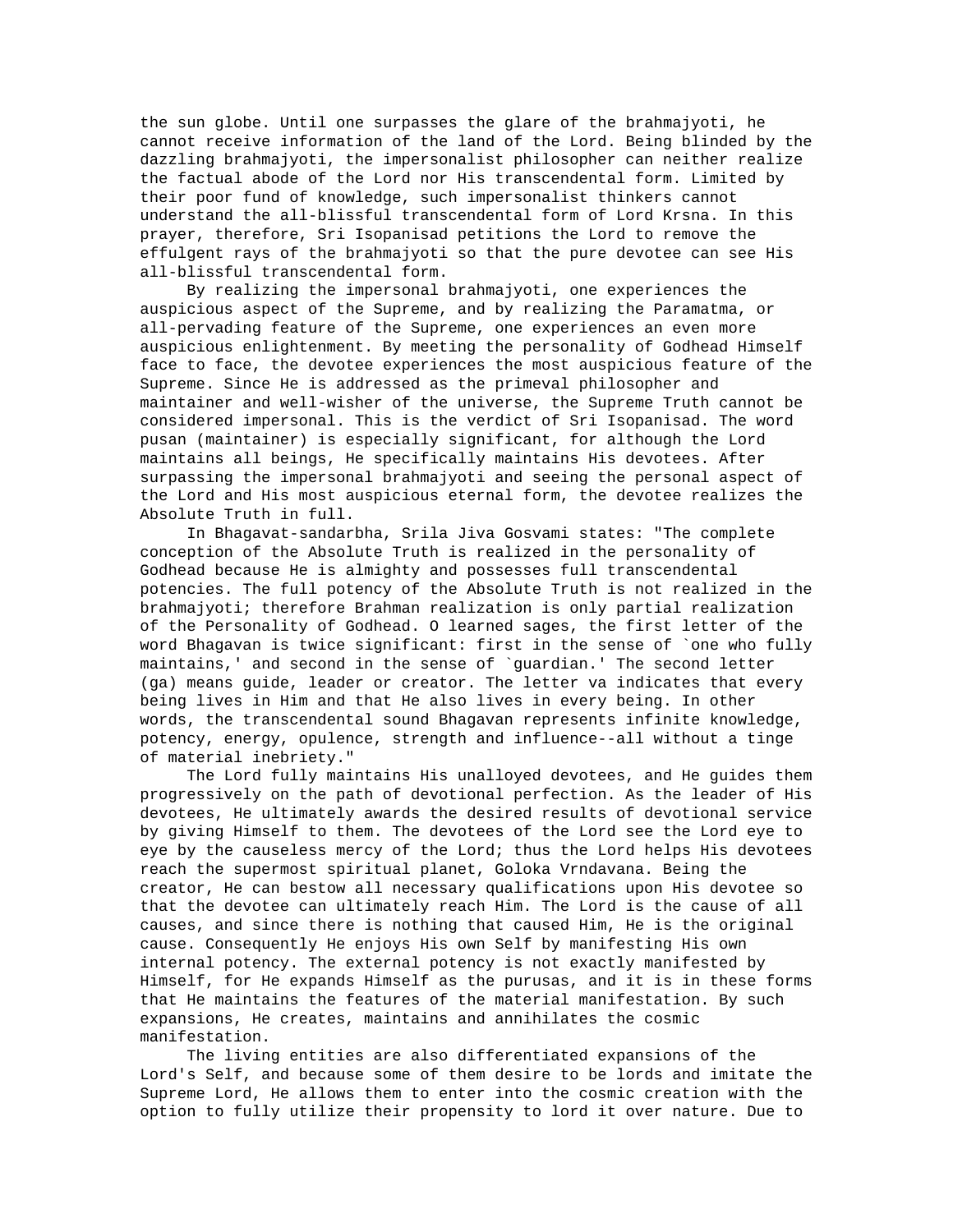the sun globe. Until one surpasses the glare of the brahmajyoti, he cannot receive information of the land of the Lord. Being blinded by the dazzling brahmajyoti, the impersonalist philosopher can neither realize the factual abode of the Lord nor His transcendental form. Limited by their poor fund of knowledge, such impersonalist thinkers cannot understand the all-blissful transcendental form of Lord Krsna. In this prayer, therefore, Sri Isopanisad petitions the Lord to remove the effulgent rays of the brahmajyoti so that the pure devotee can see His all-blissful transcendental form.

By realizing the impersonal brahmajyoti, one experiences the auspicious aspect of the Supreme, and by realizing the Paramatma, or all-pervading feature of the Supreme, one experiences an even more auspicious enlightenment. By meeting the personality of Godhead Himself face to face, the devotee experiences the most auspicious feature of the Supreme. Since He is addressed as the primeval philosopher and maintainer and well-wisher of the universe, the Supreme Truth cannot be considered impersonal. This is the verdict of Sri Isopanisad. The word pusan (maintainer) is especially significant, for although the Lord maintains all beings, He specifically maintains His devotees. After surpassing the impersonal brahmajyoti and seeing the personal aspect of the Lord and His most auspicious eternal form, the devotee realizes the Absolute Truth in full.

In Bhagavat-sandarbha, Srila Jiva Gosvami states: "The complete conception of the Absolute Truth is realized in the personality of Godhead because He is almighty and possesses full transcendental potencies. The full potency of the Absolute Truth is not realized in the brahmajyoti; therefore Brahman realization is only partial realization of the Personality of Godhead. O learned sages, the first letter of the word Bhagavan is twice significant: first in the sense of `one who fully maintains,' and second in the sense of `guardian.' The second letter (ga) means guide, leader or creator. The letter va indicates that every being lives in Him and that He also lives in every being. In other words, the transcendental sound Bhagavan represents infinite knowledge, potency, energy, opulence, strength and influence--all without a tinge of material inebriety."

The Lord fully maintains His unalloyed devotees, and He guides them progressively on the path of devotional perfection. As the leader of His devotees, He ultimately awards the desired results of devotional service by giving Himself to them. The devotees of the Lord see the Lord eye to eye by the causeless mercy of the Lord; thus the Lord helps His devotees reach the supermost spiritual planet, Goloka Vrndavana. Being the creator, He can bestow all necessary qualifications upon His devotee so that the devotee can ultimately reach Him. The Lord is the cause of all causes, and since there is nothing that caused Him, He is the original cause. Consequently He enjoys His own Self by manifesting His own internal potency. The external potency is not exactly manifested by Himself, for He expands Himself as the purusas, and it is in these forms that He maintains the features of the material manifestation. By such expansions, He creates, maintains and annihilates the cosmic manifestation.

The living entities are also differentiated expansions of the Lord's Self, and because some of them desire to be lords and imitate the Supreme Lord, He allows them to enter into the cosmic creation with the option to fully utilize their propensity to lord it over nature. Due to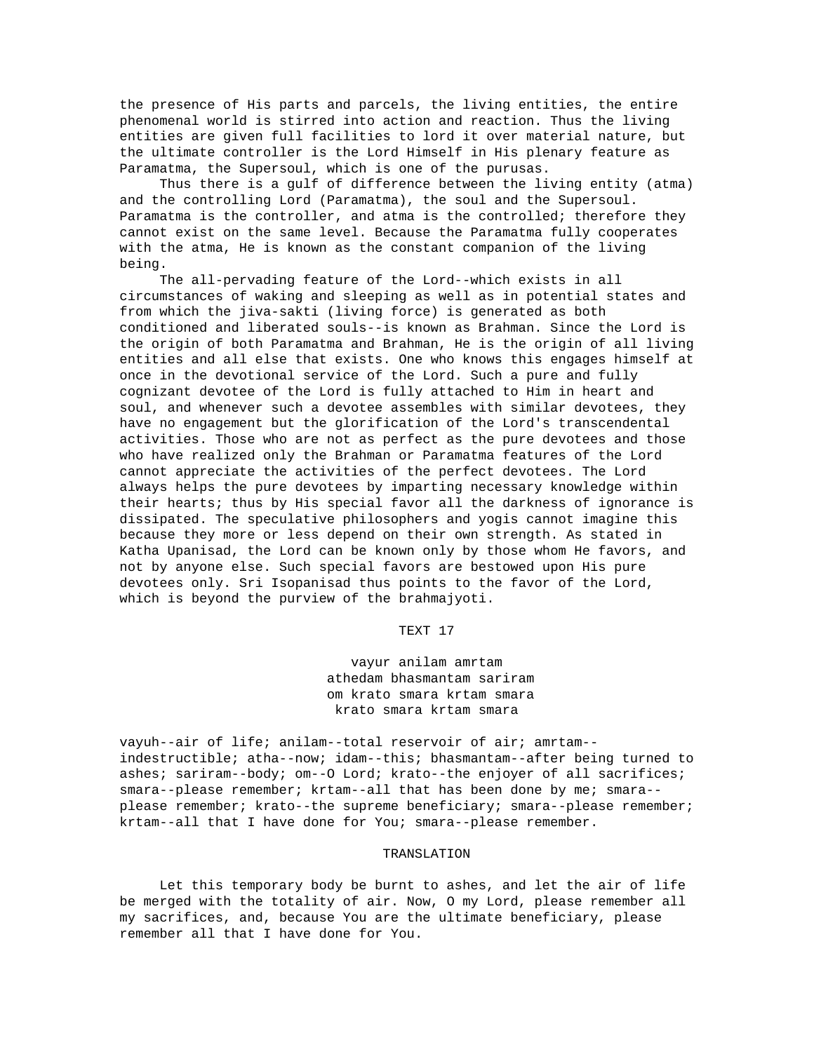the presence of His parts and parcels, the living entities, the entire phenomenal world is stirred into action and reaction. Thus the living entities are given full facilities to lord it over material nature, but the ultimate controller is the Lord Himself in His plenary feature as Paramatma, the Supersoul, which is one of the purusas.

Thus there is a gulf of difference between the living entity (atma) and the controlling Lord (Paramatma), the soul and the Supersoul. Paramatma is the controller, and atma is the controlled; therefore they cannot exist on the same level. Because the Paramatma fully cooperates with the atma, He is known as the constant companion of the living being.

The all-pervading feature of the Lord--which exists in all circumstances of waking and sleeping as well as in potential states and from which the jiva-sakti (living force) is generated as both conditioned and liberated souls--is known as Brahman. Since the Lord is the origin of both Paramatma and Brahman, He is the origin of all living entities and all else that exists. One who knows this engages himself at once in the devotional service of the Lord. Such a pure and fully cognizant devotee of the Lord is fully attached to Him in heart and soul, and whenever such a devotee assembles with similar devotees, they have no engagement but the glorification of the Lord's transcendental activities. Those who are not as perfect as the pure devotees and those who have realized only the Brahman or Paramatma features of the Lord cannot appreciate the activities of the perfect devotees. The Lord always helps the pure devotees by imparting necessary knowledge within their hearts; thus by His special favor all the darkness of ignorance is dissipated. The speculative philosophers and yogis cannot imagine this because they more or less depend on their own strength. As stated in Katha Upanisad, the Lord can be known only by those whom He favors, and not by anyone else. Such special favors are bestowed upon His pure devotees only. Sri Isopanisad thus points to the favor of the Lord, which is beyond the purview of the brahmajyoti.

## TEXT 17

vayur anilam amrtam
athedam bhasmantam sariram
om krato smara krtam smara
krato smara krtam smara

vayuh--air of life; anilam--total reservoir of air; amrtam--indestructible; atha--now; idam--this; bhasmantam--after being turned to ashes; sariram--body; om--O Lord; krato--the enjoyer of all sacrifices; smara--please remember; krtam--all that has been done by me; smara--please remember; krato--the supreme beneficiary; smara--please remember; krtam--all that I have done for You; smara--please remember.

### TRANSLATION

Let this temporary body be burnt to ashes, and let the air of life be merged with the totality of air. Now, O my Lord, please remember all my sacrifices, and, because You are the ultimate beneficiary, please remember all that I have done for You.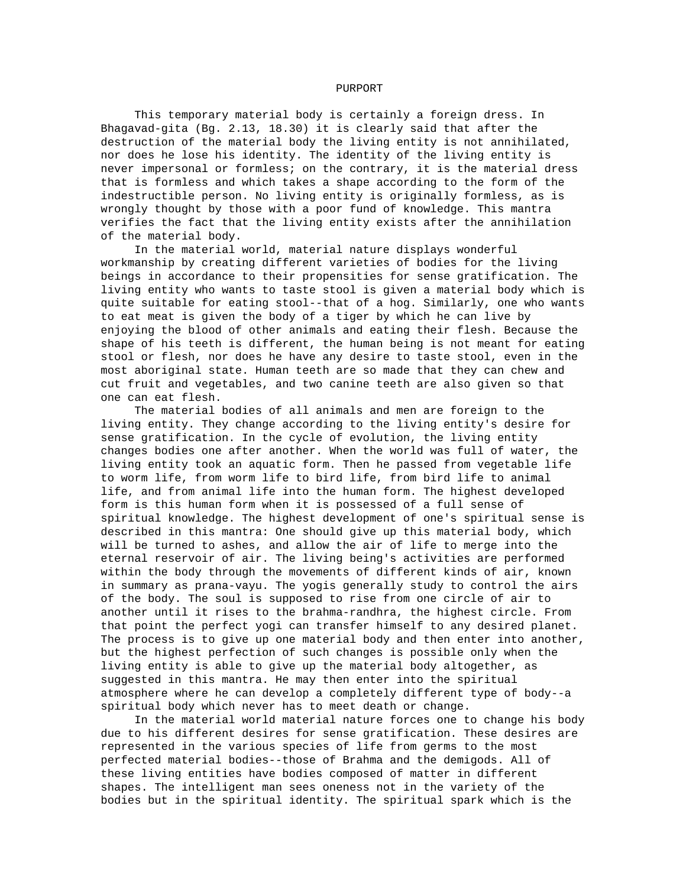## PURPORT

This temporary material body is certainly a foreign dress. In Bhagavad-gita (Bg. 2.13, 18.30) it is clearly said that after the destruction of the material body the living entity is not annihilated, nor does he lose his identity. The identity of the living entity is never impersonal or formless; on the contrary, it is the material dress that is formless and which takes a shape according to the form of the indestructible person. No living entity is originally formless, as is wrongly thought by those with a poor fund of knowledge. This mantra verifies the fact that the living entity exists after the annihilation of the material body.

In the material world, material nature displays wonderful workmanship by creating different varieties of bodies for the living beings in accordance to their propensities for sense gratification. The living entity who wants to taste stool is given a material body which is quite suitable for eating stool--that of a hog. Similarly, one who wants to eat meat is given the body of a tiger by which he can live by enjoying the blood of other animals and eating their flesh. Because the shape of his teeth is different, the human being is not meant for eating stool or flesh, nor does he have any desire to taste stool, even in the most aboriginal state. Human teeth are so made that they can chew and cut fruit and vegetables, and two canine teeth are also given so that one can eat flesh.

The material bodies of all animals and men are foreign to the living entity. They change according to the living entity's desire for sense gratification. In the cycle of evolution, the living entity changes bodies one after another. When the world was full of water, the living entity took an aquatic form. Then he passed from vegetable life to worm life, from worm life to bird life, from bird life to animal life, and from animal life into the human form. The highest developed form is this human form when it is possessed of a full sense of spiritual knowledge. The highest development of one's spiritual sense is described in this mantra: One should give up this material body, which will be turned to ashes, and allow the air of life to merge into the eternal reservoir of air. The living being's activities are performed within the body through the movements of different kinds of air, known in summary as prana-vayu. The yogis generally study to control the airs of the body. The soul is supposed to rise from one circle of air to another until it rises to the brahma-randhra, the highest circle. From that point the perfect yogi can transfer himself to any desired planet. The process is to give up one material body and then enter into another, but the highest perfection of such changes is possible only when the living entity is able to give up the material body altogether, as suggested in this mantra. He may then enter into the spiritual atmosphere where he can develop a completely different type of body--a spiritual body which never has to meet death or change.

In the material world material nature forces one to change his body due to his different desires for sense gratification. These desires are represented in the various species of life from germs to the most perfected material bodies--those of Brahma and the demigods. All of these living entities have bodies composed of matter in different shapes. The intelligent man sees oneness not in the variety of the bodies but in the spiritual identity. The spiritual spark which is the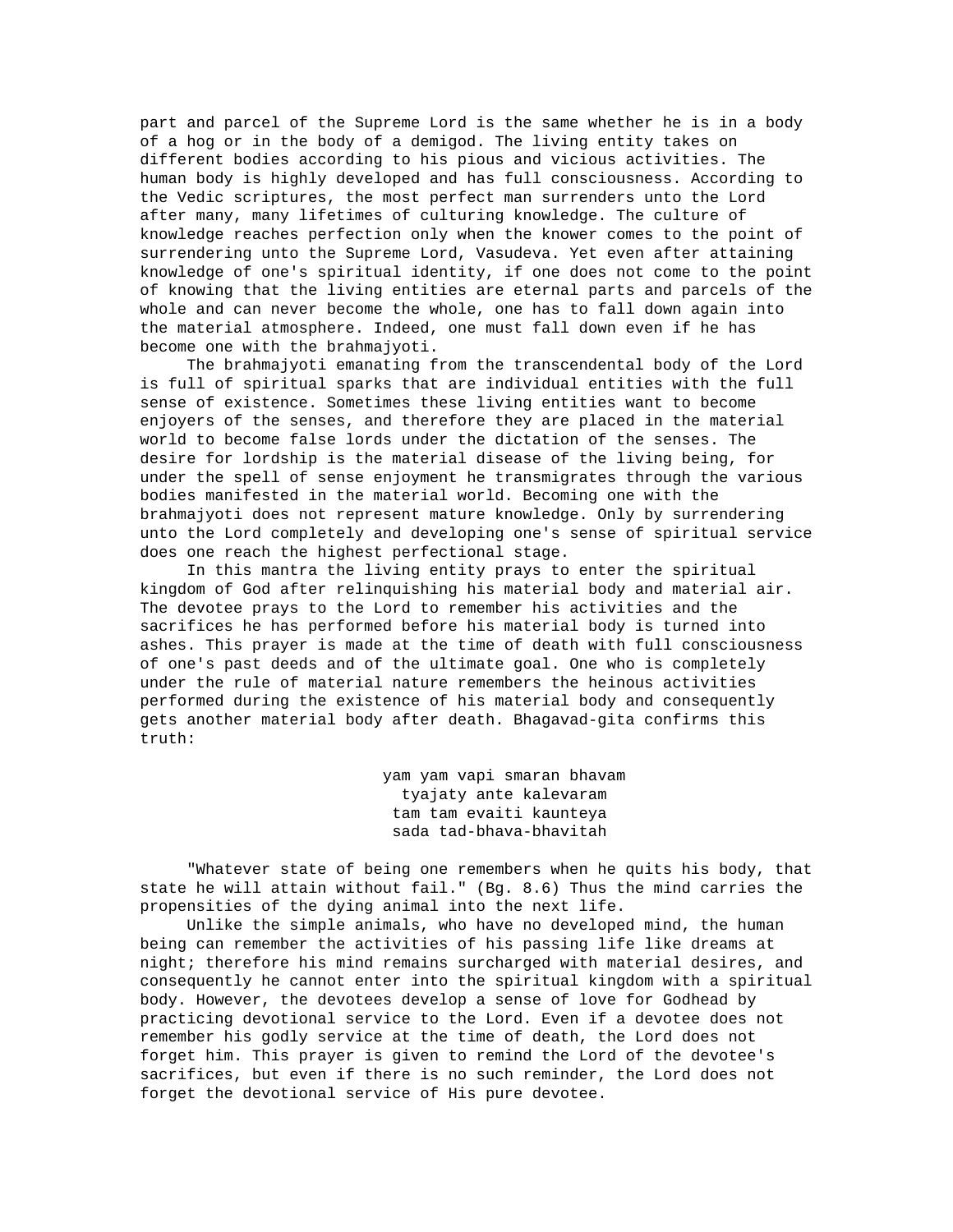part and parcel of the Supreme Lord is the same whether he is in a body of a hog or in the body of a demigod. The living entity takes on different bodies according to his pious and vicious activities. The human body is highly developed and has full consciousness. According to the Vedic scriptures, the most perfect man surrenders unto the Lord after many, many lifetimes of culturing knowledge. The culture of knowledge reaches perfection only when the knower comes to the point of surrendering unto the Supreme Lord, Vasudeva. Yet even after attaining knowledge of one's spiritual identity, if one does not come to the point of knowing that the living entities are eternal parts and parcels of the whole and can never become the whole, one has to fall down again into the material atmosphere. Indeed, one must fall down even if he has become one with the brahmajyoti.

The brahmajyoti emanating from the transcendental body of the Lord is full of spiritual sparks that are individual entities with the full sense of existence. Sometimes these living entities want to become enjoyers of the senses, and therefore they are placed in the material world to become false lords under the dictation of the senses. The desire for lordship is the material disease of the living being, for under the spell of sense enjoyment he transmigrates through the various bodies manifested in the material world. Becoming one with the brahmajyoti does not represent mature knowledge. Only by surrendering unto the Lord completely and developing one's sense of spiritual service does one reach the highest perfectional stage.

In this mantra the living entity prays to enter the spiritual kingdom of God after relinquishing his material body and material air. The devotee prays to the Lord to remember his activities and the sacrifices he has performed before his material body is turned into ashes. This prayer is made at the time of death with full consciousness of one's past deeds and of the ultimate goal. One who is completely under the rule of material nature remembers the heinous activities performed during the existence of his material body and consequently gets another material body after death. Bhagavad-gita confirms this truth:

> yam yam vapi smaran bhavam
> tyajaty ante kalevaram
> tam tam evaiti kaunteya
> sada tad-bhava-bhavitah

"Whatever state of being one remembers when he quits his body, that state he will attain without fail." (Bg. 8.6) Thus the mind carries the propensities of the dying animal into the next life.

Unlike the simple animals, who have no developed mind, the human being can remember the activities of his passing life like dreams at night; therefore his mind remains surcharged with material desires, and consequently he cannot enter into the spiritual kingdom with a spiritual body. However, the devotees develop a sense of love for Godhead by practicing devotional service to the Lord. Even if a devotee does not remember his godly service at the time of death, the Lord does not forget him. This prayer is given to remind the Lord of the devotee's sacrifices, but even if there is no such reminder, the Lord does not forget the devotional service of His pure devotee.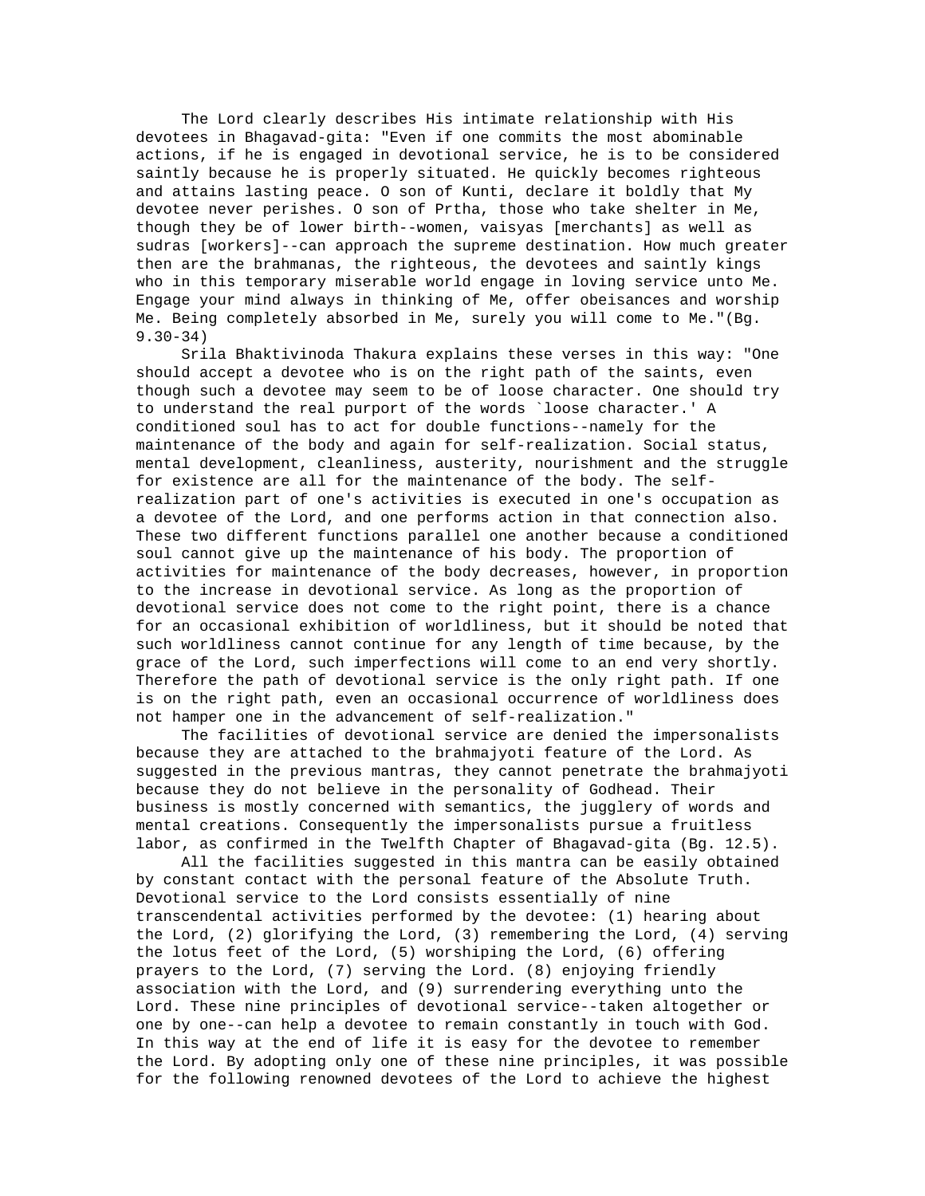The Lord clearly describes His intimate relationship with His devotees in Bhagavad-gita: "Even if one commits the most abominable actions, if he is engaged in devotional service, he is to be considered saintly because he is properly situated. He quickly becomes righteous and attains lasting peace. O son of Kunti, declare it boldly that My devotee never perishes. O son of Prtha, those who take shelter in Me, though they be of lower birth--women, vaisyas [merchants] as well as sudras [workers]--can approach the supreme destination. How much greater then are the brahmanas, the righteous, the devotees and saintly kings who in this temporary miserable world engage in loving service unto Me. Engage your mind always in thinking of Me, offer obeisances and worship Me. Being completely absorbed in Me, surely you will come to Me."(Bg. 9.30-34)

Srila Bhaktivinoda Thakura explains these verses in this way: "One should accept a devotee who is on the right path of the saints, even though such a devotee may seem to be of loose character. One should try to understand the real purport of the words `loose character.' A conditioned soul has to act for double functions--namely for the maintenance of the body and again for self-realization. Social status, mental development, cleanliness, austerity, nourishment and the struggle for existence are all for the maintenance of the body. The self-realization part of one's activities is executed in one's occupation as a devotee of the Lord, and one performs action in that connection also. These two different functions parallel one another because a conditioned soul cannot give up the maintenance of his body. The proportion of activities for maintenance of the body decreases, however, in proportion to the increase in devotional service. As long as the proportion of devotional service does not come to the right point, there is a chance for an occasional exhibition of worldliness, but it should be noted that such worldliness cannot continue for any length of time because, by the grace of the Lord, such imperfections will come to an end very shortly. Therefore the path of devotional service is the only right path. If one is on the right path, even an occasional occurrence of worldliness does not hamper one in the advancement of self-realization."

The facilities of devotional service are denied the impersonalists because they are attached to the brahmajyoti feature of the Lord. As suggested in the previous mantras, they cannot penetrate the brahmajyoti because they do not believe in the personality of Godhead. Their business is mostly concerned with semantics, the jugglery of words and mental creations. Consequently the impersonalists pursue a fruitless labor, as confirmed in the Twelfth Chapter of Bhagavad-gita (Bg. 12.5).

All the facilities suggested in this mantra can be easily obtained by constant contact with the personal feature of the Absolute Truth. Devotional service to the Lord consists essentially of nine transcendental activities performed by the devotee: (1) hearing about the Lord, (2) glorifying the Lord, (3) remembering the Lord, (4) serving the lotus feet of the Lord, (5) worshiping the Lord, (6) offering prayers to the Lord, (7) serving the Lord. (8) enjoying friendly association with the Lord, and (9) surrendering everything unto the Lord. These nine principles of devotional service--taken altogether or one by one--can help a devotee to remain constantly in touch with God. In this way at the end of life it is easy for the devotee to remember the Lord. By adopting only one of these nine principles, it was possible for the following renowned devotees of the Lord to achieve the highest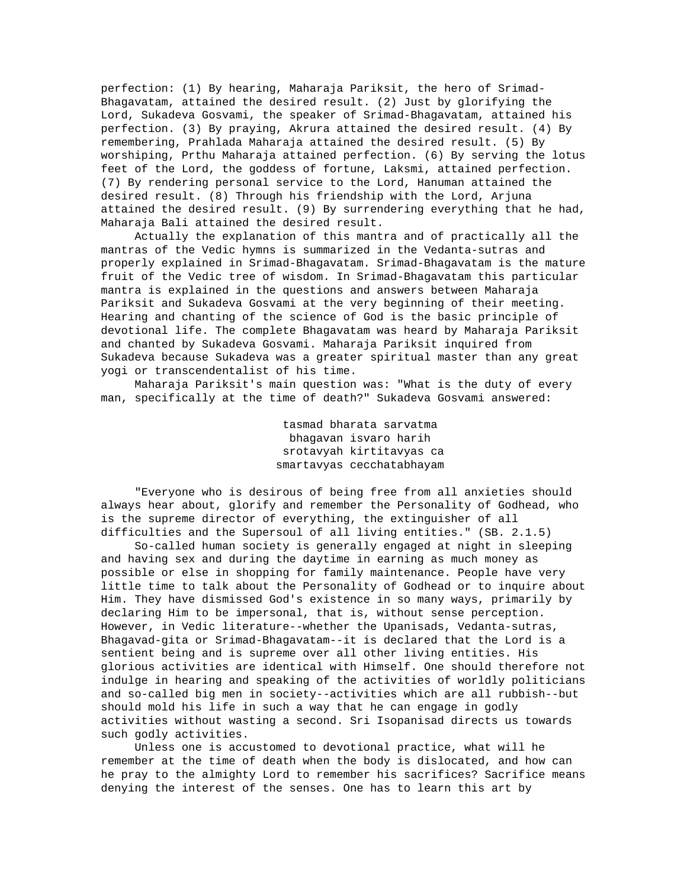perfection: (1) By hearing, Maharaja Pariksit, the hero of Srimad-Bhagavatam, attained the desired result. (2) Just by glorifying the Lord, Sukadeva Gosvami, the speaker of Srimad-Bhagavatam, attained his perfection. (3) By praying, Akrura attained the desired result. (4) By remembering, Prahlada Maharaja attained the desired result. (5) By worshiping, Prthu Maharaja attained perfection. (6) By serving the lotus feet of the Lord, the goddess of fortune, Laksmi, attained perfection. (7) By rendering personal service to the Lord, Hanuman attained the desired result. (8) Through his friendship with the Lord, Arjuna attained the desired result. (9) By surrendering everything that he had, Maharaja Bali attained the desired result.

Actually the explanation of this mantra and of practically all the mantras of the Vedic hymns is summarized in the Vedanta-sutras and properly explained in Srimad-Bhagavatam. Srimad-Bhagavatam is the mature fruit of the Vedic tree of wisdom. In Srimad-Bhagavatam this particular mantra is explained in the questions and answers between Maharaja Pariksit and Sukadeva Gosvami at the very beginning of their meeting. Hearing and chanting of the science of God is the basic principle of devotional life. The complete Bhagavatam was heard by Maharaja Pariksit and chanted by Sukadeva Gosvami. Maharaja Pariksit inquired from Sukadeva because Sukadeva was a greater spiritual master than any great yogi or transcendentalist of his time.

Maharaja Pariksit's main question was: "What is the duty of every man, specifically at the time of death?" Sukadeva Gosvami answered:

> tasmad bharata sarvatma
> bhagavan isvaro harih
> srotavyah kirtitavyas ca
> smartavyas cecchatabhayam

"Everyone who is desirous of being free from all anxieties should always hear about, glorify and remember the Personality of Godhead, who is the supreme director of everything, the extinguisher of all difficulties and the Supersoul of all living entities." (SB. 2.1.5)

So-called human society is generally engaged at night in sleeping and having sex and during the daytime in earning as much money as possible or else in shopping for family maintenance. People have very little time to talk about the Personality of Godhead or to inquire about Him. They have dismissed God's existence in so many ways, primarily by declaring Him to be impersonal, that is, without sense perception. However, in Vedic literature--whether the Upanisads, Vedanta-sutras, Bhagavad-gita or Srimad-Bhagavatam--it is declared that the Lord is a sentient being and is supreme over all other living entities. His glorious activities are identical with Himself. One should therefore not indulge in hearing and speaking of the activities of worldly politicians and so-called big men in society--activities which are all rubbish--but should mold his life in such a way that he can engage in godly activities without wasting a second. Sri Isopanisad directs us towards such godly activities.

Unless one is accustomed to devotional practice, what will he remember at the time of death when the body is dislocated, and how can he pray to the almighty Lord to remember his sacrifices? Sacrifice means denying the interest of the senses. One has to learn this art by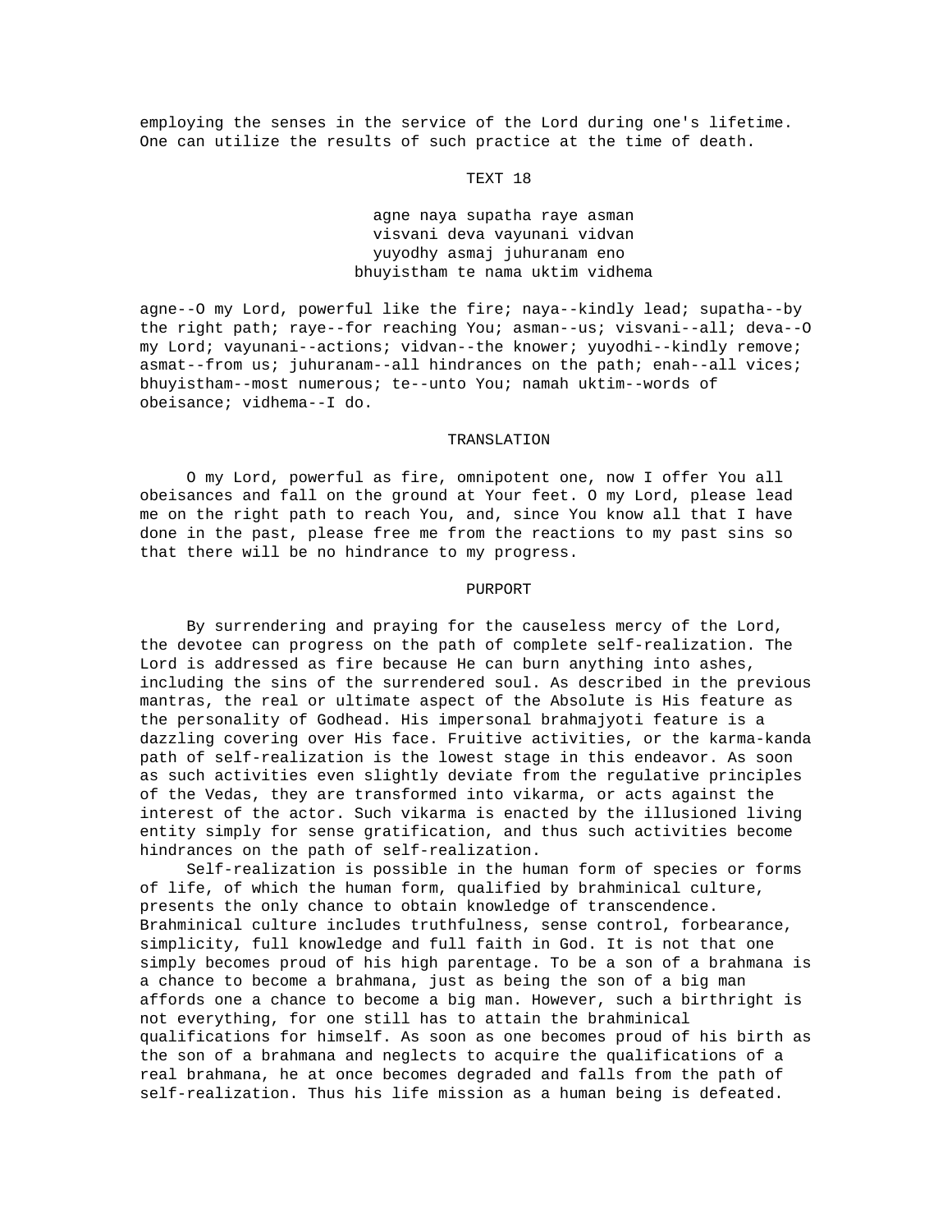employing the senses in the service of the Lord during one's lifetime. One can utilize the results of such practice at the time of death.

### TEXT 18

agne naya supatha raye asman
visvani deva vayunani vidvan
yuyodhy asmaj juhuranam eno
bhuyistham te nama uktim vidhema

agne--O my Lord, powerful like the fire; naya--kindly lead; supatha--by the right path; raye--for reaching You; asman--us; visvani--all; deva--O my Lord; vayunani--actions; vidvan--the knower; yuyodhi--kindly remove; asmat--from us; juhuranam--all hindrances on the path; enah--all vices; bhuyistham--most numerous; te--unto You; namah uktim--words of obeisance; vidhema--I do.

### TRANSLATION

O my Lord, powerful as fire, omnipotent one, now I offer You all obeisances and fall on the ground at Your feet. O my Lord, please lead me on the right path to reach You, and, since You know all that I have done in the past, please free me from the reactions to my past sins so that there will be no hindrance to my progress.

### PURPORT

By surrendering and praying for the causeless mercy of the Lord, the devotee can progress on the path of complete self-realization. The Lord is addressed as fire because He can burn anything into ashes, including the sins of the surrendered soul. As described in the previous mantras, the real or ultimate aspect of the Absolute is His feature as the personality of Godhead. His impersonal brahmajyoti feature is a dazzling covering over His face. Fruitive activities, or the karma-kanda path of self-realization is the lowest stage in this endeavor. As soon as such activities even slightly deviate from the regulative principles of the Vedas, they are transformed into vikarma, or acts against the interest of the actor. Such vikarma is enacted by the illusioned living entity simply for sense gratification, and thus such activities become hindrances on the path of self-realization.

Self-realization is possible in the human form of species or forms of life, of which the human form, qualified by brahminical culture, presents the only chance to obtain knowledge of transcendence. Brahminical culture includes truthfulness, sense control, forbearance, simplicity, full knowledge and full faith in God. It is not that one simply becomes proud of his high parentage. To be a son of a brahmana is a chance to become a brahmana, just as being the son of a big man affords one a chance to become a big man. However, such a birthright is not everything, for one still has to attain the brahminical qualifications for himself. As soon as one becomes proud of his birth as the son of a brahmana and neglects to acquire the qualifications of a real brahmana, he at once becomes degraded and falls from the path of self-realization. Thus his life mission as a human being is defeated.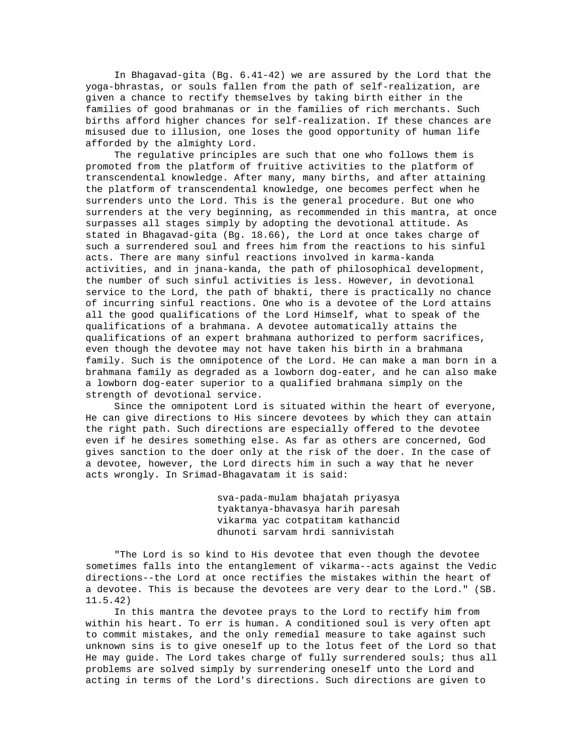In Bhagavad-gita (Bg. 6.41-42) we are assured by the Lord that the yoga-bhrastas, or souls fallen from the path of self-realization, are given a chance to rectify themselves by taking birth either in the families of good brahmanas or in the families of rich merchants. Such births afford higher chances for self-realization. If these chances are misused due to illusion, one loses the good opportunity of human life afforded by the almighty Lord.

The regulative principles are such that one who follows them is promoted from the platform of fruitive activities to the platform of transcendental knowledge. After many, many births, and after attaining the platform of transcendental knowledge, one becomes perfect when he surrenders unto the Lord. This is the general procedure. But one who surrenders at the very beginning, as recommended in this mantra, at once surpasses all stages simply by adopting the devotional attitude. As stated in Bhagavad-gita (Bg. 18.66), the Lord at once takes charge of such a surrendered soul and frees him from the reactions to his sinful acts. There are many sinful reactions involved in karma-kanda activities, and in jnana-kanda, the path of philosophical development, the number of such sinful activities is less. However, in devotional service to the Lord, the path of bhakti, there is practically no chance of incurring sinful reactions. One who is a devotee of the Lord attains all the good qualifications of the Lord Himself, what to speak of the qualifications of a brahmana. A devotee automatically attains the qualifications of an expert brahmana authorized to perform sacrifices, even though the devotee may not have taken his birth in a brahmana family. Such is the omnipotence of the Lord. He can make a man born in a brahmana family as degraded as a lowborn dog-eater, and he can also make a lowborn dog-eater superior to a qualified brahmana simply on the strength of devotional service.

Since the omnipotent Lord is situated within the heart of everyone, He can give directions to His sincere devotees by which they can attain the right path. Such directions are especially offered to the devotee even if he desires something else. As far as others are concerned, God gives sanction to the doer only at the risk of the doer. In the case of a devotee, however, the Lord directs him in such a way that he never acts wrongly. In Srimad-Bhagavatam it is said:

> sva-pada-mulam bhajatah priyasya
> tyaktanya-bhavasya harih paresah
> vikarma yac cotpatitam kathancid
> dhunoti sarvam hrdi sannivistah

"The Lord is so kind to His devotee that even though the devotee sometimes falls into the entanglement of vikarma--acts against the Vedic directions--the Lord at once rectifies the mistakes within the heart of a devotee. This is because the devotees are very dear to the Lord." (SB. 11.5.42)

In this mantra the devotee prays to the Lord to rectify him from within his heart. To err is human. A conditioned soul is very often apt to commit mistakes, and the only remedial measure to take against such unknown sins is to give oneself up to the lotus feet of the Lord so that He may guide. The Lord takes charge of fully surrendered souls; thus all problems are solved simply by surrendering oneself unto the Lord and acting in terms of the Lord's directions. Such directions are given to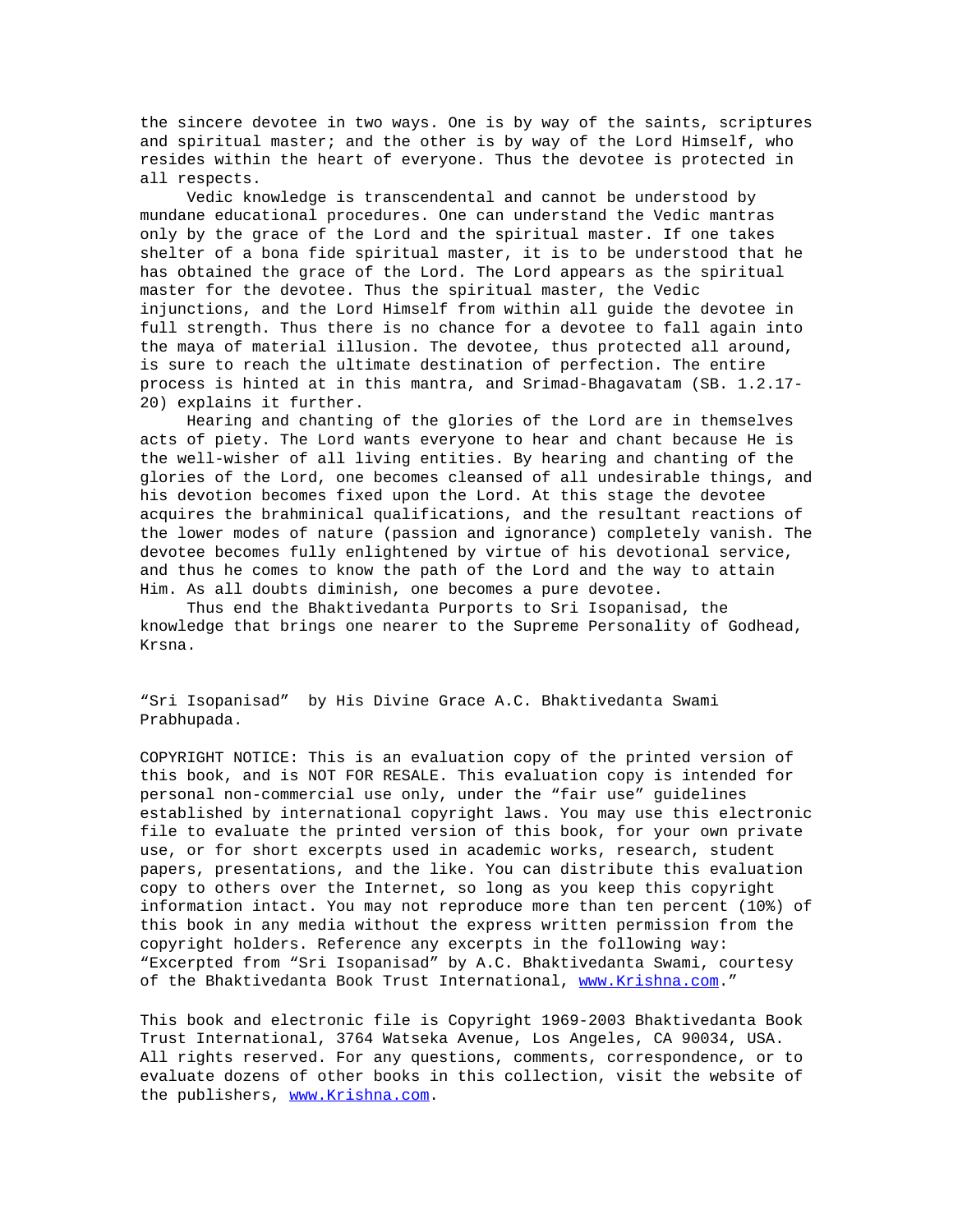the sincere devotee in two ways. One is by way of the saints, scriptures and spiritual master; and the other is by way of the Lord Himself, who resides within the heart of everyone. Thus the devotee is protected in all respects.

Vedic knowledge is transcendental and cannot be understood by mundane educational procedures. One can understand the Vedic mantras only by the grace of the Lord and the spiritual master. If one takes shelter of a bona fide spiritual master, it is to be understood that he has obtained the grace of the Lord. The Lord appears as the spiritual master for the devotee. Thus the spiritual master, the Vedic injunctions, and the Lord Himself from within all guide the devotee in full strength. Thus there is no chance for a devotee to fall again into the maya of material illusion. The devotee, thus protected all around, is sure to reach the ultimate destination of perfection. The entire process is hinted at in this mantra, and Srimad-Bhagavatam (SB. 1.2.17-20) explains it further.

Hearing and chanting of the glories of the Lord are in themselves acts of piety. The Lord wants everyone to hear and chant because He is the well-wisher of all living entities. By hearing and chanting of the glories of the Lord, one becomes cleansed of all undesirable things, and his devotion becomes fixed upon the Lord. At this stage the devotee acquires the brahminical qualifications, and the resultant reactions of the lower modes of nature (passion and ignorance) completely vanish. The devotee becomes fully enlightened by virtue of his devotional service, and thus he comes to know the path of the Lord and the way to attain Him. As all doubts diminish, one becomes a pure devotee.

Thus end the Bhaktivedanta Purports to Sri Isopanisad, the knowledge that brings one nearer to the Supreme Personality of Godhead, Krsna.

"Sri Isopanisad" by His Divine Grace A.C. Bhaktivedanta Swami Prabhupada.

COPYRIGHT NOTICE: This is an evaluation copy of the printed version of this book, and is NOT FOR RESALE. This evaluation copy is intended for personal non-commercial use only, under the "fair use" guidelines established by international copyright laws. You may use this electronic file to evaluate the printed version of this book, for your own private use, or for short excerpts used in academic works, research, student papers, presentations, and the like. You can distribute this evaluation copy to others over the Internet, so long as you keep this copyright information intact. You may not reproduce more than ten percent (10%) of this book in any media without the express written permission from the copyright holders. Reference any excerpts in the following way: "Excerpted from "Sri Isopanisad" by A.C. Bhaktivedanta Swami, courtesy of the Bhaktivedanta Book Trust International, www.Krishna.com."

This book and electronic file is Copyright 1969-2003 Bhaktivedanta Book Trust International, 3764 Watseka Avenue, Los Angeles, CA 90034, USA. All rights reserved. For any questions, comments, correspondence, or to evaluate dozens of other books in this collection, visit the website of the publishers, www.Krishna.com.